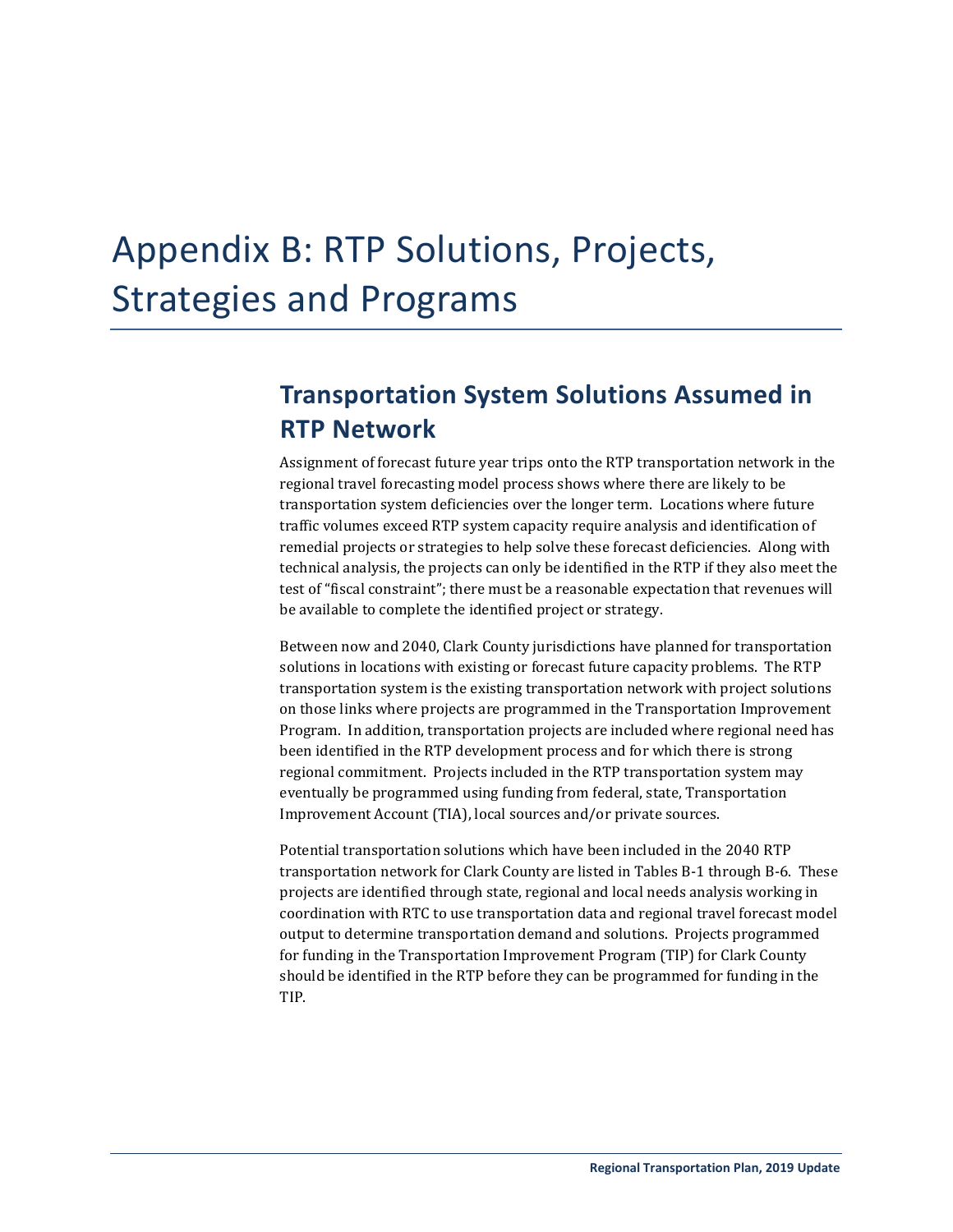# Appendix B: RTP Solutions, Projects, Strategies and Programs

## Transportation System Solutions Assumed in RTP Network

Assignment of forecast future year trips onto the RTP transportation network in the regional travel forecasting model process shows where there are likely to be transportation system deficiencies over the longer term. Locations where future traffic volumes exceed RTP system capacity require analysis and identification of remedial projects or strategies to help solve these forecast deficiencies. Along with technical analysis, the projects can only be identified in the RTP if they also meet the test of "fiscal constraint"; there must be a reasonable expectation that revenues will be available to complete the identified project or strategy.

Between now and 2040, Clark County jurisdictions have planned for transportation solutions in locations with existing or forecast future capacity problems. The RTP transportation system is the existing transportation network with project solutions on those links where projects are programmed in the Transportation Improvement Program. In addition, transportation projects are included where regional need has been identified in the RTP development process and for which there is strong regional commitment. Projects included in the RTP transportation system may eventually be programmed using funding from federal, state, Transportation Improvement Account (TIA), local sources and/or private sources.

Potential transportation solutions which have been included in the 2040 RTP transportation network for Clark County are listed in Tables B-1 through B-6. These projects are identified through state, regional and local needs analysis working in coordination with RTC to use transportation data and regional travel forecast model output to determine transportation demand and solutions. Projects programmed for funding in the Transportation Improvement Program (TIP) for Clark County should be identified in the RTP before they can be programmed for funding in the TIP.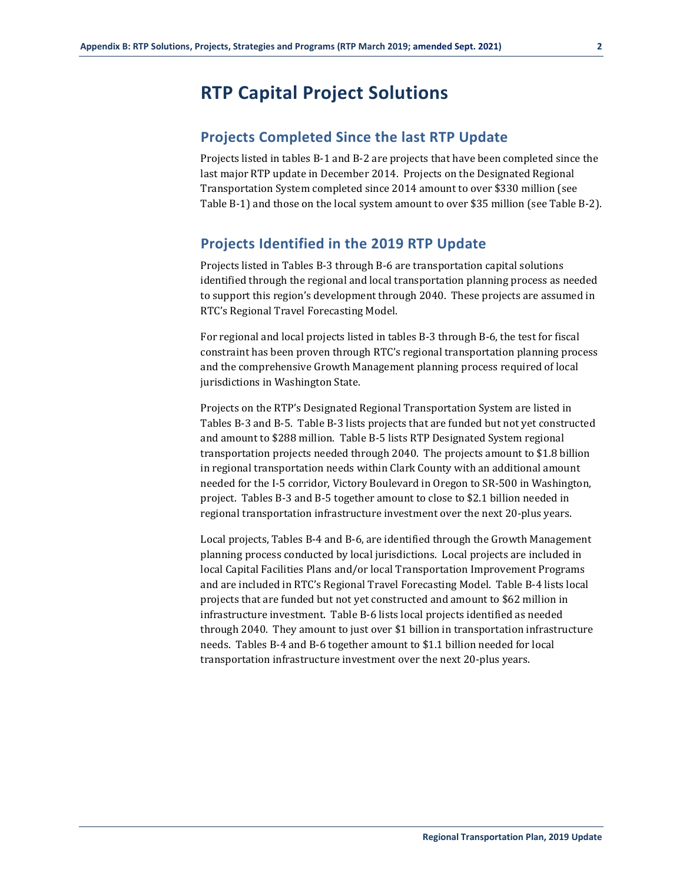# RTP Capital Project Solutions

## Projects Completed Since the last RTP Update

Projects listed in tables B-1 and B-2 are projects that have been completed since the last major RTP update in December 2014. Projects on the Designated Regional Transportation System completed since 2014 amount to over $330 million (see Table B-1) and those on the local system amount to over $35 million (see Table B-2).

## Projects Identified in the 2019 RTP Update

Projects listed in Tables B-3 through B-6 are transportation capital solutions identified through the regional and local transportation planning process as needed to support this region's development through 2040. These projects are assumed in RTC's Regional Travel Forecasting Model.

For regional and local projects listed in tables B-3 through B-6, the test for fiscal constraint has been proven through RTC's regional transportation planning process and the comprehensive Growth Management planning process required of local jurisdictions in Washington State.

Projects on the RTP's Designated Regional Transportation System are listed in Tables B-3 and B-5. Table B-3 lists projects that are funded but not yet constructed and amount to $288 million. Table B-5 lists RTP Designated System regional transportation projects needed through 2040. The projects amount to $1.8 billion in regional transportation needs within Clark County with an additional amount needed for the I-5 corridor, Victory Boulevard in Oregon to SR-500 in Washington, project. Tables B-3 and B-5 together amount to close to $2.1 billion needed in regional transportation infrastructure investment over the next 20-plus years.

Local projects, Tables B-4 and B-6, are identified through the Growth Management planning process conducted by local jurisdictions. Local projects are included in local Capital Facilities Plans and/or local Transportation Improvement Programs and are included in RTC's Regional Travel Forecasting Model. Table B-4 lists local projects that are funded but not yet constructed and amount to $62 million in infrastructure investment. Table B-6 lists local projects identified as needed through 2040. They amount to just over $1 billion in transportation infrastructure needs. Tables B-4 and B-6 together amount to $1.1 billion needed for local transportation infrastructure investment over the next 20-plus years.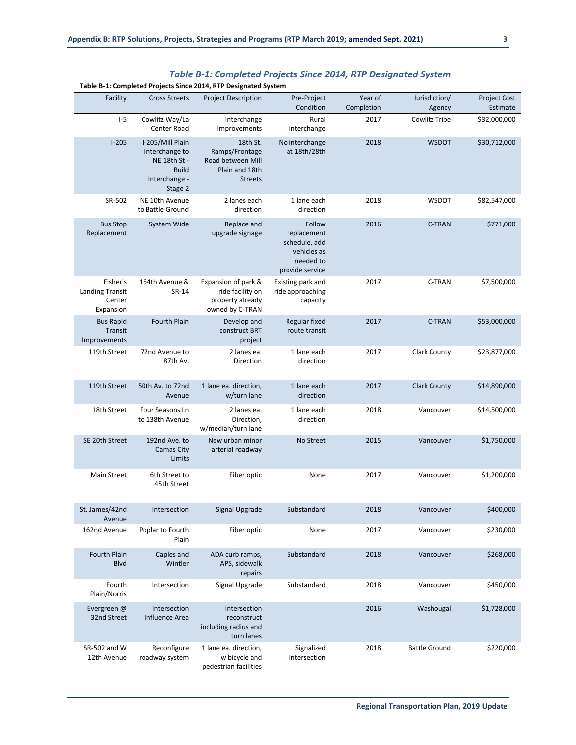### *Table B-1: Completed Projects Since 2014, RTP Designated System*

**Table B-1: Completed Projects Since 2014, RTP Designated System**

| Facility | Cross Streets | Project Description | Pre-Project Condition | Year of Completion | Jurisdiction/ Agency | Project Cost Estimate |
|---|---|---|---|---|---|---|
| I-5 | Cowlitz Way/La Center Road | Interchange improvements | Rural interchange | 2017 | Cowlitz Tribe | $32,000,000 |
| I-205 | I-205/Mill Plain Interchange to NE 18th St - Build Interchange - Stage 2 | 18th St. Ramps/Frontage Road between Mill Plain and 18th Streets | No interchange at 18th/28th | 2018 | WSDOT | $30,712,000 |
| SR-502 | NE 10th Avenue to Battle Ground | 2 lanes each direction | 1 lane each direction | 2018 | WSDOT | $82,547,000 |
| Bus Stop Replacement | System Wide | Replace and upgrade signage | Follow replacement schedule, add vehicles as needed to provide service | 2016 | C-TRAN | $771,000 |
| Fisher's Landing Transit Center Expansion | 164th Avenue & SR-14 | Expansion of park & ride facility on property already owned by C-TRAN | Existing park and ride approaching capacity | 2017 | C-TRAN | $7,500,000 |
| Bus Rapid Transit Improvements | Fourth Plain | Develop and construct BRT project | Regular fixed route transit | 2017 | C-TRAN | $53,000,000 |
| 119th Street | 72nd Avenue to 87th Av. | 2 lanes ea. Direction | 1 lane each direction | 2017 | Clark County | $23,877,000 |
| 119th Street | 50th Av. to 72nd Avenue | 1 lane ea. direction, w/turn lane | 1 lane each direction | 2017 | Clark County | $14,890,000 |
| 18th Street | Four Seasons Ln to 138th Avenue | 2 lanes ea. Direction, w/median/turn lane | 1 lane each direction | 2018 | Vancouver | $14,500,000 |
| SE 20th Street | 192nd Ave. to Camas City Limits | New urban minor arterial roadway | No Street | 2015 | Vancouver | $1,750,000 |
| Main Street | 6th Street to 45th Street | Fiber optic | None | 2017 | Vancouver | $1,200,000 |
| St. James/42nd Avenue | Intersection | Signal Upgrade | Substandard | 2018 | Vancouver | $400,000 |
| 162nd Avenue | Poplar to Fourth Plain | Fiber optic | None | 2017 | Vancouver | $230,000 |
| Fourth Plain Blvd | Caples and Wintler | ADA curb ramps, APS, sidewalk repairs | Substandard | 2018 | Vancouver | $268,000 |
| Fourth Plain/Norris | Intersection | Signal Upgrade | Substandard | 2018 | Vancouver | $450,000 |
| Evergreen @ 32nd Street | Intersection Influence Area | Intersection reconstruct including radius and turn lanes | | 2016 | Washougal | $1,728,000 |
| SR-502 and W 12th Avenue | Reconfigure roadway system | 1 lane ea. direction, w bicycle and pedestrian facilities | Signalized intersection | 2018 | Battle Ground | $220,000 |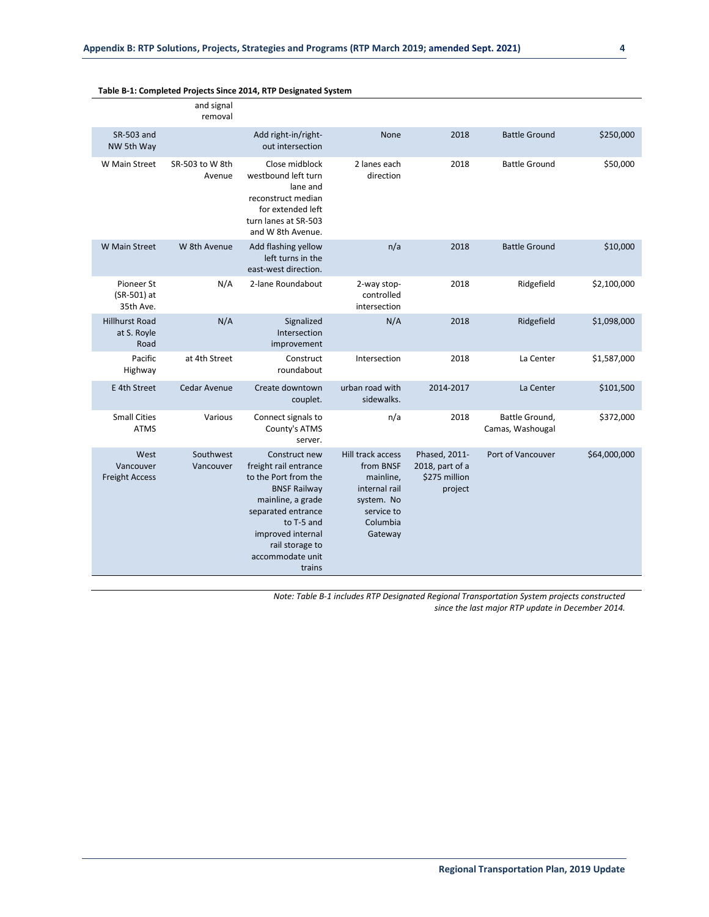**Table B-1: Completed Projects Since 2014, RTP Designated System**

| | | | | | | |
|---|---|---|---|---|---|---|
| | and signal removal | | | | | |
| SR-503 and NW 5th Way | | Add right-in/right-out intersection | None | 2018 | Battle Ground | $250,000 |
| W Main Street | SR-503 to W 8th Avenue | Close midblock westbound left turn lane and reconstruct median for extended left turn lanes at SR-503 and W 8th Avenue. | 2 lanes each direction | 2018 | Battle Ground | $50,000 |
| W Main Street | W 8th Avenue | Add flashing yellow left turns in the east-west direction. | n/a | 2018 | Battle Ground | $10,000 |
| Pioneer St (SR-501) at 35th Ave. | N/A | 2-lane Roundabout | 2-way stop-controlled intersection | 2018 | Ridgefield | $2,100,000 |
| Hillhurst Road at S. Royle Road | N/A | Signalized Intersection improvement | N/A | 2018 | Ridgefield | $1,098,000 |
| Pacific Highway | at 4th Street | Construct roundabout | Intersection | 2018 | La Center | $1,587,000 |
| E 4th Street | Cedar Avenue | Create downtown couplet. | urban road with sidewalks. | 2014-2017 | La Center | $101,500 |
| Small Cities ATMS | Various | Connect signals to County's ATMS server. | n/a | 2018 | Battle Ground, Camas, Washougal | $372,000 |
| West Vancouver Freight Access | Southwest Vancouver | Construct new freight rail entrance to the Port from the BNSF Railway mainline, a grade separated entrance to T-5 and improved internal rail storage to accommodate unit trains | Hill track access from BNSF mainline, internal rail system. No service to Columbia Gateway | Phased, 2011-2018, part of a $275 million project | Port of Vancouver | $64,000,000 |

*Note: Table B-1 includes RTP Designated Regional Transportation System projects constructed since the last major RTP update in December 2014.*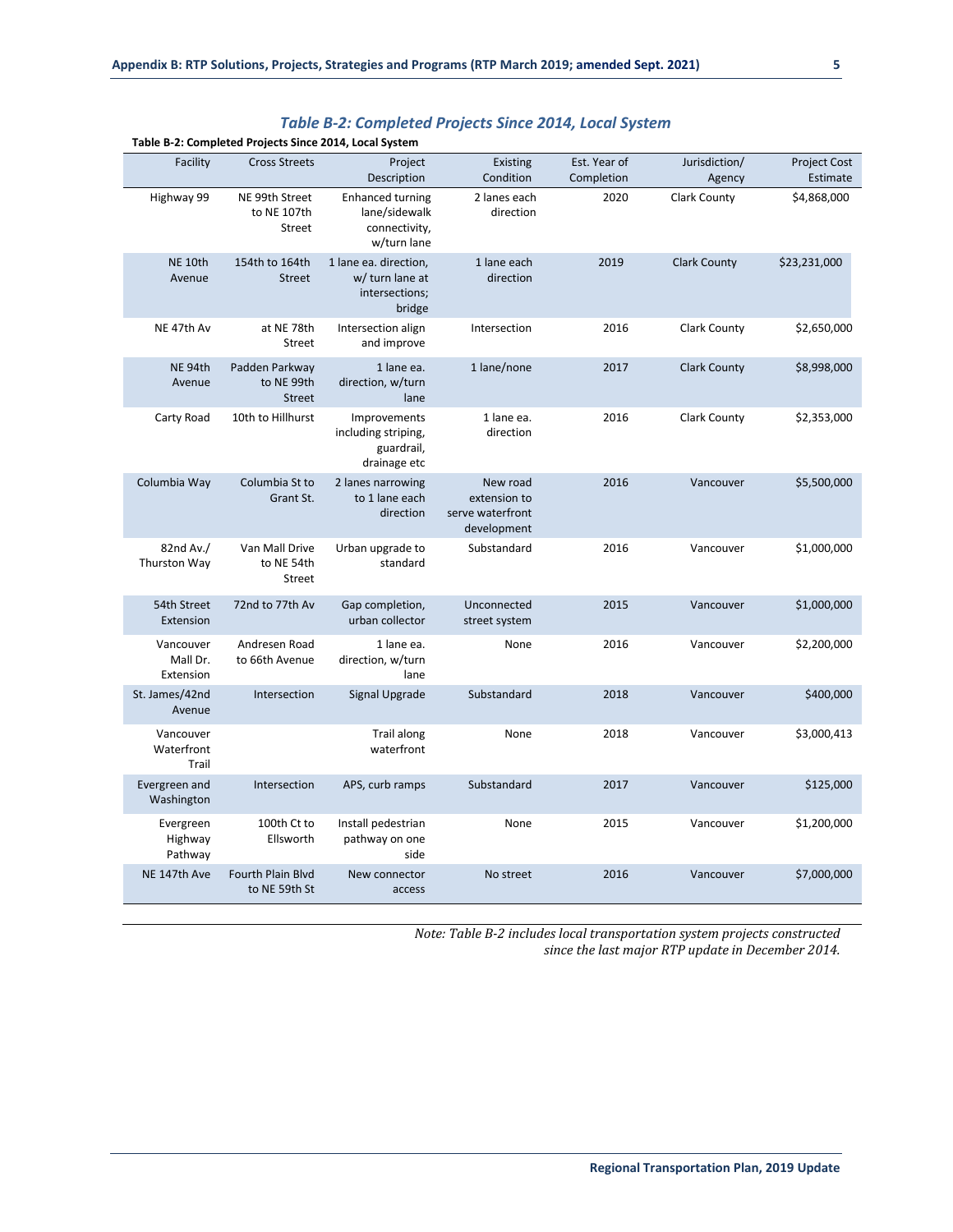## *Table B-2: Completed Projects Since 2014, Local System*

**Table B-2: Completed Projects Since 2014, Local System**

| Facility | Cross Streets | Project Description | Existing Condition | Est. Year of Completion | Jurisdiction/ Agency | Project Cost Estimate |
|---|---|---|---|---|---|---|
| Highway 99 | NE 99th Street to NE 107th Street | Enhanced turning lane/sidewalk connectivity, w/turn lane | 2 lanes each direction | 2020 | Clark County | $4,868,000 |
| NE 10th Avenue | 154th to 164th Street | 1 lane ea. direction, w/ turn lane at intersections; bridge | 1 lane each direction | 2019 | Clark County | $23,231,000 |
| NE 47th Av | at NE 78th Street | Intersection align and improve | Intersection | 2016 | Clark County | $2,650,000 |
| NE 94th Avenue | Padden Parkway to NE 99th Street | 1 lane ea. direction, w/turn lane | 1 lane/none | 2017 | Clark County | $8,998,000 |
| Carty Road | 10th to Hillhurst | Improvements including striping, guardrail, drainage etc | 1 lane ea. direction | 2016 | Clark County | $2,353,000 |
| Columbia Way | Columbia St to Grant St. | 2 lanes narrowing to 1 lane each direction | New road extension to serve waterfront development | 2016 | Vancouver | $5,500,000 |
| 82nd Av./ Thurston Way | Van Mall Drive to NE 54th Street | Urban upgrade to standard | Substandard | 2016 | Vancouver | $1,000,000 |
| 54th Street Extension | 72nd to 77th Av | Gap completion, urban collector | Unconnected street system | 2015 | Vancouver | $1,000,000 |
| Vancouver Mall Dr. Extension | Andresen Road to 66th Avenue | 1 lane ea. direction, w/turn lane | None | 2016 | Vancouver | $2,200,000 |
| St. James/42nd Avenue | Intersection | Signal Upgrade | Substandard | 2018 | Vancouver | $400,000 |
| Vancouver Waterfront Trail | | Trail along waterfront | None | 2018 | Vancouver | $3,000,413 |
| Evergreen and Washington | Intersection | APS, curb ramps | Substandard | 2017 | Vancouver | $125,000 |
| Evergreen Highway Pathway | 100th Ct to Ellsworth | Install pedestrian pathway on one side | None | 2015 | Vancouver | $1,200,000 |
| NE 147th Ave | Fourth Plain Blvd to NE 59th St | New connector access | No street | 2016 | Vancouver | $7,000,000 |

*Note: Table B-2 includes local transportation system projects constructed since the last major RTP update in December 2014.*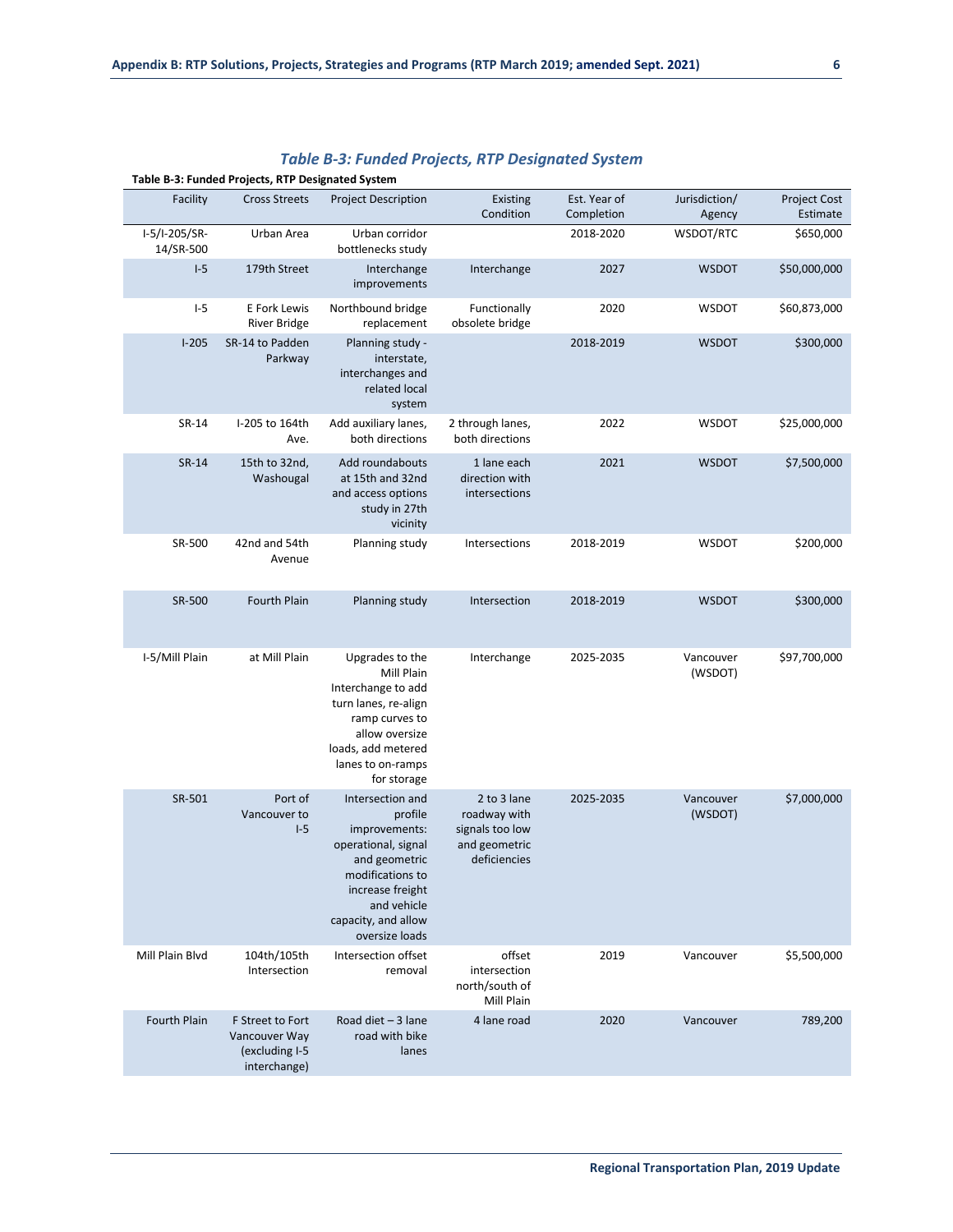## *Table B-3: Funded Projects, RTP Designated System*

**Table B-3: Funded Projects, RTP Designated System**

| Facility | Cross Streets | Project Description | Existing Condition | Est. Year of Completion | Jurisdiction/ Agency | Project Cost Estimate |
|---|---|---|---|---|---|---|
| I-5/I-205/SR-14/SR-500 | Urban Area | Urban corridor bottlenecks study | | 2018-2020 | WSDOT/RTC | $650,000 |
| I-5 | 179th Street | Interchange improvements | Interchange | 2027 | WSDOT | $50,000,000 |
| I-5 | E Fork Lewis River Bridge | Northbound bridge replacement | Functionally obsolete bridge | 2020 | WSDOT | $60,873,000 |
| I-205 | SR-14 to Padden Parkway | Planning study - interstate, interchanges and related local system | | 2018-2019 | WSDOT | $300,000 |
| SR-14 | I-205 to 164th Ave. | Add auxiliary lanes, both directions | 2 through lanes, both directions | 2022 | WSDOT | $25,000,000 |
| SR-14 | 15th to 32nd, Washougal | Add roundabouts at 15th and 32nd and access options study in 27th vicinity | 1 lane each direction with intersections | 2021 | WSDOT | $7,500,000 |
| SR-500 | 42nd and 54th Avenue | Planning study | Intersections | 2018-2019 | WSDOT | $200,000 |
| SR-500 | Fourth Plain | Planning study | Intersection | 2018-2019 | WSDOT | $300,000 |
| I-5/Mill Plain | at Mill Plain | Upgrades to the Mill Plain Interchange to add turn lanes, re-align ramp curves to allow oversize loads, add metered lanes to on-ramps for storage | Interchange | 2025-2035 | Vancouver (WSDOT) | $97,700,000 |
| SR-501 | Port of Vancouver to I-5 | Intersection and profile improvements: operational, signal and geometric modifications to increase freight and vehicle capacity, and allow oversize loads | 2 to 3 lane roadway with signals too low and geometric deficiencies | 2025-2035 | Vancouver (WSDOT) | $7,000,000 |
| Mill Plain Blvd | 104th/105th Intersection | Intersection offset removal | offset intersection north/south of Mill Plain | 2019 | Vancouver | $5,500,000 |
| Fourth Plain | F Street to Fort Vancouver Way (excluding I-5 interchange) | Road diet – 3 lane road with bike lanes | 4 lane road | 2020 | Vancouver | 789,200 |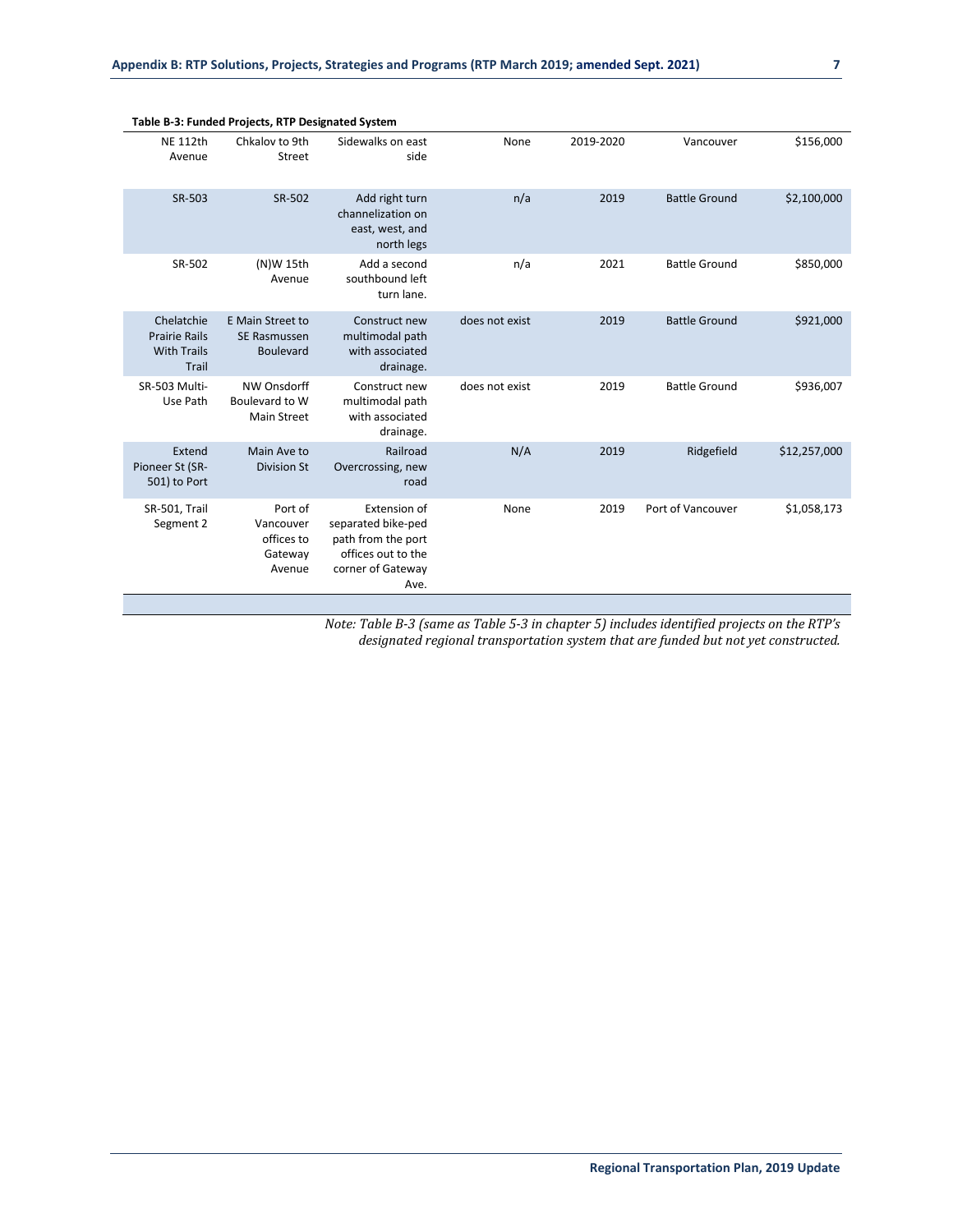**Table B-3: Funded Projects, RTP Designated System**

| | | | | | | |
|---|---|---|---|---|---|---|
| NE 112th Avenue | Chkalov to 9th Street | Sidewalks on east side | None | 2019-2020 | Vancouver | $156,000 |
| SR-503 | SR-502 | Add right turn channelization on east, west, and north legs | n/a | 2019 | Battle Ground | $2,100,000 |
| SR-502 | (N)W 15th Avenue | Add a second southbound left turn lane. | n/a | 2021 | Battle Ground | $850,000 |
| Chelatchie Prairie Rails With Trails Trail | E Main Street to SE Rasmussen Boulevard | Construct new multimodal path with associated drainage. | does not exist | 2019 | Battle Ground | $921,000 |
| SR-503 Multi-Use Path | NW Onsdorff Boulevard to W Main Street | Construct new multimodal path with associated drainage. | does not exist | 2019 | Battle Ground | $936,007 |
| Extend Pioneer St (SR-501) to Port | Main Ave to Division St | Railroad Overcrossing, new road | N/A | 2019 | Ridgefield | $12,257,000 |
| SR-501, Trail Segment 2 | Port of Vancouver offices to Gateway Avenue | Extension of separated bike-ped path from the port offices out to the corner of Gateway Ave. | None | 2019 | Port of Vancouver | $1,058,173 |

*Note: Table B-3 (same as Table 5-3 in chapter 5) includes identified projects on the RTP's designated regional transportation system that are funded but not yet constructed.*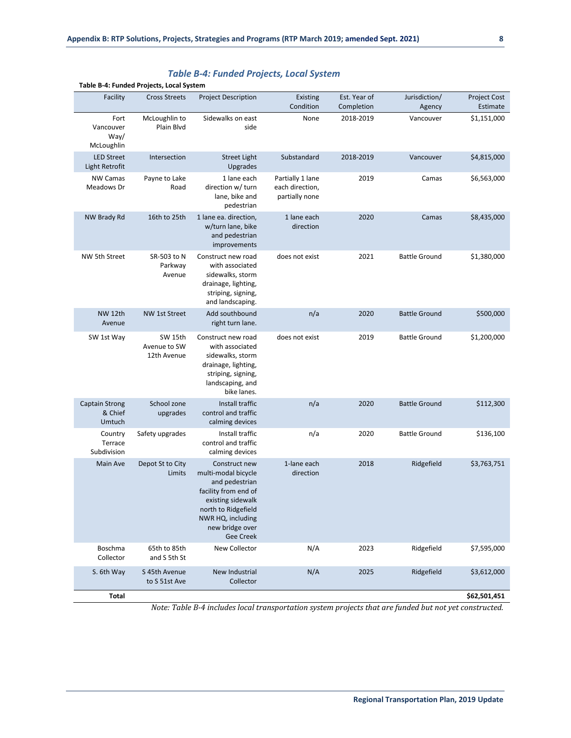## *Table B-4: Funded Projects, Local System*

**Table B-4: Funded Projects, Local System**

| Facility | Cross Streets | Project Description | Existing Condition | Est. Year of Completion | Jurisdiction/ Agency | Project Cost Estimate |
|---|---|---|---|---|---|---|
| Fort Vancouver Way/ McLoughlin | McLoughlin to Plain Blvd | Sidewalks on east side | None | 2018-2019 | Vancouver | $1,151,000 |
| LED Street Light Retrofit | Intersection | Street Light Upgrades | Substandard | 2018-2019 | Vancouver | $4,815,000 |
| NW Camas Meadows Dr | Payne to Lake Road | 1 lane each direction w/ turn lane, bike and pedestrian | Partially 1 lane each direction, partially none | 2019 | Camas | $6,563,000 |
| NW Brady Rd | 16th to 25th | 1 lane ea. direction, w/turn lane, bike and pedestrian improvements | 1 lane each direction | 2020 | Camas | $8,435,000 |
| NW 5th Street | SR-503 to N Parkway Avenue | Construct new road with associated sidewalks, storm drainage, lighting, striping, signing, and landscaping. | does not exist | 2021 | Battle Ground | $1,380,000 |
| NW 12th Avenue | NW 1st Street | Add southbound right turn lane. | n/a | 2020 | Battle Ground | $500,000 |
| SW 1st Way | SW 15th Avenue to SW 12th Avenue | Construct new road with associated sidewalks, storm drainage, lighting, striping, signing, landscaping, and bike lanes. | does not exist | 2019 | Battle Ground | $1,200,000 |
| Captain Strong & Chief Umtuch | School zone upgrades | Install traffic control and traffic calming devices | n/a | 2020 | Battle Ground | $112,300 |
| Country Terrace Subdivision | Safety upgrades | Install traffic control and traffic calming devices | n/a | 2020 | Battle Ground | $136,100 |
| Main Ave | Depot St to City Limits | Construct new multi-modal bicycle and pedestrian facility from end of existing sidewalk north to Ridgefield NWR HQ, including new bridge over Gee Creek | 1-lane each direction | 2018 | Ridgefield | $3,763,751 |
| Boschma Collector | 65th to 85th and S 5th St | New Collector | N/A | 2023 | Ridgefield | $7,595,000 |
| S. 6th Way | S 45th Avenue to S 51st Ave | New Industrial Collector | N/A | 2025 | Ridgefield | $3,612,000 |
| **Total** | | | | | | **$62,501,451** |

*Note: Table B-4 includes local transportation system projects that are funded but not yet constructed.*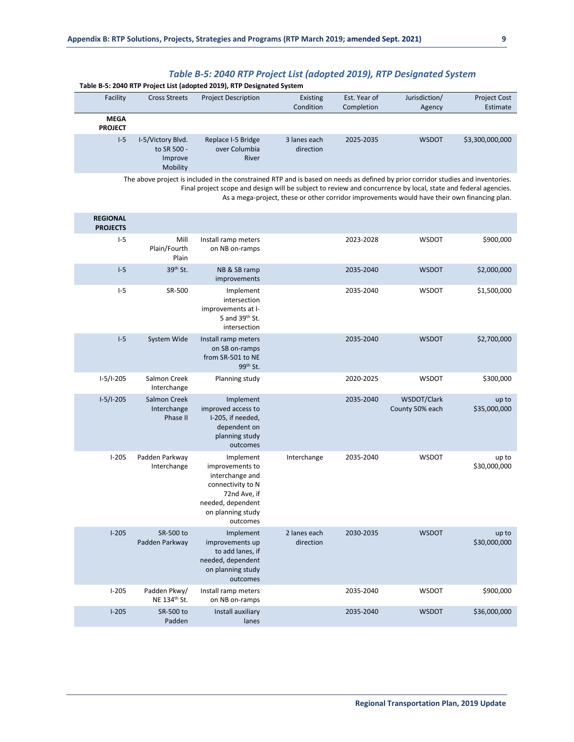### *Table B-5: 2040 RTP Project List (adopted 2019), RTP Designated System*

**Table B-5: 2040 RTP Project List (adopted 2019), RTP Designated System**

| Facility | Cross Streets | Project Description | Existing Condition | Est. Year of Completion | Jurisdiction/ Agency | Project Cost Estimate |
|---|---|---|---|---|---|---|
| **MEGA PROJECT** | | | | | | |
| I-5 | I-5/Victory Blvd. to SR 500 - Improve Mobility | Replace I-5 Bridge over Columbia River | 3 lanes each direction | 2025-2035 | WSDOT | $3,300,000,000 |

The above project is included in the constrained RTP and is based on needs as defined by prior corridor studies and inventories. Final project scope and design will be subject to review and concurrence by local, state and federal agencies. As a mega-project, these or other corridor improvements would have their own financing plan.

| Facility | Cross Streets | Project Description | Existing Condition | Est. Year of Completion | Jurisdiction/ Agency | Project Cost Estimate |
|---|---|---|---|---|---|---|
| **REGIONAL PROJECTS** | | | | | | |
| I-5 | Mill Plain/Fourth Plain | Install ramp meters on NB on-ramps | | 2023-2028 | WSDOT | $900,000 |
| I-5 | 39th St. | NB & SB ramp improvements | | 2035-2040 | WSDOT | $2,000,000 |
| I-5 | SR-500 | Implement intersection improvements at I-5 and 39th St. intersection | | 2035-2040 | WSDOT | $1,500,000 |
| I-5 | System Wide | Install ramp meters on SB on-ramps from SR-501 to NE 99th St. | | 2035-2040 | WSDOT | $2,700,000 |
| I-5/I-205 | Salmon Creek Interchange | Planning study | | 2020-2025 | WSDOT | $300,000 |
| I-5/I-205 | Salmon Creek Interchange Phase II | Implement improved access to I-205, if needed, dependent on planning study outcomes | | 2035-2040 | WSDOT/Clark County 50% each | up to $35,000,000 |
| I-205 | Padden Parkway Interchange | Implement improvements to interchange and connectivity to N 72nd Ave, if needed, dependent on planning study outcomes | Interchange | 2035-2040 | WSDOT | up to $30,000,000 |
| I-205 | SR-500 to Padden Parkway | Implement improvements up to add lanes, if needed, dependent on planning study outcomes | 2 lanes each direction | 2030-2035 | WSDOT | up to $30,000,000 |
| I-205 | Padden Pkwy/ NE 134th St. | Install ramp meters on NB on-ramps | | 2035-2040 | WSDOT | $900,000 |
| I-205 | SR-500 to Padden | Install auxiliary lanes | | 2035-2040 | WSDOT | $36,000,000 |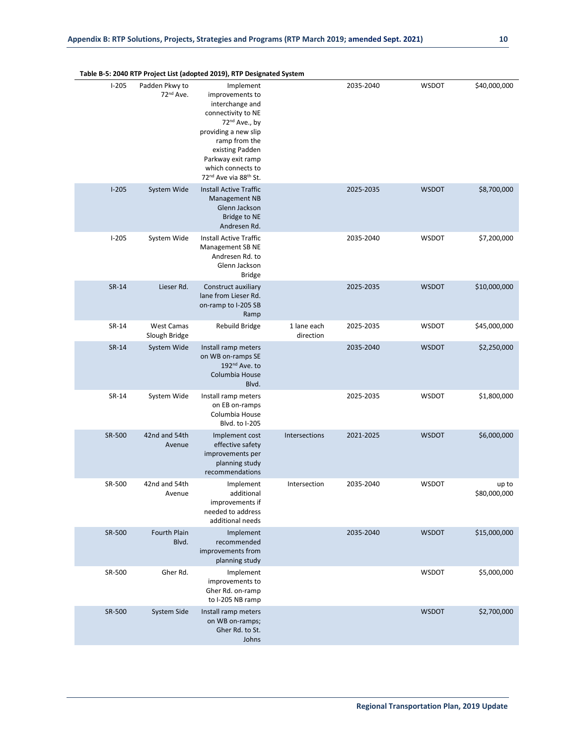**Table B-5: 2040 RTP Project List (adopted 2019), RTP Designated System**

| | | | | | | |
|---|---|---|---|---|---|---|
| I-205 | Padden Pkwy to 72nd Ave. | Implement improvements to interchange and connectivity to NE 72nd Ave., by providing a new slip ramp from the existing Padden Parkway exit ramp which connects to 72nd Ave via 88th St. | | 2035-2040 | WSDOT | $40,000,000 |
| I-205 | System Wide | Install Active Traffic Management NB Glenn Jackson Bridge to NE Andresen Rd. | | 2025-2035 | WSDOT | $8,700,000 |
| I-205 | System Wide | Install Active Traffic Management SB NE Andresen Rd. to Glenn Jackson Bridge | | 2035-2040 | WSDOT | $7,200,000 |
| SR-14 | Lieser Rd. | Construct auxiliary lane from Lieser Rd. on-ramp to I-205 SB Ramp | | 2025-2035 | WSDOT | $10,000,000 |
| SR-14 | West Camas Slough Bridge | Rebuild Bridge | 1 lane each direction | 2025-2035 | WSDOT | $45,000,000 |
| SR-14 | System Wide | Install ramp meters on WB on-ramps SE 192nd Ave. to Columbia House Blvd. | | 2035-2040 | WSDOT | $2,250,000 |
| SR-14 | System Wide | Install ramp meters on EB on-ramps Columbia House Blvd. to I-205 | | 2025-2035 | WSDOT | $1,800,000 |
| SR-500 | 42nd and 54th Avenue | Implement cost effective safety improvements per planning study recommendations | Intersections | 2021-2025 | WSDOT | $6,000,000 |
| SR-500 | 42nd and 54th Avenue | Implement additional improvements if needed to address additional needs | Intersection | 2035-2040 | WSDOT | up to $80,000,000 |
| SR-500 | Fourth Plain Blvd. | Implement recommended improvements from planning study | | 2035-2040 | WSDOT | $15,000,000 |
| SR-500 | Gher Rd. | Implement improvements to Gher Rd. on-ramp to I-205 NB ramp | | | WSDOT | $5,000,000 |
| SR-500 | System Side | Install ramp meters on WB on-ramps; Gher Rd. to St. Johns | | | WSDOT | $2,700,000 |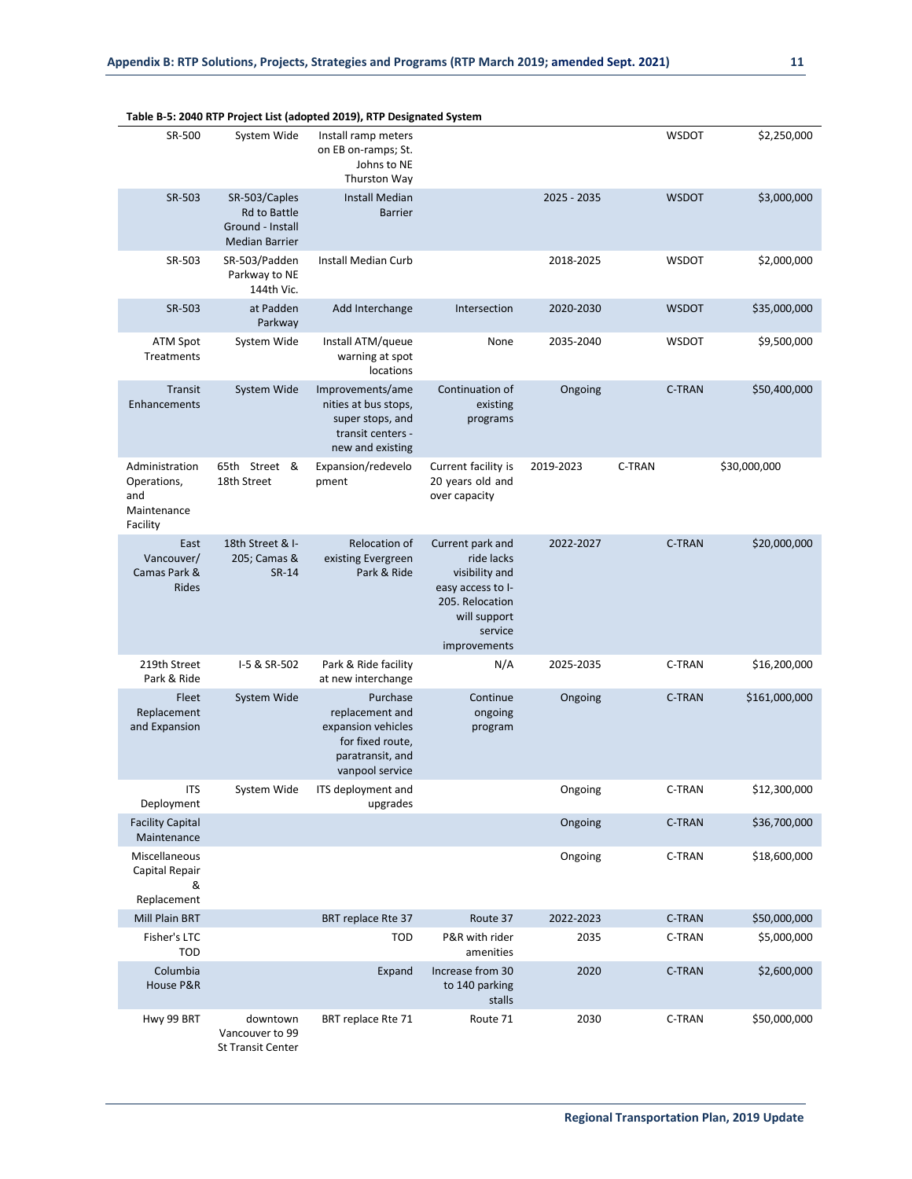**Table B-5: 2040 RTP Project List (adopted 2019), RTP Designated System**

| | | | | | | |
|---|---|---|---|---|---|---|
| SR-500 | System Wide | Install ramp meters on EB on-ramps; St. Johns to NE Thurston Way | | | WSDOT | $2,250,000 |
| SR-503 | SR-503/Caples Rd to Battle Ground - Install Median Barrier | Install Median Barrier | | 2025 - 2035 | WSDOT | $3,000,000 |
| SR-503 | SR-503/Padden Parkway to NE 144th Vic. | Install Median Curb | | 2018-2025 | WSDOT | $2,000,000 |
| SR-503 | at Padden Parkway | Add Interchange | Intersection | 2020-2030 | WSDOT | $35,000,000 |
| ATM Spot Treatments | System Wide | Install ATM/queue warning at spot locations | None | 2035-2040 | WSDOT | $9,500,000 |
| Transit Enhancements | System Wide | Improvements/amenities at bus stops, super stops, and transit centers - new and existing | Continuation of existing programs | Ongoing | C-TRAN | $50,400,000 |
| Administration Operations, and Maintenance Facility | 65th Street & 18th Street | Expansion/redevelopment | Current facility is 20 years old and over capacity | 2019-2023 | C-TRAN | $30,000,000 |
| East Vancouver/ Camas Park & Rides | 18th Street & I-205; Camas & SR-14 | Relocation of existing Evergreen Park & Ride | Current park and ride lacks visibility and easy access to I-205. Relocation will support service improvements | 2022-2027 | C-TRAN | $20,000,000 |
| 219th Street Park & Ride | I-5 & SR-502 | Park & Ride facility at new interchange | N/A | 2025-2035 | C-TRAN | $16,200,000 |
| Fleet Replacement and Expansion | System Wide | Purchase replacement and expansion vehicles for fixed route, paratransit, and vanpool service | Continue ongoing program | Ongoing | C-TRAN | $161,000,000 |
| ITS Deployment | System Wide | ITS deployment and upgrades | | Ongoing | C-TRAN | $12,300,000 |
| Facility Capital Maintenance | | | | Ongoing | C-TRAN | $36,700,000 |
| Miscellaneous Capital Repair & Replacement | | | | Ongoing | C-TRAN | $18,600,000 |
| Mill Plain BRT | | BRT replace Rte 37 | Route 37 | 2022-2023 | C-TRAN | $50,000,000 |
| Fisher's LTC TOD | | TOD | P&R with rider amenities | 2035 | C-TRAN | $5,000,000 |
| Columbia House P&R | | Expand | Increase from 30 to 140 parking stalls | 2020 | C-TRAN | $2,600,000 |
| Hwy 99 BRT | downtown Vancouver to 99 St Transit Center | BRT replace Rte 71 | Route 71 | 2030 | C-TRAN | $50,000,000 |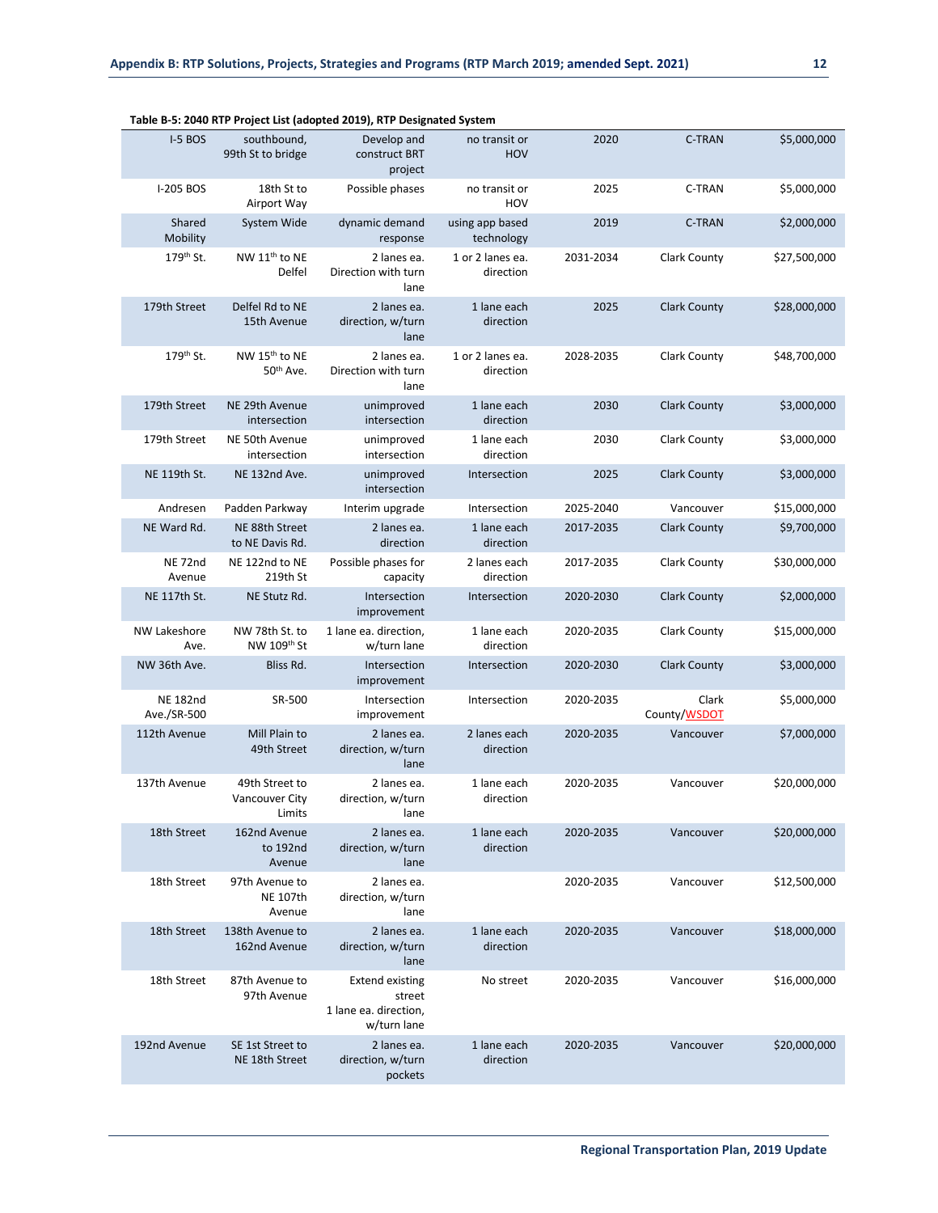**Table B-5: 2040 RTP Project List (adopted 2019), RTP Designated System**

| | | | | | | |
|---|---|---|---|---|---|---|
| I-5 BOS | southbound, 99th St to bridge | Develop and construct BRT project | no transit or HOV | 2020 | C-TRAN | $5,000,000 |
| I-205 BOS | 18th St to Airport Way | Possible phases | no transit or HOV | 2025 | C-TRAN | $5,000,000 |
| Shared Mobility | System Wide | dynamic demand response | using app based technology | 2019 | C-TRAN | $2,000,000 |
| 179th St. | NW 11th to NE Delfel | 2 lanes ea. Direction with turn lane | 1 or 2 lanes ea. direction | 2031-2034 | Clark County | $27,500,000 |
| 179th Street | Delfel Rd to NE 15th Avenue | 2 lanes ea. direction, w/turn lane | 1 lane each direction | 2025 | Clark County | $28,000,000 |
| 179th St. | NW 15th to NE 50th Ave. | 2 lanes ea. Direction with turn lane | 1 or 2 lanes ea. direction | 2028-2035 | Clark County | $48,700,000 |
| 179th Street | NE 29th Avenue intersection | unimproved intersection | 1 lane each direction | 2030 | Clark County | $3,000,000 |
| 179th Street | NE 50th Avenue intersection | unimproved intersection | 1 lane each direction | 2030 | Clark County | $3,000,000 |
| NE 119th St. | NE 132nd Ave. | unimproved intersection | Intersection | 2025 | Clark County | $3,000,000 |
| Andresen | Padden Parkway | Interim upgrade | Intersection | 2025-2040 | Vancouver | $15,000,000 |
| NE Ward Rd. | NE 88th Street to NE Davis Rd. | 2 lanes ea. direction | 1 lane each direction | 2017-2035 | Clark County | $9,700,000 |
| NE 72nd Avenue | NE 122nd to NE 219th St | Possible phases for capacity | 2 lanes each direction | 2017-2035 | Clark County | $30,000,000 |
| NE 117th St. | NE Stutz Rd. | Intersection improvement | Intersection | 2020-2030 | Clark County | $2,000,000 |
| NW Lakeshore Ave. | NW 78th St. to NW 109th St | 1 lane ea. direction, w/turn lane | 1 lane each direction | 2020-2035 | Clark County | $15,000,000 |
| NW 36th Ave. | Bliss Rd. | Intersection improvement | Intersection | 2020-2030 | Clark County | $3,000,000 |
| NE 182nd Ave./SR-500 | SR-500 | Intersection improvement | Intersection | 2020-2035 | Clark County/WSDOT | $5,000,000 |
| 112th Avenue | Mill Plain to 49th Street | 2 lanes ea. direction, w/turn lane | 2 lanes each direction | 2020-2035 | Vancouver | $7,000,000 |
| 137th Avenue | 49th Street to Vancouver City Limits | 2 lanes ea. direction, w/turn lane | 1 lane each direction | 2020-2035 | Vancouver | $20,000,000 |
| 18th Street | 162nd Avenue to 192nd Avenue | 2 lanes ea. direction, w/turn lane | 1 lane each direction | 2020-2035 | Vancouver | $20,000,000 |
| 18th Street | 97th Avenue to NE 107th Avenue | 2 lanes ea. direction, w/turn lane | | 2020-2035 | Vancouver | $12,500,000 |
| 18th Street | 138th Avenue to 162nd Avenue | 2 lanes ea. direction, w/turn lane | 1 lane each direction | 2020-2035 | Vancouver | $18,000,000 |
| 18th Street | 87th Avenue to 97th Avenue | Extend existing street 1 lane ea. direction, w/turn lane | No street | 2020-2035 | Vancouver | $16,000,000 |
| 192nd Avenue | SE 1st Street to NE 18th Street | 2 lanes ea. direction, w/turn pockets | 1 lane each direction | 2020-2035 | Vancouver | $20,000,000 |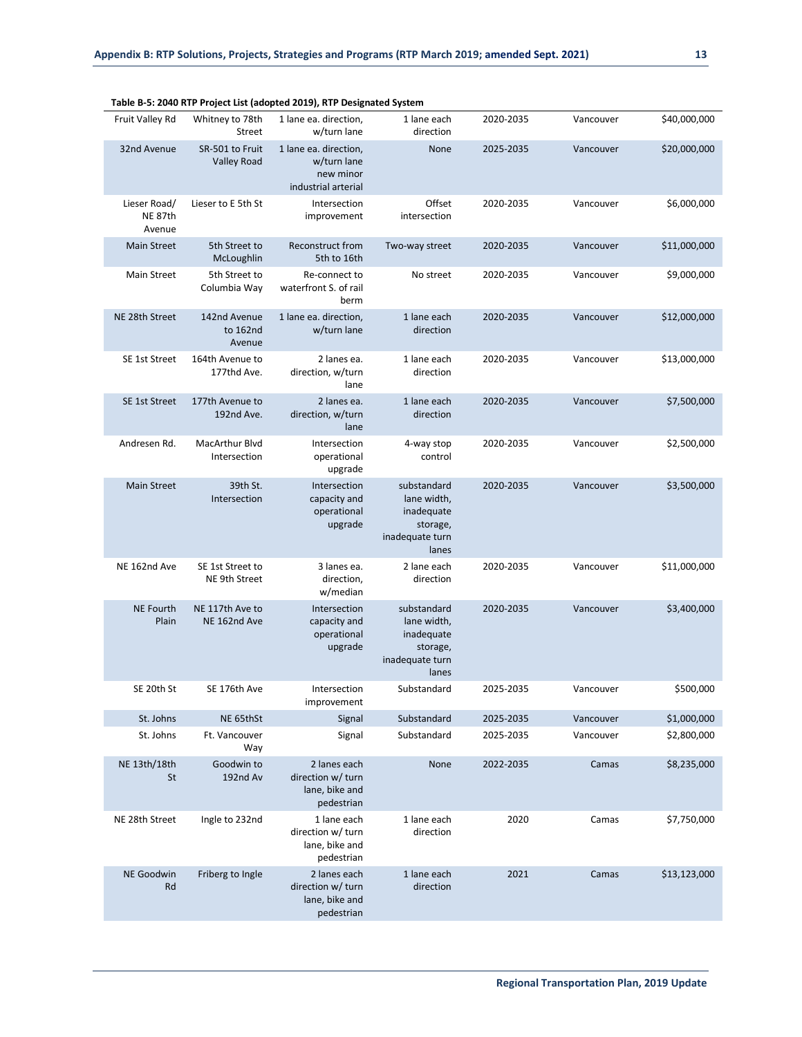**Table B-5: 2040 RTP Project List (adopted 2019), RTP Designated System**

| | | | | | | |
|---|---|---|---|---|---|---|
| Fruit Valley Rd | Whitney to 78th Street | 1 lane ea. direction, w/turn lane | 1 lane each direction | 2020-2035 | Vancouver | $40,000,000 |
| 32nd Avenue | SR-501 to Fruit Valley Road | 1 lane ea. direction, w/turn lane new minor industrial arterial | None | 2025-2035 | Vancouver | $20,000,000 |
| Lieser Road/ NE 87th Avenue | Lieser to E 5th St | Intersection improvement | Offset intersection | 2020-2035 | Vancouver | $6,000,000 |
| Main Street | 5th Street to McLoughlin | Reconstruct from 5th to 16th | Two-way street | 2020-2035 | Vancouver | $11,000,000 |
| Main Street | 5th Street to Columbia Way | Re-connect to waterfront S. of rail berm | No street | 2020-2035 | Vancouver | $9,000,000 |
| NE 28th Street | 142nd Avenue to 162nd Avenue | 1 lane ea. direction, w/turn lane | 1 lane each direction | 2020-2035 | Vancouver | $12,000,000 |
| SE 1st Street | 164th Avenue to 177thd Ave. | 2 lanes ea. direction, w/turn lane | 1 lane each direction | 2020-2035 | Vancouver | $13,000,000 |
| SE 1st Street | 177th Avenue to 192nd Ave. | 2 lanes ea. direction, w/turn lane | 1 lane each direction | 2020-2035 | Vancouver | $7,500,000 |
| Andresen Rd. | MacArthur Blvd Intersection | Intersection operational upgrade | 4-way stop control | 2020-2035 | Vancouver | $2,500,000 |
| Main Street | 39th St. Intersection | Intersection capacity and operational upgrade | substandard lane width, inadequate storage, inadequate turn lanes | 2020-2035 | Vancouver | $3,500,000 |
| NE 162nd Ave | SE 1st Street to NE 9th Street | 3 lanes ea. direction, w/median | 2 lane each direction | 2020-2035 | Vancouver | $11,000,000 |
| NE Fourth Plain | NE 117th Ave to NE 162nd Ave | Intersection capacity and operational upgrade | substandard lane width, inadequate storage, inadequate turn lanes | 2020-2035 | Vancouver | $3,400,000 |
| SE 20th St | SE 176th Ave | Intersection improvement | Substandard | 2025-2035 | Vancouver | $500,000 |
| St. Johns | NE 65thSt | Signal | Substandard | 2025-2035 | Vancouver | $1,000,000 |
| St. Johns | Ft. Vancouver Way | Signal | Substandard | 2025-2035 | Vancouver | $2,800,000 |
| NE 13th/18th St | Goodwin to 192nd Av | 2 lanes each direction w/ turn lane, bike and pedestrian | None | 2022-2035 | Camas | $8,235,000 |
| NE 28th Street | Ingle to 232nd | 1 lane each direction w/ turn lane, bike and pedestrian | 1 lane each direction | 2020 | Camas | $7,750,000 |
| NE Goodwin Rd | Friberg to Ingle | 2 lanes each direction w/ turn lane, bike and pedestrian | 1 lane each direction | 2021 | Camas | $13,123,000 |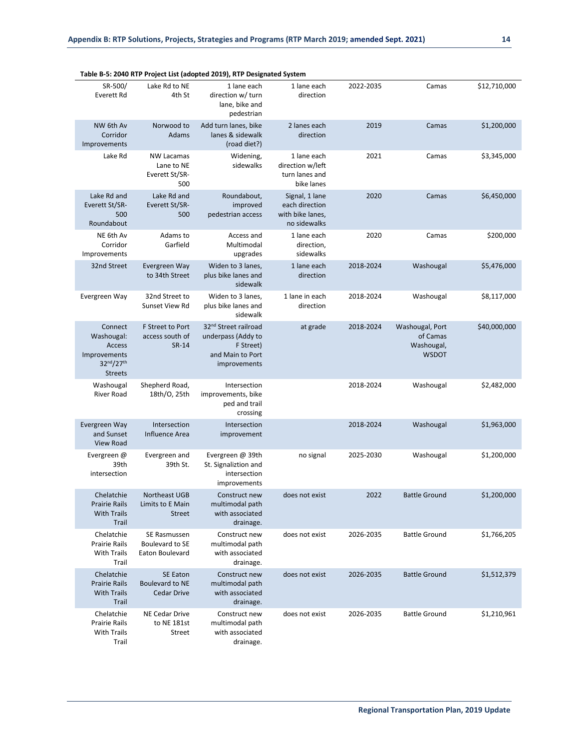**Table B-5: 2040 RTP Project List (adopted 2019), RTP Designated System**

| | | | | | | |
|---|---|---|---|---|---|---|
| SR-500/ Everett Rd | Lake Rd to NE 4th St | 1 lane each direction w/ turn lane, bike and pedestrian | 1 lane each direction | 2022-2035 | Camas | $12,710,000 |
| NW 6th Av Corridor Improvements | Norwood to Adams | Add turn lanes, bike lanes & sidewalk (road diet?) | 2 lanes each direction | 2019 | Camas | $1,200,000 |
| Lake Rd | NW Lacamas Lane to NE Everett St/SR-500 | Widening, sidewalks | 1 lane each direction w/left turn lanes and bike lanes | 2021 | Camas | $3,345,000 |
| Lake Rd and Everett St/SR-500 Roundabout | Lake Rd and Everett St/SR-500 | Roundabout, improved pedestrian access | Signal, 1 lane each direction with bike lanes, no sidewalks | 2020 | Camas | $6,450,000 |
| NE 6th Av Corridor Improvements | Adams to Garfield | Access and Multimodal upgrades | 1 lane each direction, sidewalks | 2020 | Camas | $200,000 |
| 32nd Street | Evergreen Way to 34th Street | Widen to 3 lanes, plus bike lanes and sidewalk | 1 lane each direction | 2018-2024 | Washougal | $5,476,000 |
| Evergreen Way | 32nd Street to Sunset View Rd | Widen to 3 lanes, plus bike lanes and sidewalk | 1 lane in each direction | 2018-2024 | Washougal | $8,117,000 |
| Connect Washougal: Access Improvements 32nd/27th Streets | F Street to Port access south of SR-14 | 32nd Street railroad underpass (Addy to F Street) and Main to Port improvements | at grade | 2018-2024 | Washougal, Port of Camas Washougal, WSDOT | $40,000,000 |
| Washougal River Road | Shepherd Road, 18th/O, 25th | Intersection improvements, bike ped and trail crossing | | 2018-2024 | Washougal | $2,482,000 |
| Evergreen Way and Sunset View Road | Intersection Influence Area | Intersection improvement | | 2018-2024 | Washougal | $1,963,000 |
| Evergreen @ 39th intersection | Evergreen and 39th St. | Evergreen @ 39th St. Signaliztion and intersection improvements | no signal | 2025-2030 | Washougal | $1,200,000 |
| Chelatchie Prairie Rails With Trails Trail | Northeast UGB Limits to E Main Street | Construct new multimodal path with associated drainage. | does not exist | 2022 | Battle Ground | $1,200,000 |
| Chelatchie Prairie Rails With Trails Trail | SE Rasmussen Boulevard to SE Eaton Boulevard | Construct new multimodal path with associated drainage. | does not exist | 2026-2035 | Battle Ground | $1,766,205 |
| Chelatchie Prairie Rails With Trails Trail | SE Eaton Boulevard to NE Cedar Drive | Construct new multimodal path with associated drainage. | does not exist | 2026-2035 | Battle Ground | $1,512,379 |
| Chelatchie Prairie Rails With Trails Trail | NE Cedar Drive to NE 181st Street | Construct new multimodal path with associated drainage. | does not exist | 2026-2035 | Battle Ground | $1,210,961 |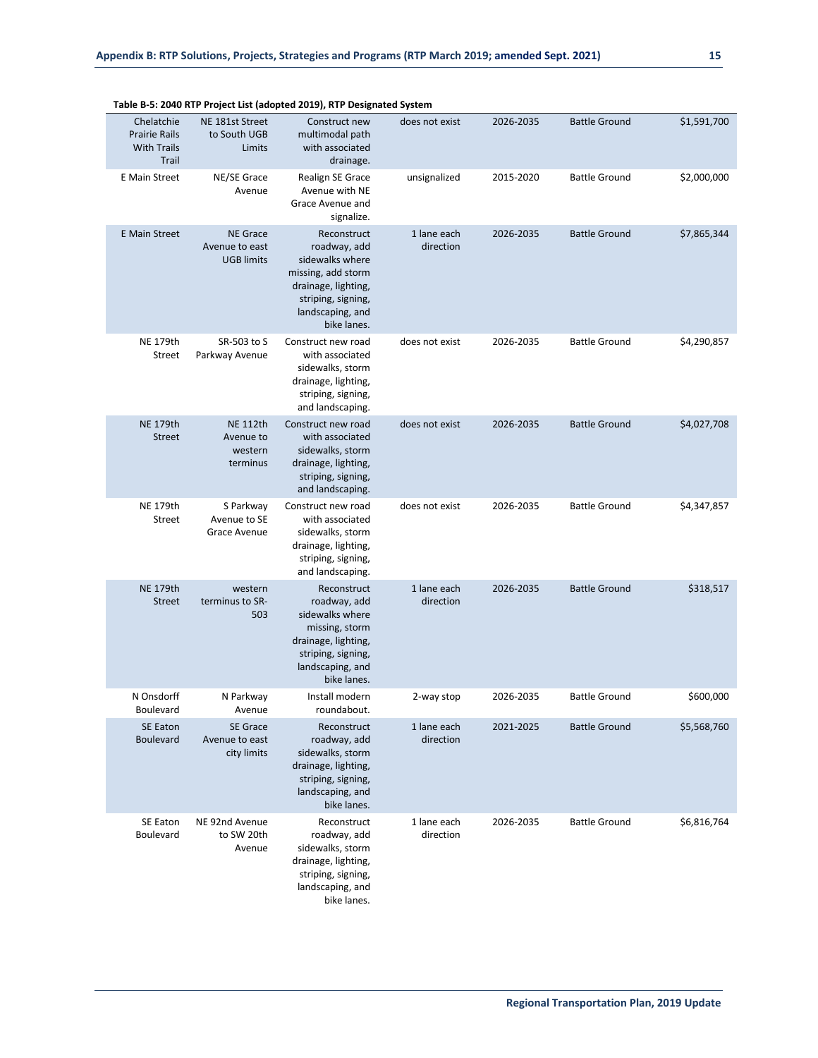**Table B-5: 2040 RTP Project List (adopted 2019), RTP Designated System**

| | | | | | | |
|---|---|---|---|---|---|---|
| Chelatchie Prairie Rails With Trails Trail | NE 181st Street to South UGB Limits | Construct new multimodal path with associated drainage. | does not exist | 2026-2035 | Battle Ground | $1,591,700 |
| E Main Street | NE/SE Grace Avenue | Realign SE Grace Avenue with NE Grace Avenue and signalize. | unsignalized | 2015-2020 | Battle Ground | $2,000,000 |
| E Main Street | NE Grace Avenue to east UGB limits | Reconstruct roadway, add sidewalks where missing, add storm drainage, lighting, striping, signing, landscaping, and bike lanes. | 1 lane each direction | 2026-2035 | Battle Ground | $7,865,344 |
| NE 179th Street | SR-503 to S Parkway Avenue | Construct new road with associated sidewalks, storm drainage, lighting, striping, signing, and landscaping. | does not exist | 2026-2035 | Battle Ground | $4,290,857 |
| NE 179th Street | NE 112th Avenue to western terminus | Construct new road with associated sidewalks, storm drainage, lighting, striping, signing, and landscaping. | does not exist | 2026-2035 | Battle Ground | $4,027,708 |
| NE 179th Street | S Parkway Avenue to SE Grace Avenue | Construct new road with associated sidewalks, storm drainage, lighting, striping, signing, and landscaping. | does not exist | 2026-2035 | Battle Ground | $4,347,857 |
| NE 179th Street | western terminus to SR-503 | Reconstruct roadway, add sidewalks where missing, storm drainage, lighting, striping, signing, landscaping, and bike lanes. | 1 lane each direction | 2026-2035 | Battle Ground | $318,517 |
| N Onsdorff Boulevard | N Parkway Avenue | Install modern roundabout. | 2-way stop | 2026-2035 | Battle Ground | $600,000 |
| SE Eaton Boulevard | SE Grace Avenue to east city limits | Reconstruct roadway, add sidewalks, storm drainage, lighting, striping, signing, landscaping, and bike lanes. | 1 lane each direction | 2021-2025 | Battle Ground | $5,568,760 |
| SE Eaton Boulevard | NE 92nd Avenue to SW 20th Avenue | Reconstruct roadway, add sidewalks, storm drainage, lighting, striping, signing, landscaping, and bike lanes. | 1 lane each direction | 2026-2035 | Battle Ground | $6,816,764 |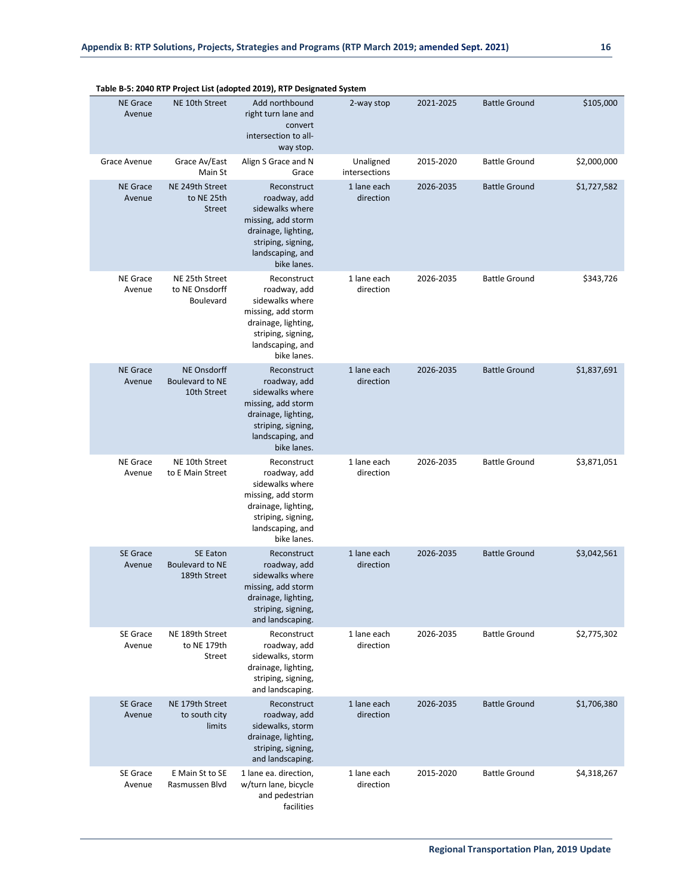**Table B-5: 2040 RTP Project List (adopted 2019), RTP Designated System**

| | | | | | | |
|---|---|---|---|---|---|---|
| NE Grace Avenue | NE 10th Street | Add northbound right turn lane and convert intersection to all-way stop. | 2-way stop | 2021-2025 | Battle Ground | $105,000 |
| Grace Avenue | Grace Av/East Main St | Align S Grace and N Grace | Unaligned intersections | 2015-2020 | Battle Ground | $2,000,000 |
| NE Grace Avenue | NE 249th Street to NE 25th Street | Reconstruct roadway, add sidewalks where missing, add storm drainage, lighting, striping, signing, landscaping, and bike lanes. | 1 lane each direction | 2026-2035 | Battle Ground | $1,727,582 |
| NE Grace Avenue | NE 25th Street to NE Onsdorff Boulevard | Reconstruct roadway, add sidewalks where missing, add storm drainage, lighting, striping, signing, landscaping, and bike lanes. | 1 lane each direction | 2026-2035 | Battle Ground | $343,726 |
| NE Grace Avenue | NE Onsdorff Boulevard to NE 10th Street | Reconstruct roadway, add sidewalks where missing, add storm drainage, lighting, striping, signing, landscaping, and bike lanes. | 1 lane each direction | 2026-2035 | Battle Ground | $1,837,691 |
| NE Grace Avenue | NE 10th Street to E Main Street | Reconstruct roadway, add sidewalks where missing, add storm drainage, lighting, striping, signing, landscaping, and bike lanes. | 1 lane each direction | 2026-2035 | Battle Ground | $3,871,051 |
| SE Grace Avenue | SE Eaton Boulevard to NE 189th Street | Reconstruct roadway, add sidewalks where missing, add storm drainage, lighting, striping, signing, and landscaping. | 1 lane each direction | 2026-2035 | Battle Ground | $3,042,561 |
| SE Grace Avenue | NE 189th Street to NE 179th Street | Reconstruct roadway, add sidewalks, storm drainage, lighting, striping, signing, and landscaping. | 1 lane each direction | 2026-2035 | Battle Ground | $2,775,302 |
| SE Grace Avenue | NE 179th Street to south city limits | Reconstruct roadway, add sidewalks, storm drainage, lighting, striping, signing, and landscaping. | 1 lane each direction | 2026-2035 | Battle Ground | $1,706,380 |
| SE Grace Avenue | E Main St to SE Rasmussen Blvd | 1 lane ea. direction, w/turn lane, bicycle and pedestrian facilities | 1 lane each direction | 2015-2020 | Battle Ground | $4,318,267 |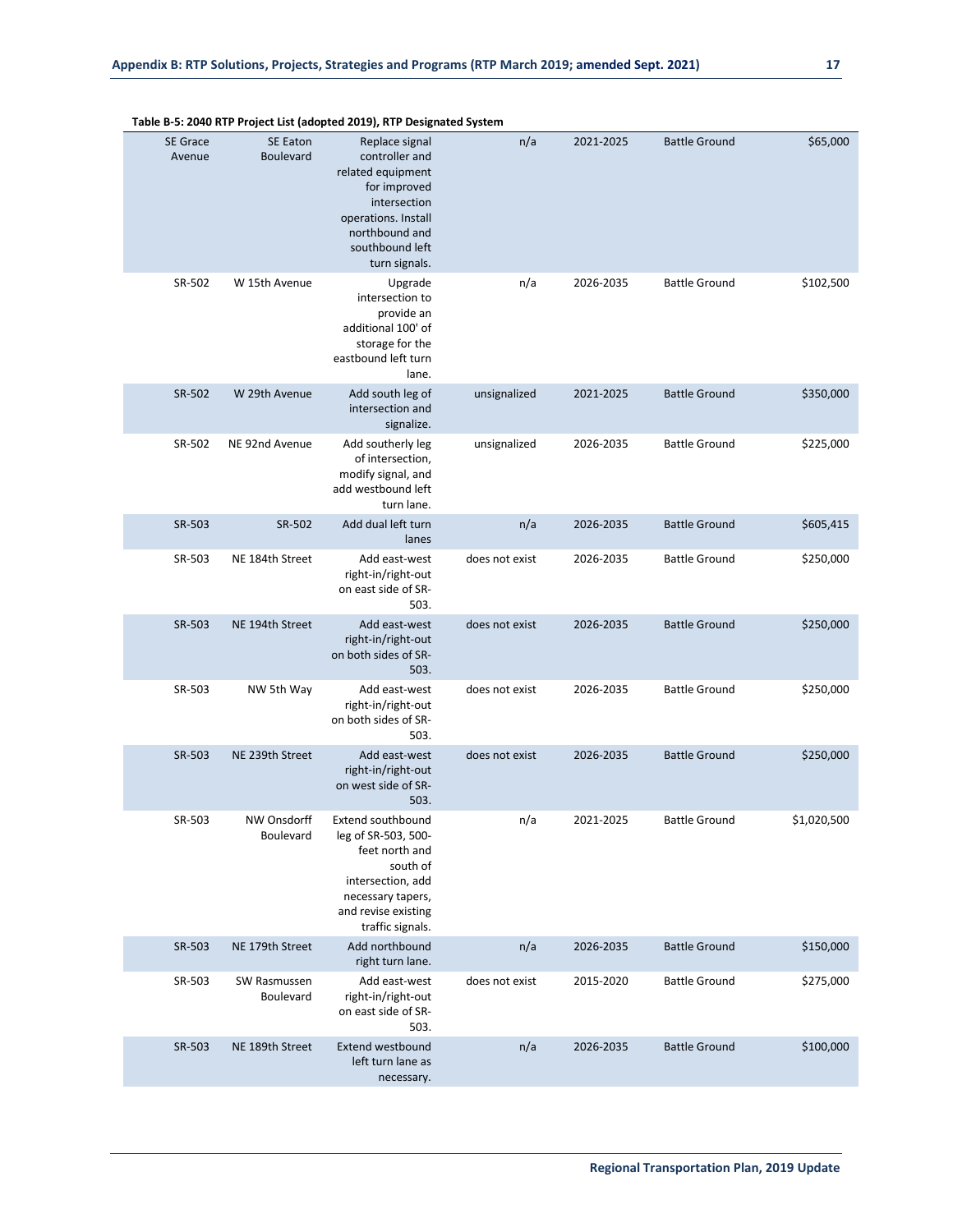**Table B-5: 2040 RTP Project List (adopted 2019), RTP Designated System**

| | | | | | | |
|---|---|---|---|---|---|---|
| SE Grace Avenue | SE Eaton Boulevard | Replace signal controller and related equipment for improved intersection operations. Install northbound and southbound left turn signals. | n/a | 2021-2025 | Battle Ground | $65,000 |
| SR-502 | W 15th Avenue | Upgrade intersection to provide an additional 100' of storage for the eastbound left turn lane. | n/a | 2026-2035 | Battle Ground | $102,500 |
| SR-502 | W 29th Avenue | Add south leg of intersection and signalize. | unsignalized | 2021-2025 | Battle Ground | $350,000 |
| SR-502 | NE 92nd Avenue | Add southerly leg of intersection, modify signal, and add westbound left turn lane. | unsignalized | 2026-2035 | Battle Ground | $225,000 |
| SR-503 | SR-502 | Add dual left turn lanes | n/a | 2026-2035 | Battle Ground | $605,415 |
| SR-503 | NE 184th Street | Add east-west right-in/right-out on east side of SR-503. | does not exist | 2026-2035 | Battle Ground | $250,000 |
| SR-503 | NE 194th Street | Add east-west right-in/right-out on both sides of SR-503. | does not exist | 2026-2035 | Battle Ground | $250,000 |
| SR-503 | NW 5th Way | Add east-west right-in/right-out on both sides of SR-503. | does not exist | 2026-2035 | Battle Ground | $250,000 |
| SR-503 | NE 239th Street | Add east-west right-in/right-out on west side of SR-503. | does not exist | 2026-2035 | Battle Ground | $250,000 |
| SR-503 | NW Onsdorff Boulevard | Extend southbound leg of SR-503, 500-feet north and south of intersection, add necessary tapers, and revise existing traffic signals. | n/a | 2021-2025 | Battle Ground | $1,020,500 |
| SR-503 | NE 179th Street | Add northbound right turn lane. | n/a | 2026-2035 | Battle Ground | $150,000 |
| SR-503 | SW Rasmussen Boulevard | Add east-west right-in/right-out on east side of SR-503. | does not exist | 2015-2020 | Battle Ground | $275,000 |
| SR-503 | NE 189th Street | Extend westbound left turn lane as necessary. | n/a | 2026-2035 | Battle Ground | $100,000 |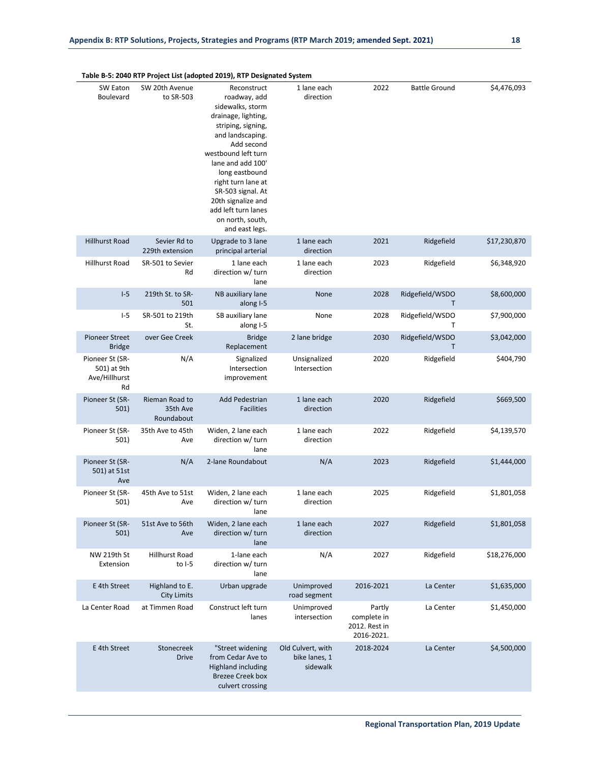**Table B-5: 2040 RTP Project List (adopted 2019), RTP Designated System**

| | | | | | | |
|---|---|---|---|---|---|---|
| SW Eaton Boulevard | SW 20th Avenue to SR-503 | Reconstruct roadway, add sidewalks, storm drainage, lighting, striping, signing, and landscaping. Add second westbound left turn lane and add 100' long eastbound right turn lane at SR-503 signal. At 20th signalize and add left turn lanes on north, south, and east legs. | 1 lane each direction | 2022 | Battle Ground | $4,476,093 |
| Hillhurst Road | Sevier Rd to 229th extension | Upgrade to 3 lane principal arterial | 1 lane each direction | 2021 | Ridgefield | $17,230,870 |
| Hillhurst Road | SR-501 to Sevier Rd | 1 lane each direction w/ turn lane | 1 lane each direction | 2023 | Ridgefield | $6,348,920 |
| I-5 | 219th St. to SR-501 | NB auxiliary lane along I-5 | None | 2028 | Ridgefield/WSDOT | $8,600,000 |
| I-5 | SR-501 to 219th St. | SB auxiliary lane along I-5 | None | 2028 | Ridgefield/WSDOT | $7,900,000 |
| Pioneer Street Bridge | over Gee Creek | Bridge Replacement | 2 lane bridge | 2030 | Ridgefield/WSDOT | $3,042,000 |
| Pioneer St (SR-501) at 9th Ave/Hillhurst Rd | N/A | Signalized Intersection improvement | Unsignalized Intersection | 2020 | Ridgefield | $404,790 |
| Pioneer St (SR-501) | Rieman Road to 35th Ave Roundabout | Add Pedestrian Facilities | 1 lane each direction | 2020 | Ridgefield | $669,500 |
| Pioneer St (SR-501) | 35th Ave to 45th Ave | Widen, 2 lane each direction w/ turn lane | 1 lane each direction | 2022 | Ridgefield | $4,139,570 |
| Pioneer St (SR-501) at 51st Ave | N/A | 2-lane Roundabout | N/A | 2023 | Ridgefield | $1,444,000 |
| Pioneer St (SR-501) | 45th Ave to 51st Ave | Widen, 2 lane each direction w/ turn lane | 1 lane each direction | 2025 | Ridgefield | $1,801,058 |
| Pioneer St (SR-501) | 51st Ave to 56th Ave | Widen, 2 lane each direction w/ turn lane | 1 lane each direction | 2027 | Ridgefield | $1,801,058 |
| NW 219th St Extension | Hillhurst Road to I-5 | 1-lane each direction w/ turn lane | N/A | 2027 | Ridgefield | $18,276,000 |
| E 4th Street | Highland to E. City Limits | Urban upgrade | Unimproved road segment | 2016-2021 | La Center | $1,635,000 |
| La Center Road | at Timmen Road | Construct left turn lanes | Unimproved intersection | Partly complete in 2012. Rest in 2016-2021. | La Center | $1,450,000 |
| E 4th Street | Stonecreek Drive | "Street widening from Cedar Ave to Highland including Brezee Creek box culvert crossing | Old Culvert, with bike lanes, 1 sidewalk | 2018-2024 | La Center | $4,500,000 |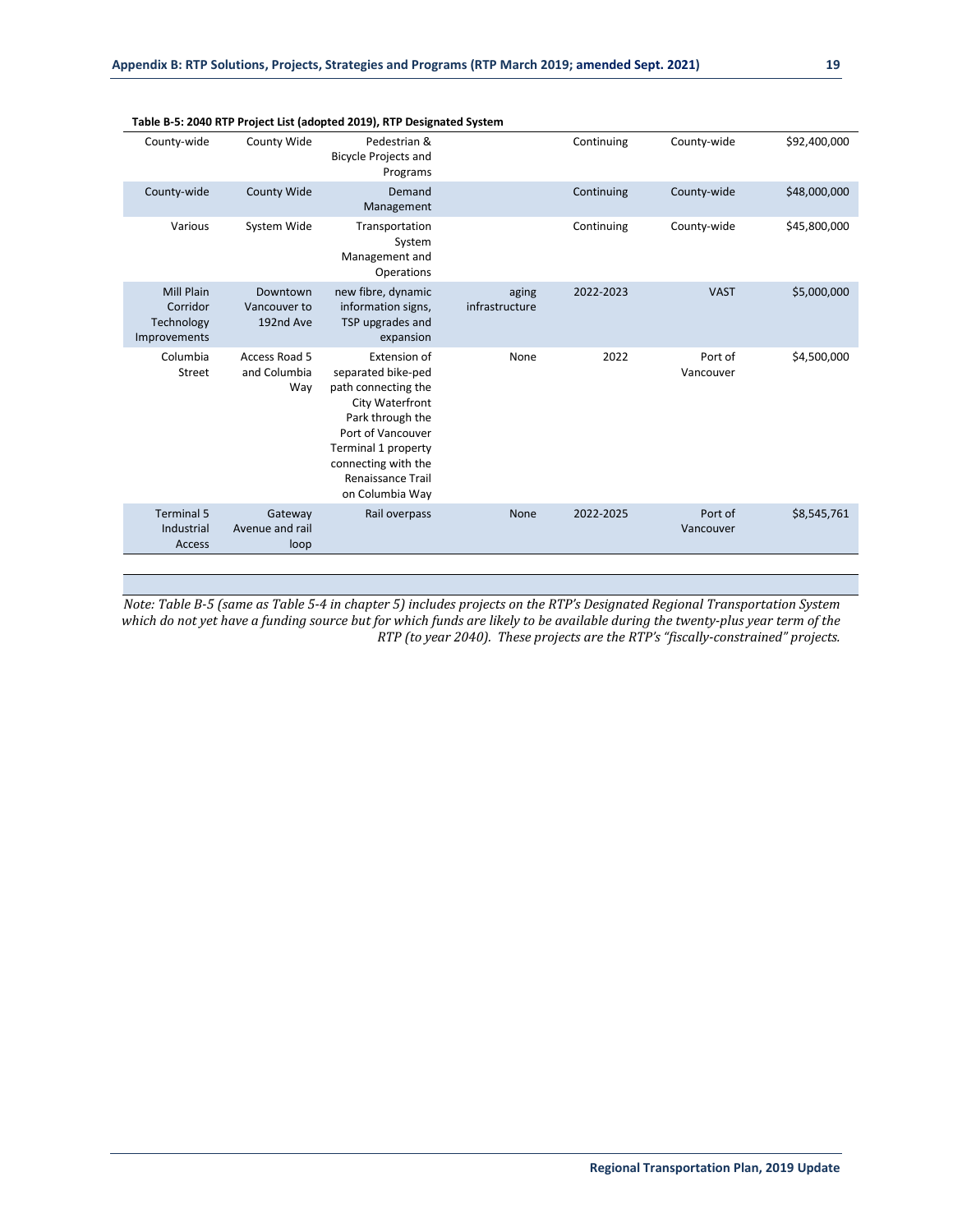**Table B-5: 2040 RTP Project List (adopted 2019), RTP Designated System**

| | | | | | | |
|---|---|---|---|---|---|---|
| County-wide | County Wide | Pedestrian & Bicycle Projects and Programs | | Continuing | County-wide | $92,400,000 |
| County-wide | County Wide | Demand Management | | Continuing | County-wide | $48,000,000 |
| Various | System Wide | Transportation System Management and Operations | | Continuing | County-wide | $45,800,000 |
| Mill Plain Corridor Technology Improvements | Downtown Vancouver to 192nd Ave | new fibre, dynamic information signs, TSP upgrades and expansion | aging infrastructure | 2022-2023 | VAST | $5,000,000 |
| Columbia Street | Access Road 5 and Columbia Way | Extension of separated bike-ped path connecting the City Waterfront Park through the Port of Vancouver Terminal 1 property connecting with the Renaissance Trail on Columbia Way | None | 2022 | Port of Vancouver | $4,500,000 |
| Terminal 5 Industrial Access | Gateway Avenue and rail loop | Rail overpass | None | 2022-2025 | Port of Vancouver | $8,545,761 |
| | | | | | | |

*Note: Table B-5 (same as Table 5-4 in chapter 5) includes projects on the RTP's Designated Regional Transportation System which do not yet have a funding source but for which funds are likely to be available during the twenty-plus year term of the RTP (to year 2040). These projects are the RTP's "fiscally-constrained" projects.*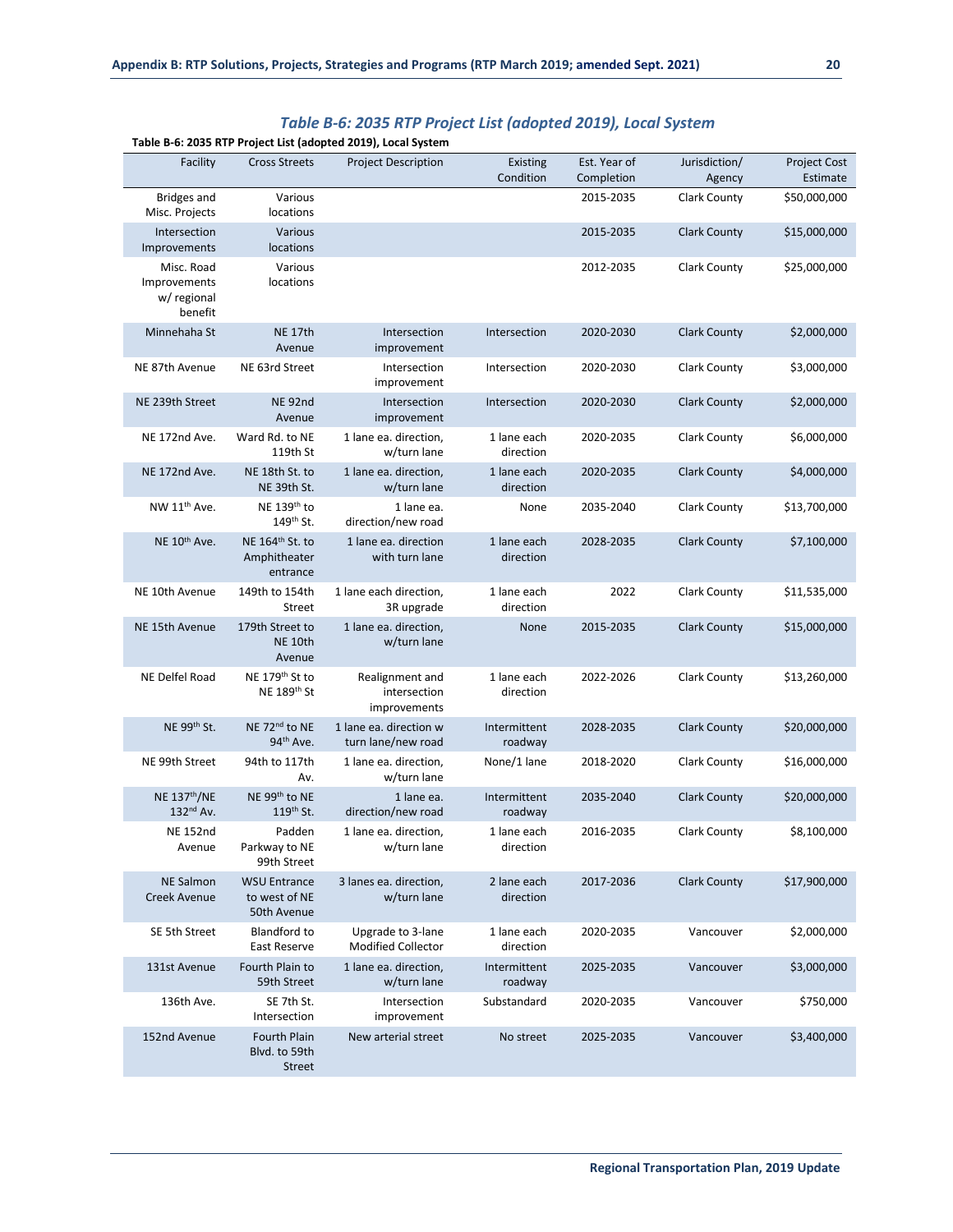## *Table B-6: 2035 RTP Project List (adopted 2019), Local System*

**Table B-6: 2035 RTP Project List (adopted 2019), Local System**

| Facility | Cross Streets | Project Description | Existing Condition | Est. Year of Completion | Jurisdiction/ Agency | Project Cost Estimate |
|---|---|---|---|---|---|---|
| Bridges and Misc. Projects | Various locations | | | 2015-2035 | Clark County | $50,000,000 |
| Intersection Improvements | Various locations | | | 2015-2035 | Clark County | $15,000,000 |
| Misc. Road Improvements w/ regional benefit | Various locations | | | 2012-2035 | Clark County | $25,000,000 |
| Minnehaha St | NE 17th Avenue | Intersection improvement | Intersection | 2020-2030 | Clark County | $2,000,000 |
| NE 87th Avenue | NE 63rd Street | Intersection improvement | Intersection | 2020-2030 | Clark County | $3,000,000 |
| NE 239th Street | NE 92nd Avenue | Intersection improvement | Intersection | 2020-2030 | Clark County | $2,000,000 |
| NE 172nd Ave. | Ward Rd. to NE 119th St | 1 lane ea. direction, w/turn lane | 1 lane each direction | 2020-2035 | Clark County | $6,000,000 |
| NE 172nd Ave. | NE 18th St. to NE 39th St. | 1 lane ea. direction, w/turn lane | 1 lane each direction | 2020-2035 | Clark County | $4,000,000 |
| NW 11th Ave. | NE 139th to 149th St. | 1 lane ea. direction/new road | None | 2035-2040 | Clark County | $13,700,000 |
| NE 10th Ave. | NE 164th St. to Amphitheater entrance | 1 lane ea. direction with turn lane | 1 lane each direction | 2028-2035 | Clark County | $7,100,000 |
| NE 10th Avenue | 149th to 154th Street | 1 lane each direction, 3R upgrade | 1 lane each direction | 2022 | Clark County | $11,535,000 |
| NE 15th Avenue | 179th Street to NE 10th Avenue | 1 lane ea. direction, w/turn lane | None | 2015-2035 | Clark County | $15,000,000 |
| NE Delfel Road | NE 179th St to NE 189th St | Realignment and intersection improvements | 1 lane each direction | 2022-2026 | Clark County | $13,260,000 |
| NE 99th St. | NE 72nd to NE 94th Ave. | 1 lane ea. direction w turn lane/new road | Intermittent roadway | 2028-2035 | Clark County | $20,000,000 |
| NE 99th Street | 94th to 117th Av. | 1 lane ea. direction, w/turn lane | None/1 lane | 2018-2020 | Clark County | $16,000,000 |
| NE 137th/NE 132nd Av. | NE 99th to NE 119th St. | 1 lane ea. direction/new road | Intermittent roadway | 2035-2040 | Clark County | $20,000,000 |
| NE 152nd Avenue | Padden Parkway to NE 99th Street | 1 lane ea. direction, w/turn lane | 1 lane each direction | 2016-2035 | Clark County | $8,100,000 |
| NE Salmon Creek Avenue | WSU Entrance to west of NE 50th Avenue | 3 lanes ea. direction, w/turn lane | 2 lane each direction | 2017-2036 | Clark County | $17,900,000 |
| SE 5th Street | Blandford to East Reserve | Upgrade to 3-lane Modified Collector | 1 lane each direction | 2020-2035 | Vancouver | $2,000,000 |
| 131st Avenue | Fourth Plain to 59th Street | 1 lane ea. direction, w/turn lane | Intermittent roadway | 2025-2035 | Vancouver | $3,000,000 |
| 136th Ave. | SE 7th St. Intersection | Intersection improvement | Substandard | 2020-2035 | Vancouver | $750,000 |
| 152nd Avenue | Fourth Plain Blvd. to 59th Street | New arterial street | No street | 2025-2035 | Vancouver | $3,400,000 |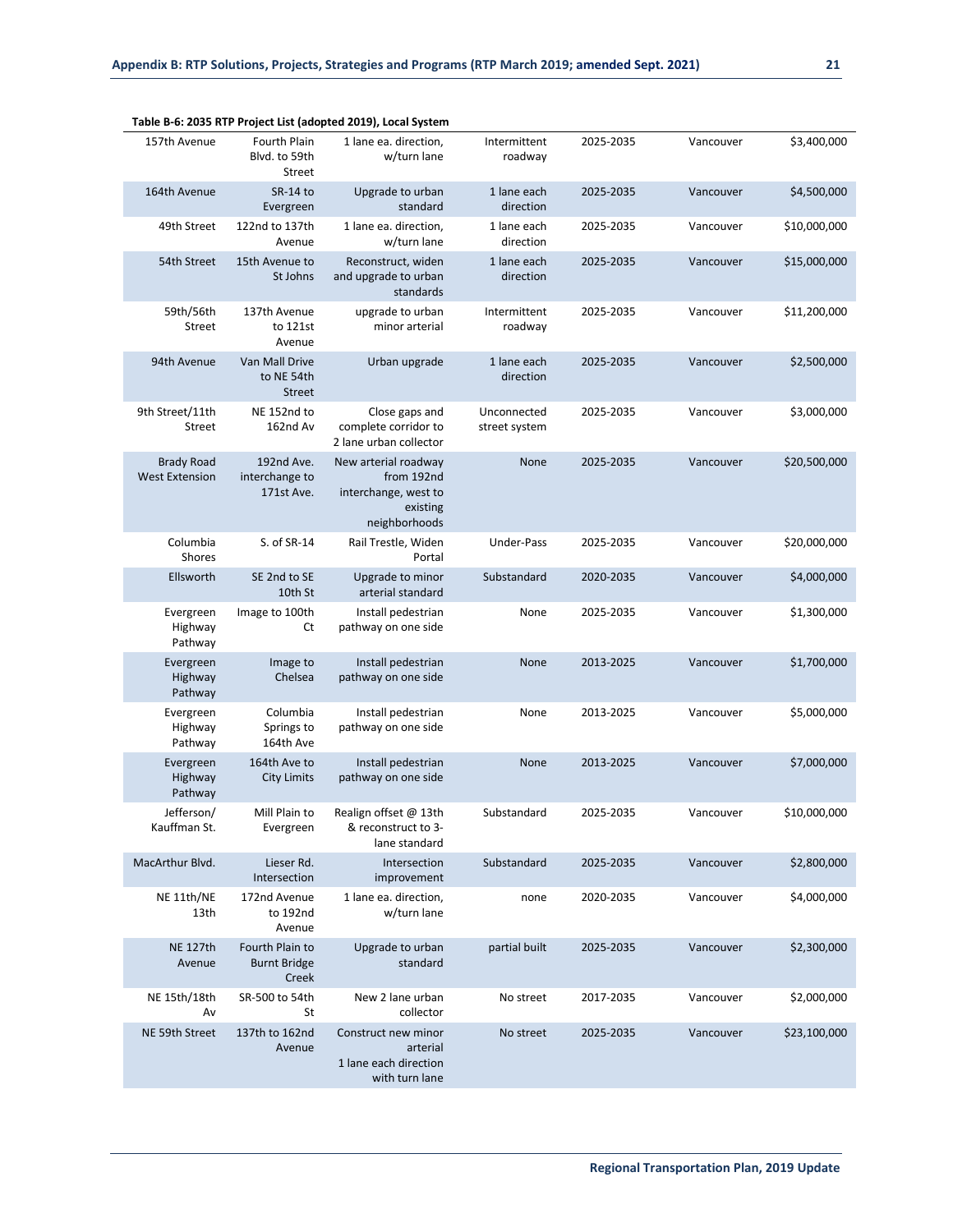**Table B-6: 2035 RTP Project List (adopted 2019), Local System**

| | | | | | | |
|---|---|---|---|---|---|---|
| 157th Avenue | Fourth Plain Blvd. to 59th Street | 1 lane ea. direction, w/turn lane | Intermittent roadway | 2025-2035 | Vancouver | $3,400,000 |
| 164th Avenue | SR-14 to Evergreen | Upgrade to urban standard | 1 lane each direction | 2025-2035 | Vancouver | $4,500,000 |
| 49th Street | 122nd to 137th Avenue | 1 lane ea. direction, w/turn lane | 1 lane each direction | 2025-2035 | Vancouver | $10,000,000 |
| 54th Street | 15th Avenue to St Johns | Reconstruct, widen and upgrade to urban standards | 1 lane each direction | 2025-2035 | Vancouver | $15,000,000 |
| 59th/56th Street | 137th Avenue to 121st Avenue | upgrade to urban minor arterial | Intermittent roadway | 2025-2035 | Vancouver | $11,200,000 |
| 94th Avenue | Van Mall Drive to NE 54th Street | Urban upgrade | 1 lane each direction | 2025-2035 | Vancouver | $2,500,000 |
| 9th Street/11th Street | NE 152nd to 162nd Av | Close gaps and complete corridor to 2 lane urban collector | Unconnected street system | 2025-2035 | Vancouver | $3,000,000 |
| Brady Road West Extension | 192nd Ave. interchange to 171st Ave. | New arterial roadway from 192nd interchange, west to existing neighborhoods | None | 2025-2035 | Vancouver | $20,500,000 |
| Columbia Shores | S. of SR-14 | Rail Trestle, Widen Portal | Under-Pass | 2025-2035 | Vancouver | $20,000,000 |
| Ellsworth | SE 2nd to SE 10th St | Upgrade to minor arterial standard | Substandard | 2020-2035 | Vancouver | $4,000,000 |
| Evergreen Highway Pathway | Image to 100th Ct | Install pedestrian pathway on one side | None | 2025-2035 | Vancouver | $1,300,000 |
| Evergreen Highway Pathway | Image to Chelsea | Install pedestrian pathway on one side | None | 2013-2025 | Vancouver | $1,700,000 |
| Evergreen Highway Pathway | Columbia Springs to 164th Ave | Install pedestrian pathway on one side | None | 2013-2025 | Vancouver | $5,000,000 |
| Evergreen Highway Pathway | 164th Ave to City Limits | Install pedestrian pathway on one side | None | 2013-2025 | Vancouver | $7,000,000 |
| Jefferson/ Kauffman St. | Mill Plain to Evergreen | Realign offset @ 13th & reconstruct to 3-lane standard | Substandard | 2025-2035 | Vancouver | $10,000,000 |
| MacArthur Blvd. | Lieser Rd. Intersection | Intersection improvement | Substandard | 2025-2035 | Vancouver | $2,800,000 |
| NE 11th/NE 13th | 172nd Avenue to 192nd Avenue | 1 lane ea. direction, w/turn lane | none | 2020-2035 | Vancouver | $4,000,000 |
| NE 127th Avenue | Fourth Plain to Burnt Bridge Creek | Upgrade to urban standard | partial built | 2025-2035 | Vancouver | $2,300,000 |
| NE 15th/18th Av | SR-500 to 54th St | New 2 lane urban collector | No street | 2017-2035 | Vancouver | $2,000,000 |
| NE 59th Street | 137th to 162nd Avenue | Construct new minor arterial 1 lane each direction with turn lane | No street | 2025-2035 | Vancouver | $23,100,000 |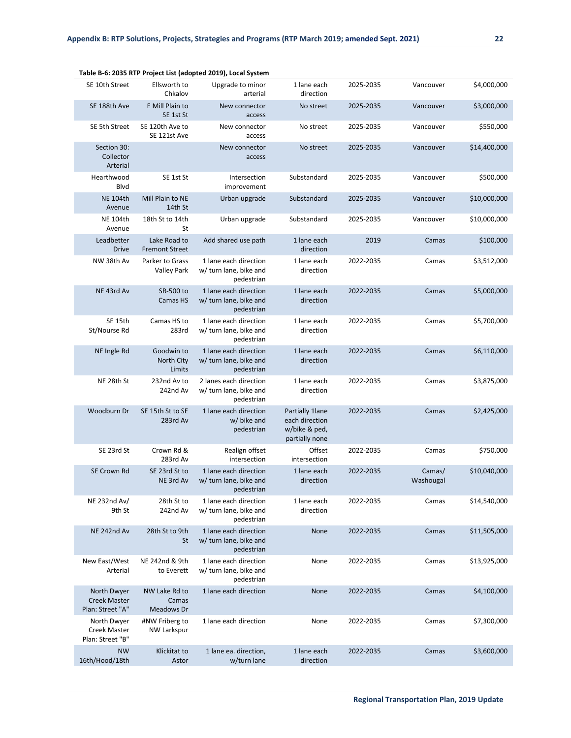**Table B-6: 2035 RTP Project List (adopted 2019), Local System**

| | | | | | | |
|---|---|---|---|---|---|---|
| SE 10th Street | Ellsworth to Chkalov | Upgrade to minor arterial | 1 lane each direction | 2025-2035 | Vancouver | $4,000,000 |
| SE 188th Ave | E Mill Plain to SE 1st St | New connector access | No street | 2025-2035 | Vancouver | $3,000,000 |
| SE 5th Street | SE 120th Ave to SE 121st Ave | New connector access | No street | 2025-2035 | Vancouver | $550,000 |
| Section 30: Collector Arterial | | New connector access | No street | 2025-2035 | Vancouver | $14,400,000 |
| Hearthwood Blvd | SE 1st St | Intersection improvement | Substandard | 2025-2035 | Vancouver | $500,000 |
| NE 104th Avenue | Mill Plain to NE 14th St | Urban upgrade | Substandard | 2025-2035 | Vancouver | $10,000,000 |
| NE 104th Avenue | 18th St to 14th St | Urban upgrade | Substandard | 2025-2035 | Vancouver | $10,000,000 |
| Leadbetter Drive | Lake Road to Fremont Street | Add shared use path | 1 lane each direction | 2019 | Camas | $100,000 |
| NW 38th Av | Parker to Grass Valley Park | 1 lane each direction w/ turn lane, bike and pedestrian | 1 lane each direction | 2022-2035 | Camas | $3,512,000 |
| NE 43rd Av | SR-500 to Camas HS | 1 lane each direction w/ turn lane, bike and pedestrian | 1 lane each direction | 2022-2035 | Camas | $5,000,000 |
| SE 15th St/Nourse Rd | Camas HS to 283rd | 1 lane each direction w/ turn lane, bike and pedestrian | 1 lane each direction | 2022-2035 | Camas | $5,700,000 |
| NE Ingle Rd | Goodwin to North City Limits | 1 lane each direction w/ turn lane, bike and pedestrian | 1 lane each direction | 2022-2035 | Camas | $6,110,000 |
| NE 28th St | 232nd Av to 242nd Av | 2 lanes each direction w/ turn lane, bike and pedestrian | 1 lane each direction | 2022-2035 | Camas | $3,875,000 |
| Woodburn Dr | SE 15th St to SE 283rd Av | 1 lane each direction w/ bike and pedestrian | Partially 1lane each direction w/bike & ped, partially none | 2022-2035 | Camas | $2,425,000 |
| SE 23rd St | Crown Rd & 283rd Av | Realign offset intersection | Offset intersection | 2022-2035 | Camas | $750,000 |
| SE Crown Rd | SE 23rd St to NE 3rd Av | 1 lane each direction w/ turn lane, bike and pedestrian | 1 lane each direction | 2022-2035 | Camas/ Washougal | $10,040,000 |
| NE 232nd Av/ 9th St | 28th St to 242nd Av | 1 lane each direction w/ turn lane, bike and pedestrian | 1 lane each direction | 2022-2035 | Camas | $14,540,000 |
| NE 242nd Av | 28th St to 9th St | 1 lane each direction w/ turn lane, bike and pedestrian | None | 2022-2035 | Camas | $11,505,000 |
| New East/West Arterial | NE 242nd & 9th to Everett | 1 lane each direction w/ turn lane, bike and pedestrian | None | 2022-2035 | Camas | $13,925,000 |
| North Dwyer Creek Master Plan: Street "A" | NW Lake Rd to Camas Meadows Dr | 1 lane each direction | None | 2022-2035 | Camas | $4,100,000 |
| North Dwyer Creek Master Plan: Street "B" | #NW Friberg to NW Larkspur | 1 lane each direction | None | 2022-2035 | Camas | $7,300,000 |
| NW 16th/Hood/18th | Klickitat to Astor | 1 lane ea. direction, w/turn lane | 1 lane each direction | 2022-2035 | Camas | $3,600,000 |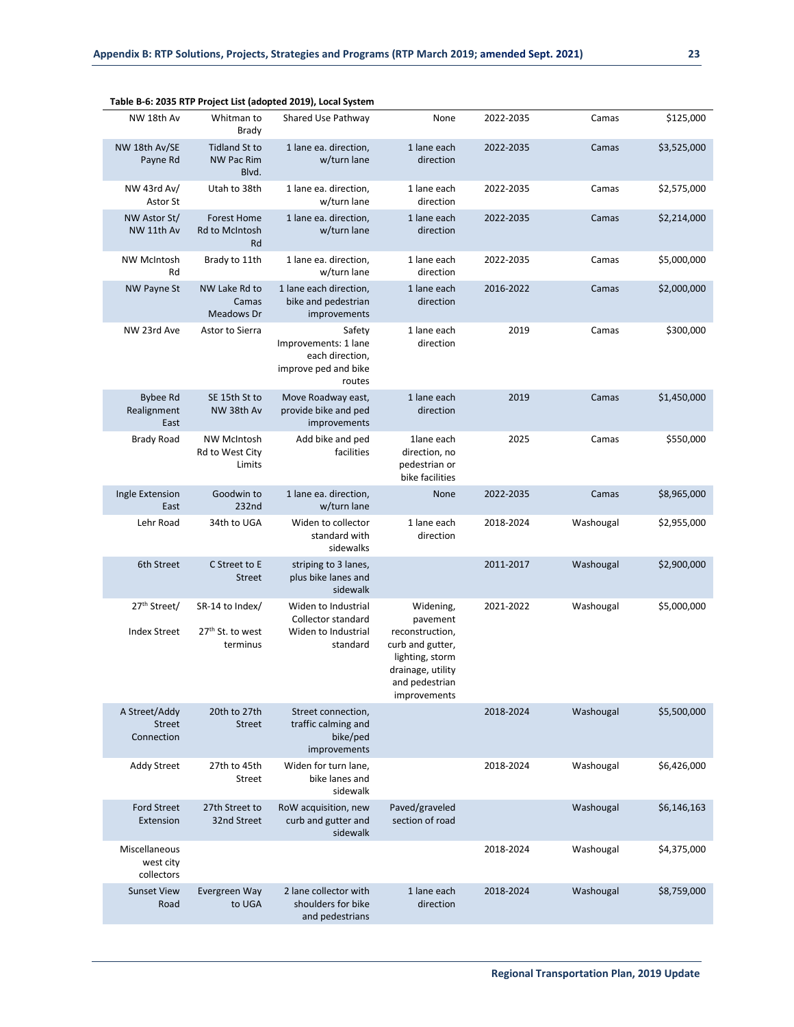**Table B-6: 2035 RTP Project List (adopted 2019), Local System**

| | | | | | | |
|---|---|---|---|---|---|---|
| NW 18th Av | Whitman to Brady | Shared Use Pathway | None | 2022-2035 | Camas | $125,000 |
| NW 18th Av/SE Payne Rd | Tidland St to NW Pac Rim Blvd. | 1 lane ea. direction, w/turn lane | 1 lane each direction | 2022-2035 | Camas | $3,525,000 |
| NW 43rd Av/ Astor St | Utah to 38th | 1 lane ea. direction, w/turn lane | 1 lane each direction | 2022-2035 | Camas | $2,575,000 |
| NW Astor St/ NW 11th Av | Forest Home Rd to McIntosh Rd | 1 lane ea. direction, w/turn lane | 1 lane each direction | 2022-2035 | Camas | $2,214,000 |
| NW McIntosh Rd | Brady to 11th | 1 lane ea. direction, w/turn lane | 1 lane each direction | 2022-2035 | Camas | $5,000,000 |
| NW Payne St | NW Lake Rd to Camas Meadows Dr | 1 lane each direction, bike and pedestrian improvements | 1 lane each direction | 2016-2022 | Camas | $2,000,000 |
| NW 23rd Ave | Astor to Sierra | Safety Improvements: 1 lane each direction, improve ped and bike routes | 1 lane each direction | 2019 | Camas | $300,000 |
| Bybee Rd Realignment East | SE 15th St to NW 38th Av | Move Roadway east, provide bike and ped improvements | 1 lane each direction | 2019 | Camas | $1,450,000 |
| Brady Road | NW McIntosh Rd to West City Limits | Add bike and ped facilities | 1lane each direction, no pedestrian or bike facilities | 2025 | Camas | $550,000 |
| Ingle Extension East | Goodwin to 232nd | 1 lane ea. direction, w/turn lane | None | 2022-2035 | Camas | $8,965,000 |
| Lehr Road | 34th to UGA | Widen to collector standard with sidewalks | 1 lane each direction | 2018-2024 | Washougal | $2,955,000 |
| 6th Street | C Street to E Street | striping to 3 lanes, plus bike lanes and sidewalk | | 2011-2017 | Washougal | $2,900,000 |
| 27th Street/ Index Street | SR-14 to Index/ 27th St. to west terminus | Widen to Industrial Collector standard Widen to Industrial standard | Widening, pavement reconstruction, curb and gutter, lighting, storm drainage, utility and pedestrian improvements | 2021-2022 | Washougal | $5,000,000 |
| A Street/Addy Street Connection | 20th to 27th Street | Street connection, traffic calming and bike/ped improvements | | 2018-2024 | Washougal | $5,500,000 |
| Addy Street | 27th to 45th Street | Widen for turn lane, bike lanes and sidewalk | | 2018-2024 | Washougal | $6,426,000 |
| Ford Street Extension | 27th Street to 32nd Street | RoW acquisition, new curb and gutter and sidewalk | Paved/graveled section of road | | Washougal | $6,146,163 |
| Miscellaneous west city collectors | | | | 2018-2024 | Washougal | $4,375,000 |
| Sunset View Road | Evergreen Way to UGA | 2 lane collector with shoulders for bike and pedestrians | 1 lane each direction | 2018-2024 | Washougal | $8,759,000 |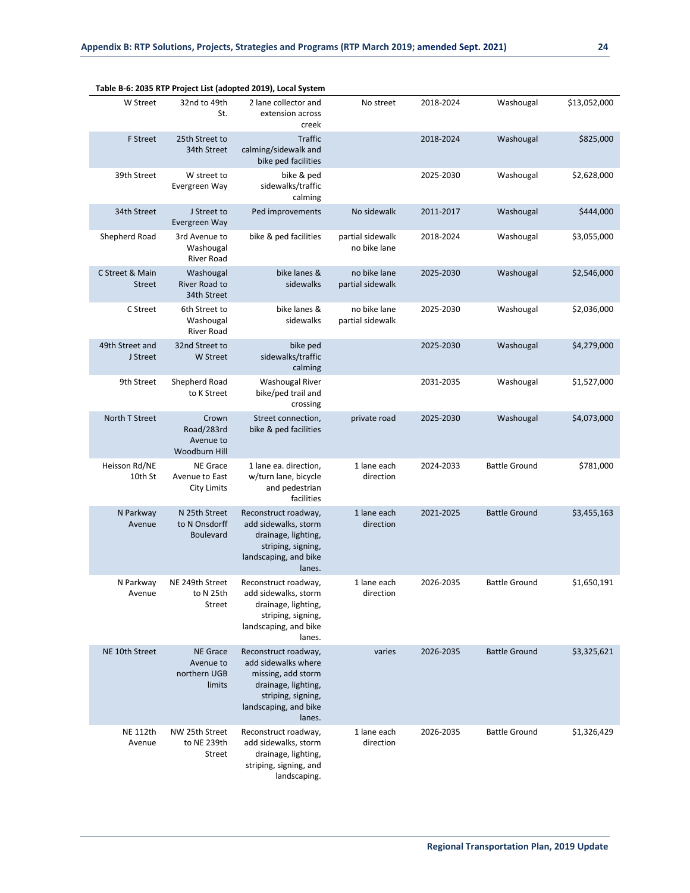**Table B-6: 2035 RTP Project List (adopted 2019), Local System**

| | | | | | | |
|---|---|---|---|---|---|---|
| W Street | 32nd to 49th St. | 2 lane collector and extension across creek | No street | 2018-2024 | Washougal | $13,052,000 |
| F Street | 25th Street to 34th Street | Traffic calming/sidewalk and bike ped facilities | | 2018-2024 | Washougal | $825,000 |
| 39th Street | W street to Evergreen Way | bike & ped sidewalks/traffic calming | | 2025-2030 | Washougal | $2,628,000 |
| 34th Street | J Street to Evergreen Way | Ped improvements | No sidewalk | 2011-2017 | Washougal | $444,000 |
| Shepherd Road | 3rd Avenue to Washougal River Road | bike & ped facilities | partial sidewalk no bike lane | 2018-2024 | Washougal | $3,055,000 |
| C Street & Main Street | Washougal River Road to 34th Street | bike lanes & sidewalks | no bike lane partial sidewalk | 2025-2030 | Washougal | $2,546,000 |
| C Street | 6th Street to Washougal River Road | bike lanes & sidewalks | no bike lane partial sidewalk | 2025-2030 | Washougal | $2,036,000 |
| 49th Street and J Street | 32nd Street to W Street | bike ped sidewalks/traffic calming | | 2025-2030 | Washougal | $4,279,000 |
| 9th Street | Shepherd Road to K Street | Washougal River bike/ped trail and crossing | | 2031-2035 | Washougal | $1,527,000 |
| North T Street | Crown Road/283rd Avenue to Woodburn Hill | Street connection, bike & ped facilities | private road | 2025-2030 | Washougal | $4,073,000 |
| Heisson Rd/NE 10th St | NE Grace Avenue to East City Limits | 1 lane ea. direction, w/turn lane, bicycle and pedestrian facilities | 1 lane each direction | 2024-2033 | Battle Ground | $781,000 |
| N Parkway Avenue | N 25th Street to N Onsdorff Boulevard | Reconstruct roadway, add sidewalks, storm drainage, lighting, striping, signing, landscaping, and bike lanes. | 1 lane each direction | 2021-2025 | Battle Ground | $3,455,163 |
| N Parkway Avenue | NE 249th Street to N 25th Street | Reconstruct roadway, add sidewalks, storm drainage, lighting, striping, signing, landscaping, and bike lanes. | 1 lane each direction | 2026-2035 | Battle Ground | $1,650,191 |
| NE 10th Street | NE Grace Avenue to northern UGB limits | Reconstruct roadway, add sidewalks where missing, add storm drainage, lighting, striping, signing, landscaping, and bike lanes. | varies | 2026-2035 | Battle Ground | $3,325,621 |
| NE 112th Avenue | NW 25th Street to NE 239th Street | Reconstruct roadway, add sidewalks, storm drainage, lighting, striping, signing, and landscaping. | 1 lane each direction | 2026-2035 | Battle Ground | $1,326,429 |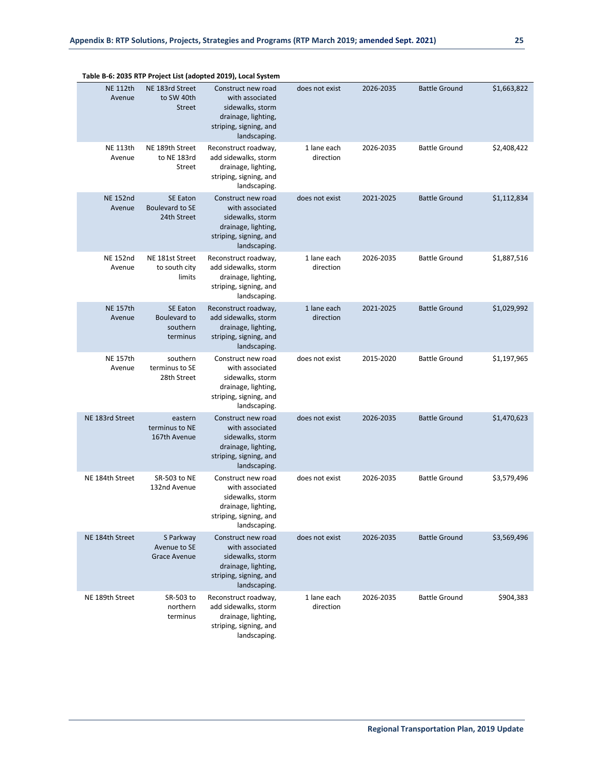**Table B-6: 2035 RTP Project List (adopted 2019), Local System**

| | | | | | | |
|---|---|---|---|---|---|---|
| NE 112th Avenue | NE 183rd Street to SW 40th Street | Construct new road with associated sidewalks, storm drainage, lighting, striping, signing, and landscaping. | does not exist | 2026-2035 | Battle Ground | $1,663,822 |
| NE 113th Avenue | NE 189th Street to NE 183rd Street | Reconstruct roadway, add sidewalks, storm drainage, lighting, striping, signing, and landscaping. | 1 lane each direction | 2026-2035 | Battle Ground | $2,408,422 |
| NE 152nd Avenue | SE Eaton Boulevard to SE 24th Street | Construct new road with associated sidewalks, storm drainage, lighting, striping, signing, and landscaping. | does not exist | 2021-2025 | Battle Ground | $1,112,834 |
| NE 152nd Avenue | NE 181st Street to south city limits | Reconstruct roadway, add sidewalks, storm drainage, lighting, striping, signing, and landscaping. | 1 lane each direction | 2026-2035 | Battle Ground | $1,887,516 |
| NE 157th Avenue | SE Eaton Boulevard to southern terminus | Reconstruct roadway, add sidewalks, storm drainage, lighting, striping, signing, and landscaping. | 1 lane each direction | 2021-2025 | Battle Ground | $1,029,992 |
| NE 157th Avenue | southern terminus to SE 28th Street | Construct new road with associated sidewalks, storm drainage, lighting, striping, signing, and landscaping. | does not exist | 2015-2020 | Battle Ground | $1,197,965 |
| NE 183rd Street | eastern terminus to NE 167th Avenue | Construct new road with associated sidewalks, storm drainage, lighting, striping, signing, and landscaping. | does not exist | 2026-2035 | Battle Ground | $1,470,623 |
| NE 184th Street | SR-503 to NE 132nd Avenue | Construct new road with associated sidewalks, storm drainage, lighting, striping, signing, and landscaping. | does not exist | 2026-2035 | Battle Ground | $3,579,496 |
| NE 184th Street | S Parkway Avenue to SE Grace Avenue | Construct new road with associated sidewalks, storm drainage, lighting, striping, signing, and landscaping. | does not exist | 2026-2035 | Battle Ground | $3,569,496 |
| NE 189th Street | SR-503 to northern terminus | Reconstruct roadway, add sidewalks, storm drainage, lighting, striping, signing, and landscaping. | 1 lane each direction | 2026-2035 | Battle Ground | $904,383 |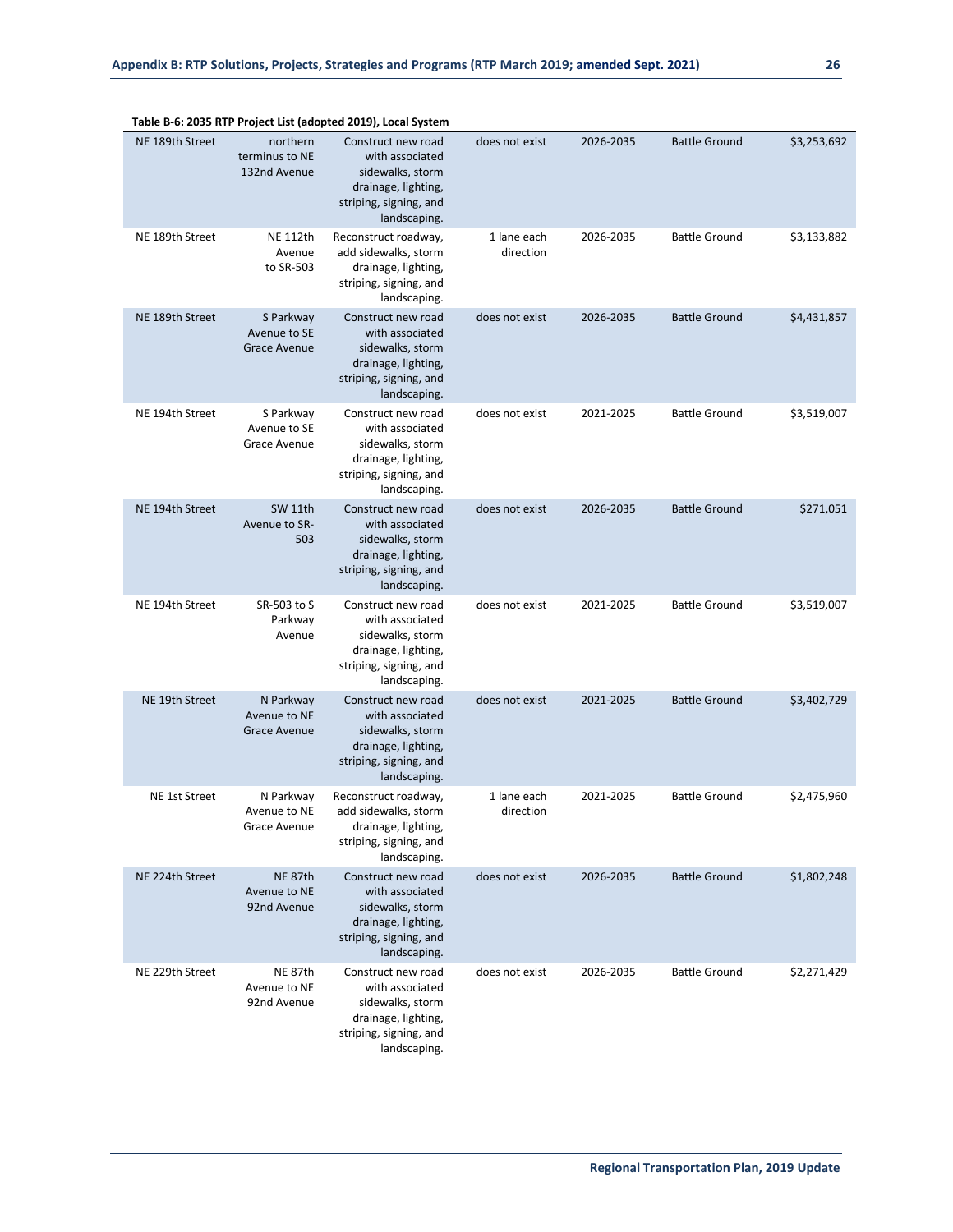**Table B-6: 2035 RTP Project List (adopted 2019), Local System**

| | | | | | | |
|---|---|---|---|---|---|---|
| NE 189th Street | northern terminus to NE 132nd Avenue | Construct new road with associated sidewalks, storm drainage, lighting, striping, signing, and landscaping. | does not exist | 2026-2035 | Battle Ground | $3,253,692 |
| NE 189th Street | NE 112th Avenue to SR-503 | Reconstruct roadway, add sidewalks, storm drainage, lighting, striping, signing, and landscaping. | 1 lane each direction | 2026-2035 | Battle Ground | $3,133,882 |
| NE 189th Street | S Parkway Avenue to SE Grace Avenue | Construct new road with associated sidewalks, storm drainage, lighting, striping, signing, and landscaping. | does not exist | 2026-2035 | Battle Ground | $4,431,857 |
| NE 194th Street | S Parkway Avenue to SE Grace Avenue | Construct new road with associated sidewalks, storm drainage, lighting, striping, signing, and landscaping. | does not exist | 2021-2025 | Battle Ground | $3,519,007 |
| NE 194th Street | SW 11th Avenue to SR-503 | Construct new road with associated sidewalks, storm drainage, lighting, striping, signing, and landscaping. | does not exist | 2026-2035 | Battle Ground | $271,051 |
| NE 194th Street | SR-503 to S Parkway Avenue | Construct new road with associated sidewalks, storm drainage, lighting, striping, signing, and landscaping. | does not exist | 2021-2025 | Battle Ground | $3,519,007 |
| NE 19th Street | N Parkway Avenue to NE Grace Avenue | Construct new road with associated sidewalks, storm drainage, lighting, striping, signing, and landscaping. | does not exist | 2021-2025 | Battle Ground | $3,402,729 |
| NE 1st Street | N Parkway Avenue to NE Grace Avenue | Reconstruct roadway, add sidewalks, storm drainage, lighting, striping, signing, and landscaping. | 1 lane each direction | 2021-2025 | Battle Ground | $2,475,960 |
| NE 224th Street | NE 87th Avenue to NE 92nd Avenue | Construct new road with associated sidewalks, storm drainage, lighting, striping, signing, and landscaping. | does not exist | 2026-2035 | Battle Ground | $1,802,248 |
| NE 229th Street | NE 87th Avenue to NE 92nd Avenue | Construct new road with associated sidewalks, storm drainage, lighting, striping, signing, and landscaping. | does not exist | 2026-2035 | Battle Ground | $2,271,429 |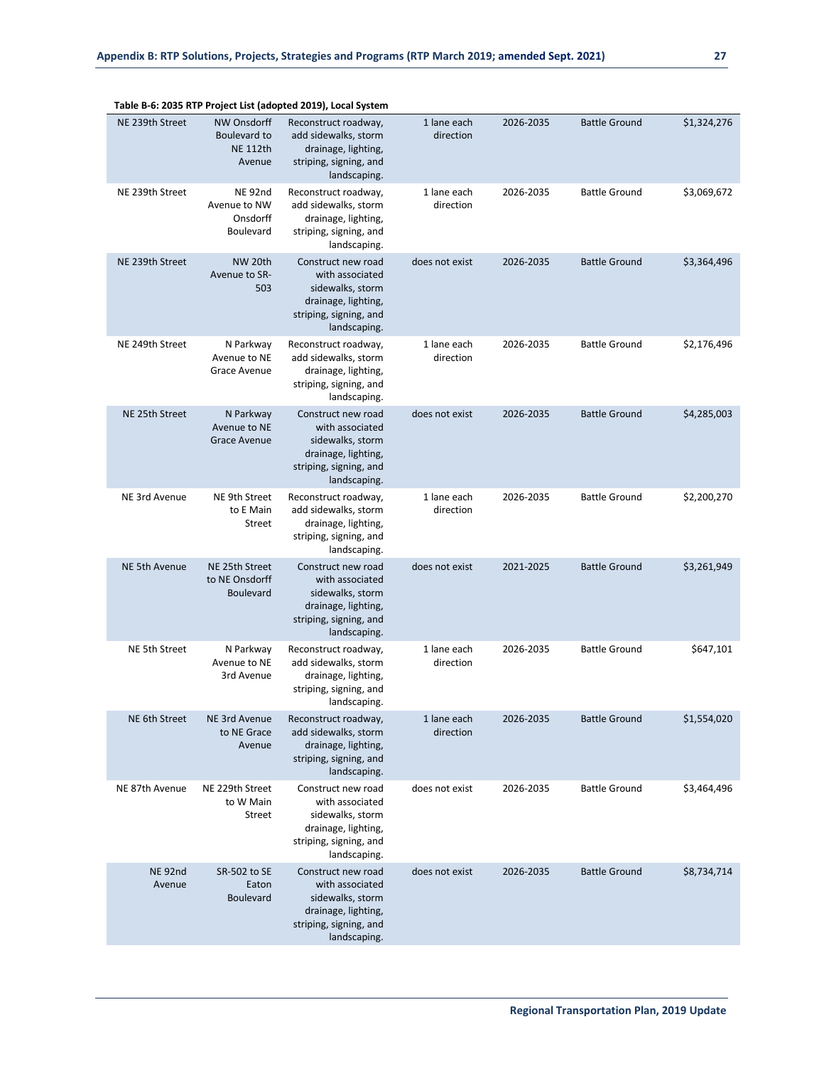**Table B-6: 2035 RTP Project List (adopted 2019), Local System**

| | | | | | | |
|---|---|---|---|---|---|---|
| NE 239th Street | NW Onsdorff Boulevard to NE 112th Avenue | Reconstruct roadway, add sidewalks, storm drainage, lighting, striping, signing, and landscaping. | 1 lane each direction | 2026-2035 | Battle Ground | $1,324,276 |
| NE 239th Street | NE 92nd Avenue to NW Onsdorff Boulevard | Reconstruct roadway, add sidewalks, storm drainage, lighting, striping, signing, and landscaping. | 1 lane each direction | 2026-2035 | Battle Ground | $3,069,672 |
| NE 239th Street | NW 20th Avenue to SR-503 | Construct new road with associated sidewalks, storm drainage, lighting, striping, signing, and landscaping. | does not exist | 2026-2035 | Battle Ground | $3,364,496 |
| NE 249th Street | N Parkway Avenue to NE Grace Avenue | Reconstruct roadway, add sidewalks, storm drainage, lighting, striping, signing, and landscaping. | 1 lane each direction | 2026-2035 | Battle Ground | $2,176,496 |
| NE 25th Street | N Parkway Avenue to NE Grace Avenue | Construct new road with associated sidewalks, storm drainage, lighting, striping, signing, and landscaping. | does not exist | 2026-2035 | Battle Ground | $4,285,003 |
| NE 3rd Avenue | NE 9th Street to E Main Street | Reconstruct roadway, add sidewalks, storm drainage, lighting, striping, signing, and landscaping. | 1 lane each direction | 2026-2035 | Battle Ground | $2,200,270 |
| NE 5th Avenue | NE 25th Street to NE Onsdorff Boulevard | Construct new road with associated sidewalks, storm drainage, lighting, striping, signing, and landscaping. | does not exist | 2021-2025 | Battle Ground | $3,261,949 |
| NE 5th Street | N Parkway Avenue to NE 3rd Avenue | Reconstruct roadway, add sidewalks, storm drainage, lighting, striping, signing, and landscaping. | 1 lane each direction | 2026-2035 | Battle Ground | $647,101 |
| NE 6th Street | NE 3rd Avenue to NE Grace Avenue | Reconstruct roadway, add sidewalks, storm drainage, lighting, striping, signing, and landscaping. | 1 lane each direction | 2026-2035 | Battle Ground | $1,554,020 |
| NE 87th Avenue | NE 229th Street to W Main Street | Construct new road with associated sidewalks, storm drainage, lighting, striping, signing, and landscaping. | does not exist | 2026-2035 | Battle Ground | $3,464,496 |
| NE 92nd Avenue | SR-502 to SE Eaton Boulevard | Construct new road with associated sidewalks, storm drainage, lighting, striping, signing, and landscaping. | does not exist | 2026-2035 | Battle Ground | $8,734,714 |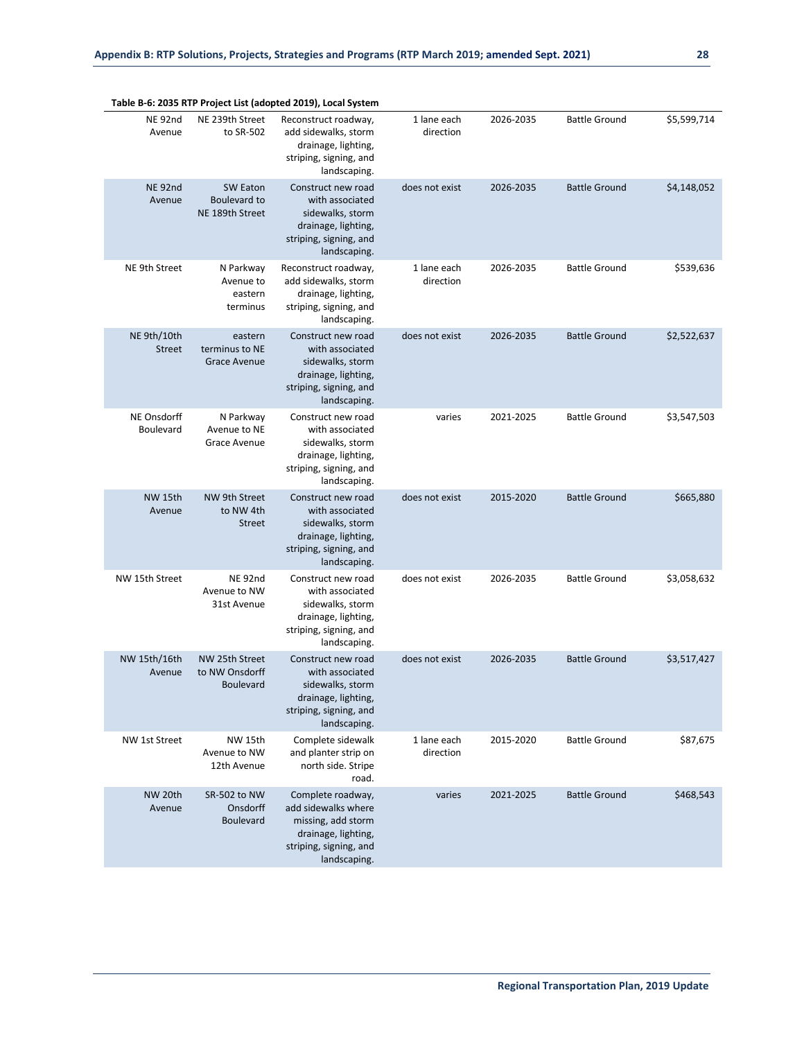**Table B-6: 2035 RTP Project List (adopted 2019), Local System**

| | | | | | | |
|---|---|---|---|---|---|---|
| NE 92nd Avenue | NE 239th Street to SR-502 | Reconstruct roadway, add sidewalks, storm drainage, lighting, striping, signing, and landscaping. | 1 lane each direction | 2026-2035 | Battle Ground | $5,599,714 |
| NE 92nd Avenue | SW Eaton Boulevard to NE 189th Street | Construct new road with associated sidewalks, storm drainage, lighting, striping, signing, and landscaping. | does not exist | 2026-2035 | Battle Ground | $4,148,052 |
| NE 9th Street | N Parkway Avenue to eastern terminus | Reconstruct roadway, add sidewalks, storm drainage, lighting, striping, signing, and landscaping. | 1 lane each direction | 2026-2035 | Battle Ground | $539,636 |
| NE 9th/10th Street | eastern terminus to NE Grace Avenue | Construct new road with associated sidewalks, storm drainage, lighting, striping, signing, and landscaping. | does not exist | 2026-2035 | Battle Ground | $2,522,637 |
| NE Onsdorff Boulevard | N Parkway Avenue to NE Grace Avenue | Construct new road with associated sidewalks, storm drainage, lighting, striping, signing, and landscaping. | varies | 2021-2025 | Battle Ground | $3,547,503 |
| NW 15th Avenue | NW 9th Street to NW 4th Street | Construct new road with associated sidewalks, storm drainage, lighting, striping, signing, and landscaping. | does not exist | 2015-2020 | Battle Ground | $665,880 |
| NW 15th Street | NE 92nd Avenue to NW 31st Avenue | Construct new road with associated sidewalks, storm drainage, lighting, striping, signing, and landscaping. | does not exist | 2026-2035 | Battle Ground | $3,058,632 |
| NW 15th/16th Avenue | NW 25th Street to NW Onsdorff Boulevard | Construct new road with associated sidewalks, storm drainage, lighting, striping, signing, and landscaping. | does not exist | 2026-2035 | Battle Ground | $3,517,427 |
| NW 1st Street | NW 15th Avenue to NW 12th Avenue | Complete sidewalk and planter strip on north side. Stripe road. | 1 lane each direction | 2015-2020 | Battle Ground | $87,675 |
| NW 20th Avenue | SR-502 to NW Onsdorff Boulevard | Complete roadway, add sidewalks where missing, add storm drainage, lighting, striping, signing, and landscaping. | varies | 2021-2025 | Battle Ground | $468,543 |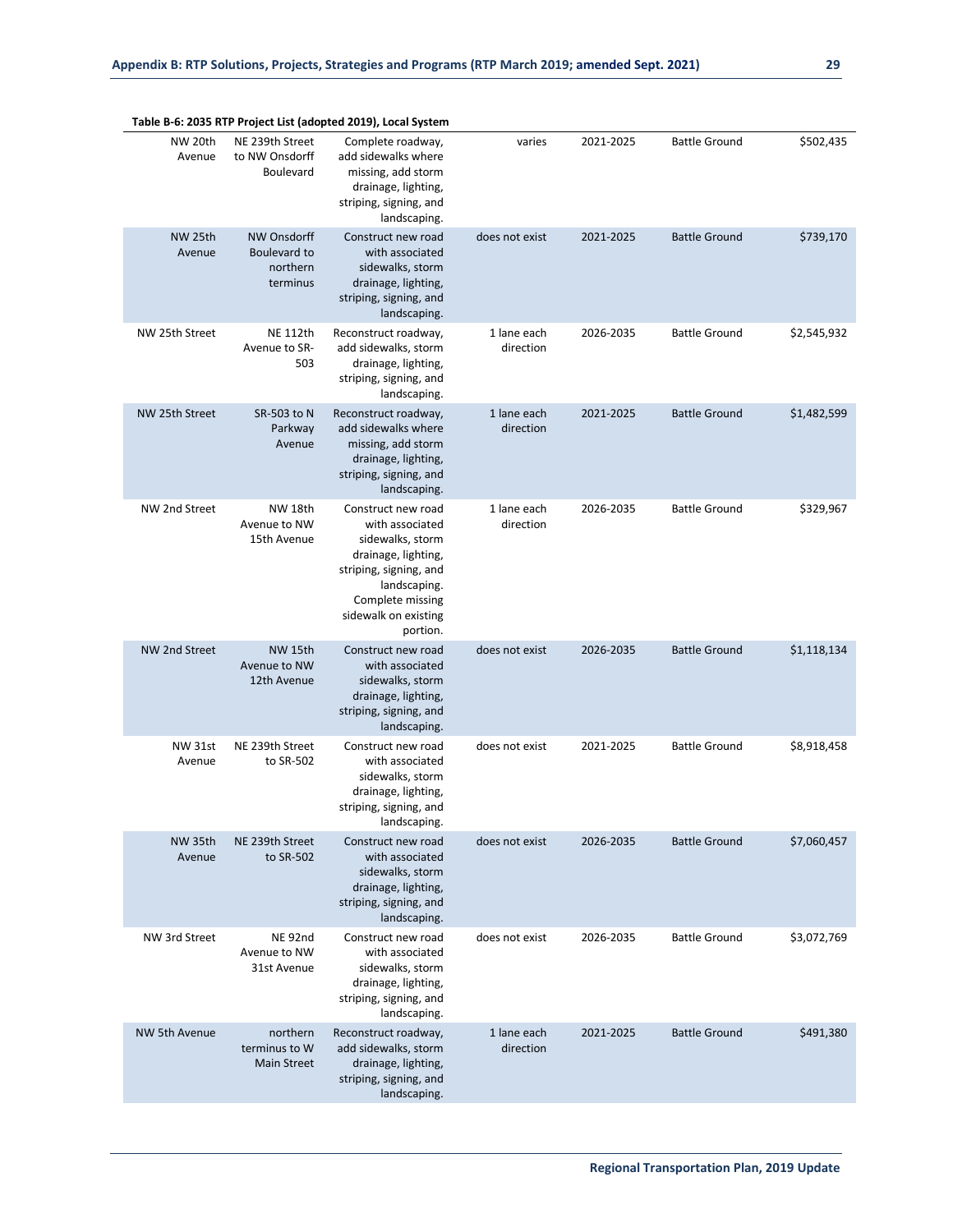**Table B-6: 2035 RTP Project List (adopted 2019), Local System**

| | | | | | | |
|---|---|---|---|---|---|---|
| NW 20th Avenue | NE 239th Street to NW Onsdorff Boulevard | Complete roadway, add sidewalks where missing, add storm drainage, lighting, striping, signing, and landscaping. | varies | 2021-2025 | Battle Ground | $502,435 |
| NW 25th Avenue | NW Onsdorff Boulevard to northern terminus | Construct new road with associated sidewalks, storm drainage, lighting, striping, signing, and landscaping. | does not exist | 2021-2025 | Battle Ground | $739,170 |
| NW 25th Street | NE 112th Avenue to SR-503 | Reconstruct roadway, add sidewalks, storm drainage, lighting, striping, signing, and landscaping. | 1 lane each direction | 2026-2035 | Battle Ground | $2,545,932 |
| NW 25th Street | SR-503 to N Parkway Avenue | Reconstruct roadway, add sidewalks where missing, add storm drainage, lighting, striping, signing, and landscaping. | 1 lane each direction | 2021-2025 | Battle Ground | $1,482,599 |
| NW 2nd Street | NW 18th Avenue to NW 15th Avenue | Construct new road with associated sidewalks, storm drainage, lighting, striping, signing, and landscaping. Complete missing sidewalk on existing portion. | 1 lane each direction | 2026-2035 | Battle Ground | $329,967 |
| NW 2nd Street | NW 15th Avenue to NW 12th Avenue | Construct new road with associated sidewalks, storm drainage, lighting, striping, signing, and landscaping. | does not exist | 2026-2035 | Battle Ground | $1,118,134 |
| NW 31st Avenue | NE 239th Street to SR-502 | Construct new road with associated sidewalks, storm drainage, lighting, striping, signing, and landscaping. | does not exist | 2021-2025 | Battle Ground | $8,918,458 |
| NW 35th Avenue | NE 239th Street to SR-502 | Construct new road with associated sidewalks, storm drainage, lighting, striping, signing, and landscaping. | does not exist | 2026-2035 | Battle Ground | $7,060,457 |
| NW 3rd Street | NE 92nd Avenue to NW 31st Avenue | Construct new road with associated sidewalks, storm drainage, lighting, striping, signing, and landscaping. | does not exist | 2026-2035 | Battle Ground | $3,072,769 |
| NW 5th Avenue | northern terminus to W Main Street | Reconstruct roadway, add sidewalks, storm drainage, lighting, striping, signing, and landscaping. | 1 lane each direction | 2021-2025 | Battle Ground | $491,380 |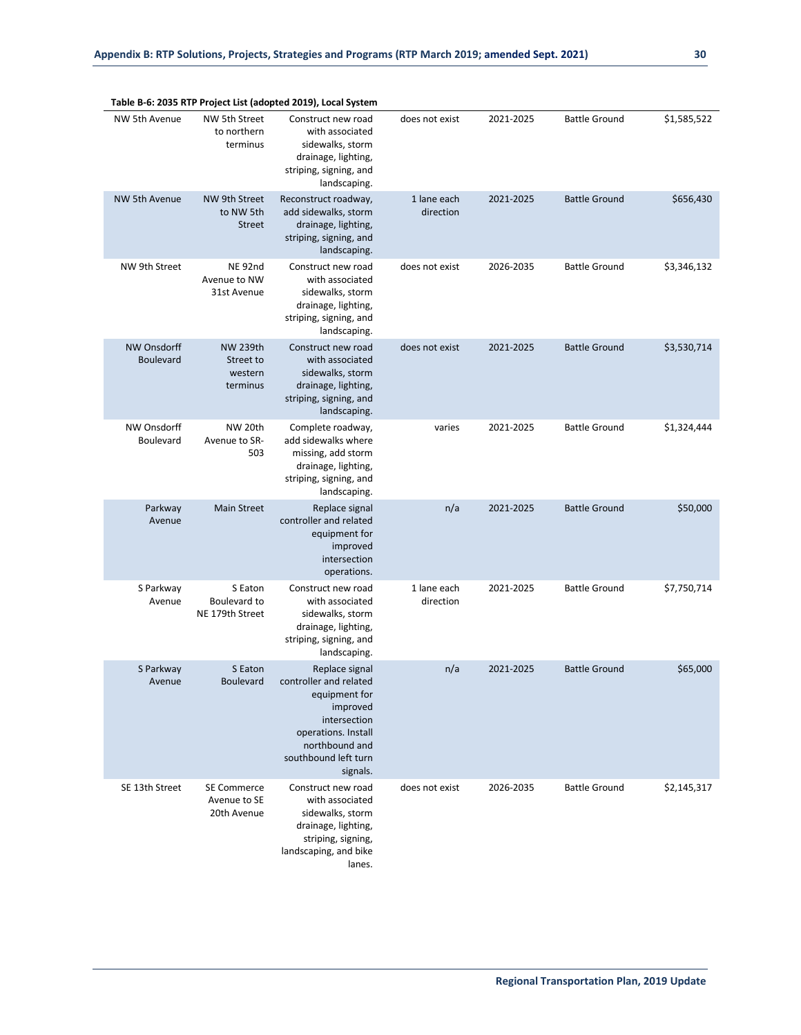**Table B-6: 2035 RTP Project List (adopted 2019), Local System**

| | | | | | | |
|---|---|---|---|---|---|---|
| NW 5th Avenue | NW 5th Street to northern terminus | Construct new road with associated sidewalks, storm drainage, lighting, striping, signing, and landscaping. | does not exist | 2021-2025 | Battle Ground | $1,585,522 |
| NW 5th Avenue | NW 9th Street to NW 5th Street | Reconstruct roadway, add sidewalks, storm drainage, lighting, striping, signing, and landscaping. | 1 lane each direction | 2021-2025 | Battle Ground | $656,430 |
| NW 9th Street | NE 92nd Avenue to NW 31st Avenue | Construct new road with associated sidewalks, storm drainage, lighting, striping, signing, and landscaping. | does not exist | 2026-2035 | Battle Ground | $3,346,132 |
| NW Onsdorff Boulevard | NW 239th Street to western terminus | Construct new road with associated sidewalks, storm drainage, lighting, striping, signing, and landscaping. | does not exist | 2021-2025 | Battle Ground | $3,530,714 |
| NW Onsdorff Boulevard | NW 20th Avenue to SR-503 | Complete roadway, add sidewalks where missing, add storm drainage, lighting, striping, signing, and landscaping. | varies | 2021-2025 | Battle Ground | $1,324,444 |
| Parkway Avenue | Main Street | Replace signal controller and related equipment for improved intersection operations. | n/a | 2021-2025 | Battle Ground | $50,000 |
| S Parkway Avenue | S Eaton Boulevard to NE 179th Street | Construct new road with associated sidewalks, storm drainage, lighting, striping, signing, and landscaping. | 1 lane each direction | 2021-2025 | Battle Ground | $7,750,714 |
| S Parkway Avenue | S Eaton Boulevard | Replace signal controller and related equipment for improved intersection operations. Install northbound and southbound left turn signals. | n/a | 2021-2025 | Battle Ground | $65,000 |
| SE 13th Street | SE Commerce Avenue to SE 20th Avenue | Construct new road with associated sidewalks, storm drainage, lighting, striping, signing, landscaping, and bike lanes. | does not exist | 2026-2035 | Battle Ground | $2,145,317 |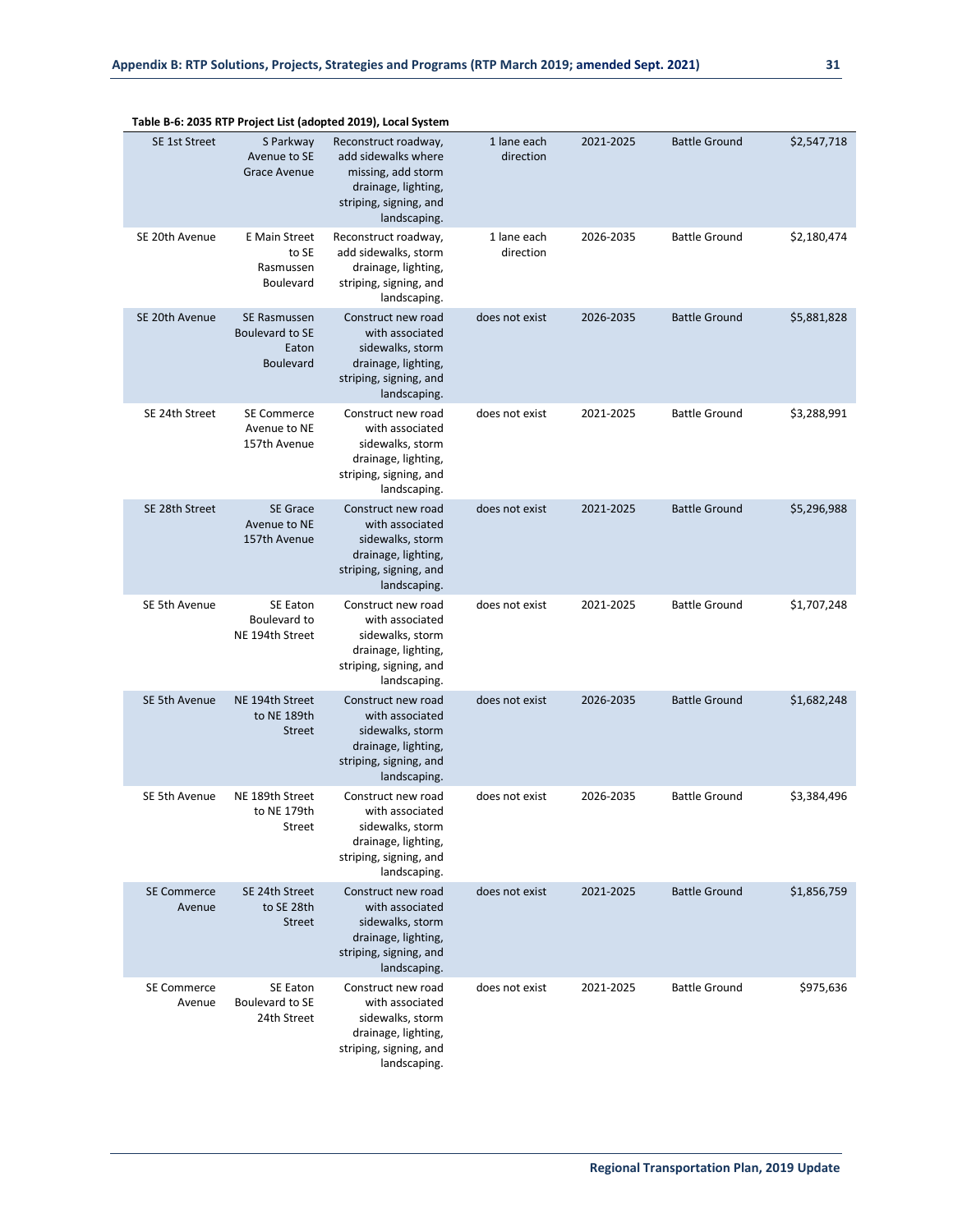**Table B-6: 2035 RTP Project List (adopted 2019), Local System**

| | | | | | | |
|---|---|---|---|---|---|---|
| SE 1st Street | S Parkway Avenue to SE Grace Avenue | Reconstruct roadway, add sidewalks where missing, add storm drainage, lighting, striping, signing, and landscaping. | 1 lane each direction | 2021-2025 | Battle Ground | $2,547,718 |
| SE 20th Avenue | E Main Street to SE Rasmussen Boulevard | Reconstruct roadway, add sidewalks, storm drainage, lighting, striping, signing, and landscaping. | 1 lane each direction | 2026-2035 | Battle Ground | $2,180,474 |
| SE 20th Avenue | SE Rasmussen Boulevard to SE Eaton Boulevard | Construct new road with associated sidewalks, storm drainage, lighting, striping, signing, and landscaping. | does not exist | 2026-2035 | Battle Ground | $5,881,828 |
| SE 24th Street | SE Commerce Avenue to NE 157th Avenue | Construct new road with associated sidewalks, storm drainage, lighting, striping, signing, and landscaping. | does not exist | 2021-2025 | Battle Ground | $3,288,991 |
| SE 28th Street | SE Grace Avenue to NE 157th Avenue | Construct new road with associated sidewalks, storm drainage, lighting, striping, signing, and landscaping. | does not exist | 2021-2025 | Battle Ground | $5,296,988 |
| SE 5th Avenue | SE Eaton Boulevard to NE 194th Street | Construct new road with associated sidewalks, storm drainage, lighting, striping, signing, and landscaping. | does not exist | 2021-2025 | Battle Ground | $1,707,248 |
| SE 5th Avenue | NE 194th Street to NE 189th Street | Construct new road with associated sidewalks, storm drainage, lighting, striping, signing, and landscaping. | does not exist | 2026-2035 | Battle Ground | $1,682,248 |
| SE 5th Avenue | NE 189th Street to NE 179th Street | Construct new road with associated sidewalks, storm drainage, lighting, striping, signing, and landscaping. | does not exist | 2026-2035 | Battle Ground | $3,384,496 |
| SE Commerce Avenue | SE 24th Street to SE 28th Street | Construct new road with associated sidewalks, storm drainage, lighting, striping, signing, and landscaping. | does not exist | 2021-2025 | Battle Ground | $1,856,759 |
| SE Commerce Avenue | SE Eaton Boulevard to SE 24th Street | Construct new road with associated sidewalks, storm drainage, lighting, striping, signing, and landscaping. | does not exist | 2021-2025 | Battle Ground | $975,636 |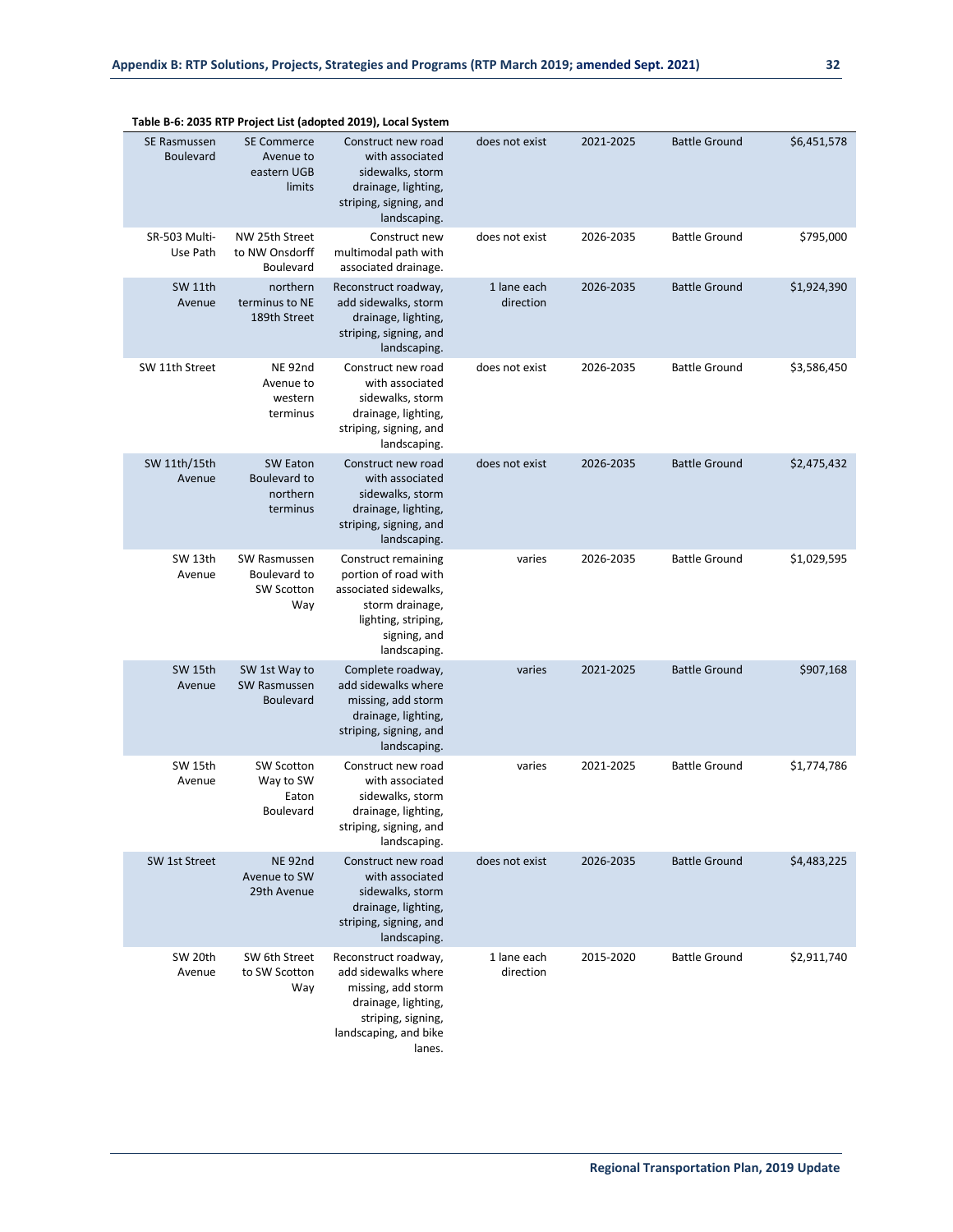**Table B-6: 2035 RTP Project List (adopted 2019), Local System**

| | | | | | | |
|---|---|---|---|---|---|---|
| SE Rasmussen Boulevard | SE Commerce Avenue to eastern UGB limits | Construct new road with associated sidewalks, storm drainage, lighting, striping, signing, and landscaping. | does not exist | 2021-2025 | Battle Ground | $6,451,578 |
| SR-503 Multi-Use Path | NW 25th Street to NW Onsdorff Boulevard | Construct new multimodal path with associated drainage. | does not exist | 2026-2035 | Battle Ground | $795,000 |
| SW 11th Avenue | northern terminus to NE 189th Street | Reconstruct roadway, add sidewalks, storm drainage, lighting, striping, signing, and landscaping. | 1 lane each direction | 2026-2035 | Battle Ground | $1,924,390 |
| SW 11th Street | NE 92nd Avenue to western terminus | Construct new road with associated sidewalks, storm drainage, lighting, striping, signing, and landscaping. | does not exist | 2026-2035 | Battle Ground | $3,586,450 |
| SW 11th/15th Avenue | SW Eaton Boulevard to northern terminus | Construct new road with associated sidewalks, storm drainage, lighting, striping, signing, and landscaping. | does not exist | 2026-2035 | Battle Ground | $2,475,432 |
| SW 13th Avenue | SW Rasmussen Boulevard to SW Scotton Way | Construct remaining portion of road with associated sidewalks, storm drainage, lighting, striping, signing, and landscaping. | varies | 2026-2035 | Battle Ground | $1,029,595 |
| SW 15th Avenue | SW 1st Way to SW Rasmussen Boulevard | Complete roadway, add sidewalks where missing, add storm drainage, lighting, striping, signing, and landscaping. | varies | 2021-2025 | Battle Ground | $907,168 |
| SW 15th Avenue | SW Scotton Way to SW Eaton Boulevard | Construct new road with associated sidewalks, storm drainage, lighting, striping, signing, and landscaping. | varies | 2021-2025 | Battle Ground | $1,774,786 |
| SW 1st Street | NE 92nd Avenue to SW 29th Avenue | Construct new road with associated sidewalks, storm drainage, lighting, striping, signing, and landscaping. | does not exist | 2026-2035 | Battle Ground | $4,483,225 |
| SW 20th Avenue | SW 6th Street to SW Scotton Way | Reconstruct roadway, add sidewalks where missing, add storm drainage, lighting, striping, signing, landscaping, and bike lanes. | 1 lane each direction | 2015-2020 | Battle Ground | $2,911,740 |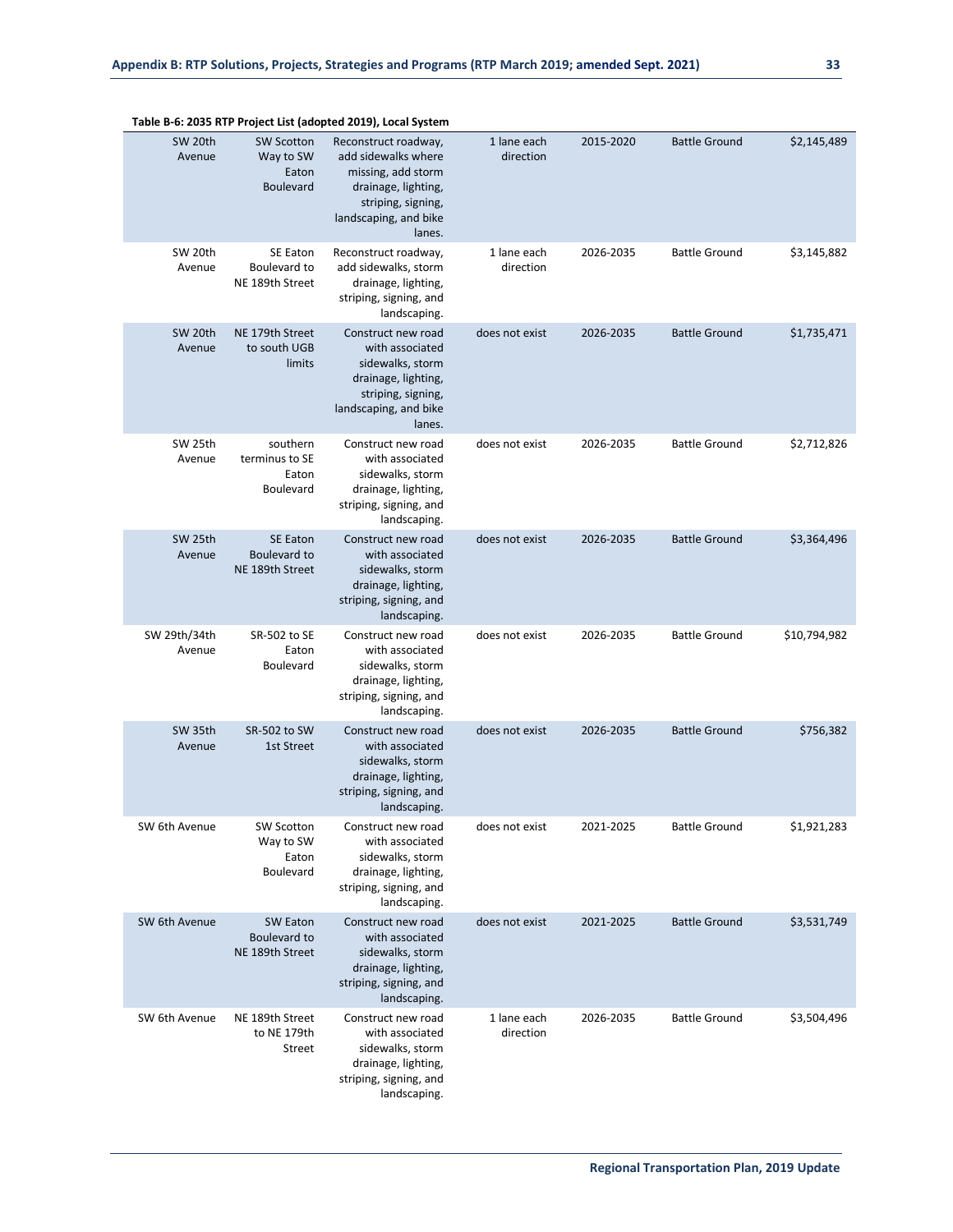**Table B-6: 2035 RTP Project List (adopted 2019), Local System**

| | | | | | | |
|---|---|---|---|---|---|---|
| SW 20th Avenue | SW Scotton Way to SW Eaton Boulevard | Reconstruct roadway, add sidewalks where missing, add storm drainage, lighting, striping, signing, landscaping, and bike lanes. | 1 lane each direction | 2015-2020 | Battle Ground | $2,145,489 |
| SW 20th Avenue | SE Eaton Boulevard to NE 189th Street | Reconstruct roadway, add sidewalks, storm drainage, lighting, striping, signing, and landscaping. | 1 lane each direction | 2026-2035 | Battle Ground | $3,145,882 |
| SW 20th Avenue | NE 179th Street to south UGB limits | Construct new road with associated sidewalks, storm drainage, lighting, striping, signing, landscaping, and bike lanes. | does not exist | 2026-2035 | Battle Ground | $1,735,471 |
| SW 25th Avenue | southern terminus to SE Eaton Boulevard | Construct new road with associated sidewalks, storm drainage, lighting, striping, signing, and landscaping. | does not exist | 2026-2035 | Battle Ground | $2,712,826 |
| SW 25th Avenue | SE Eaton Boulevard to NE 189th Street | Construct new road with associated sidewalks, storm drainage, lighting, striping, signing, and landscaping. | does not exist | 2026-2035 | Battle Ground | $3,364,496 |
| SW 29th/34th Avenue | SR-502 to SE Eaton Boulevard | Construct new road with associated sidewalks, storm drainage, lighting, striping, signing, and landscaping. | does not exist | 2026-2035 | Battle Ground | $10,794,982 |
| SW 35th Avenue | SR-502 to SW 1st Street | Construct new road with associated sidewalks, storm drainage, lighting, striping, signing, and landscaping. | does not exist | 2026-2035 | Battle Ground | $756,382 |
| SW 6th Avenue | SW Scotton Way to SW Eaton Boulevard | Construct new road with associated sidewalks, storm drainage, lighting, striping, signing, and landscaping. | does not exist | 2021-2025 | Battle Ground | $1,921,283 |
| SW 6th Avenue | SW Eaton Boulevard to NE 189th Street | Construct new road with associated sidewalks, storm drainage, lighting, striping, signing, and landscaping. | does not exist | 2021-2025 | Battle Ground | $3,531,749 |
| SW 6th Avenue | NE 189th Street to NE 179th Street | Construct new road with associated sidewalks, storm drainage, lighting, striping, signing, and landscaping. | 1 lane each direction | 2026-2035 | Battle Ground | $3,504,496 |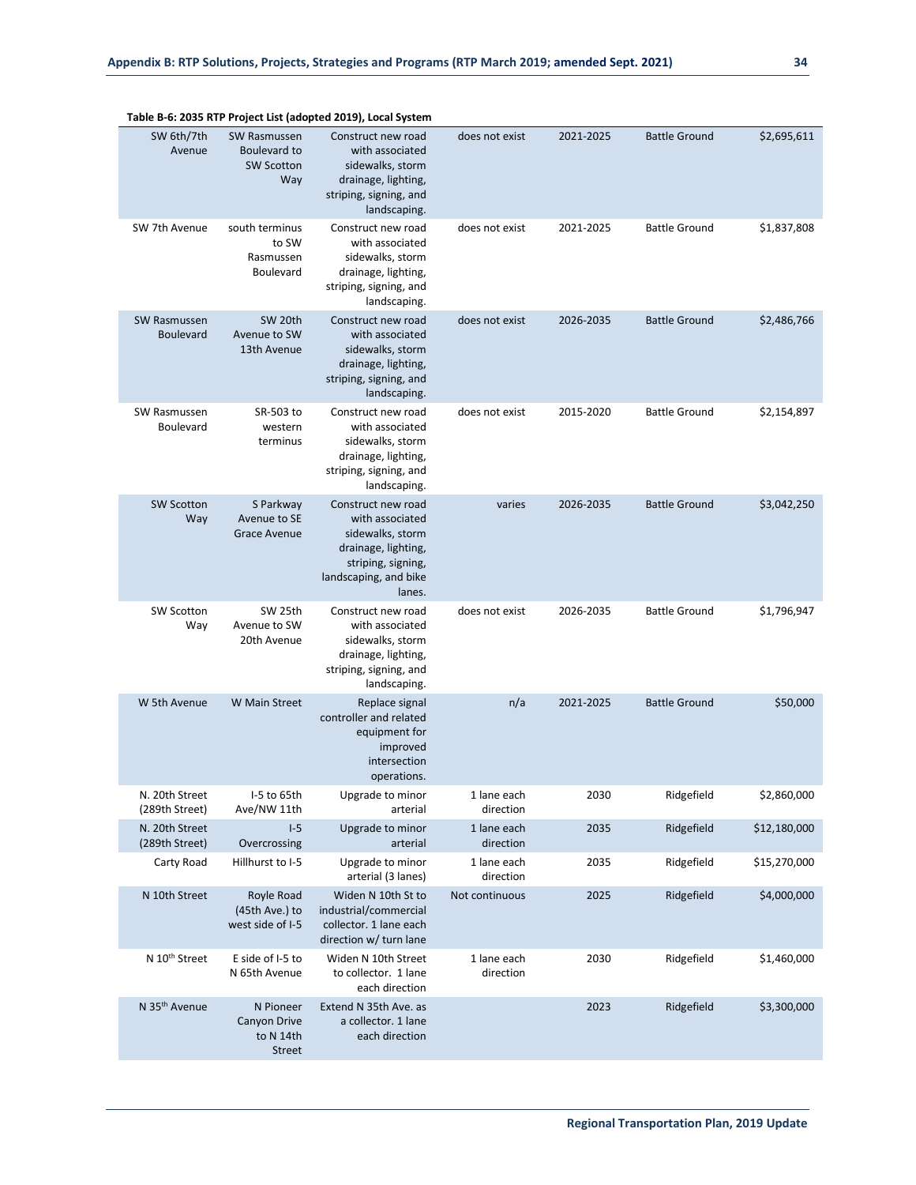**Table B-6: 2035 RTP Project List (adopted 2019), Local System**

| | | | | | | |
|---|---|---|---|---|---|---|
| SW 6th/7th Avenue | SW Rasmussen Boulevard to SW Scotton Way | Construct new road with associated sidewalks, storm drainage, lighting, striping, signing, and landscaping. | does not exist | 2021-2025 | Battle Ground | $2,695,611 |
| SW 7th Avenue | south terminus to SW Rasmussen Boulevard | Construct new road with associated sidewalks, storm drainage, lighting, striping, signing, and landscaping. | does not exist | 2021-2025 | Battle Ground | $1,837,808 |
| SW Rasmussen Boulevard | SW 20th Avenue to SW 13th Avenue | Construct new road with associated sidewalks, storm drainage, lighting, striping, signing, and landscaping. | does not exist | 2026-2035 | Battle Ground | $2,486,766 |
| SW Rasmussen Boulevard | SR-503 to western terminus | Construct new road with associated sidewalks, storm drainage, lighting, striping, signing, and landscaping. | does not exist | 2015-2020 | Battle Ground | $2,154,897 |
| SW Scotton Way | S Parkway Avenue to SE Grace Avenue | Construct new road with associated sidewalks, storm drainage, lighting, striping, signing, landscaping, and bike lanes. | varies | 2026-2035 | Battle Ground | $3,042,250 |
| SW Scotton Way | SW 25th Avenue to SW 20th Avenue | Construct new road with associated sidewalks, storm drainage, lighting, striping, signing, and landscaping. | does not exist | 2026-2035 | Battle Ground | $1,796,947 |
| W 5th Avenue | W Main Street | Replace signal controller and related equipment for improved intersection operations. | n/a | 2021-2025 | Battle Ground | $50,000 |
| N. 20th Street (289th Street) | I-5 to 65th Ave/NW 11th | Upgrade to minor arterial | 1 lane each direction | 2030 | Ridgefield | $2,860,000 |
| N. 20th Street (289th Street) | I-5 Overcrossing | Upgrade to minor arterial | 1 lane each direction | 2035 | Ridgefield | $12,180,000 |
| Carty Road | Hillhurst to I-5 | Upgrade to minor arterial (3 lanes) | 1 lane each direction | 2035 | Ridgefield | $15,270,000 |
| N 10th Street | Royle Road (45th Ave.) to west side of I-5 | Widen N 10th St to industrial/commercial collector. 1 lane each direction w/ turn lane | Not continuous | 2025 | Ridgefield | $4,000,000 |
| N 10th Street | E side of I-5 to N 65th Avenue | Widen N 10th Street to collector. 1 lane each direction | 1 lane each direction | 2030 | Ridgefield | $1,460,000 |
| N 35th Avenue | N Pioneer Canyon Drive to N 14th Street | Extend N 35th Ave. as a collector. 1 lane each direction | | 2023 | Ridgefield | $3,300,000 |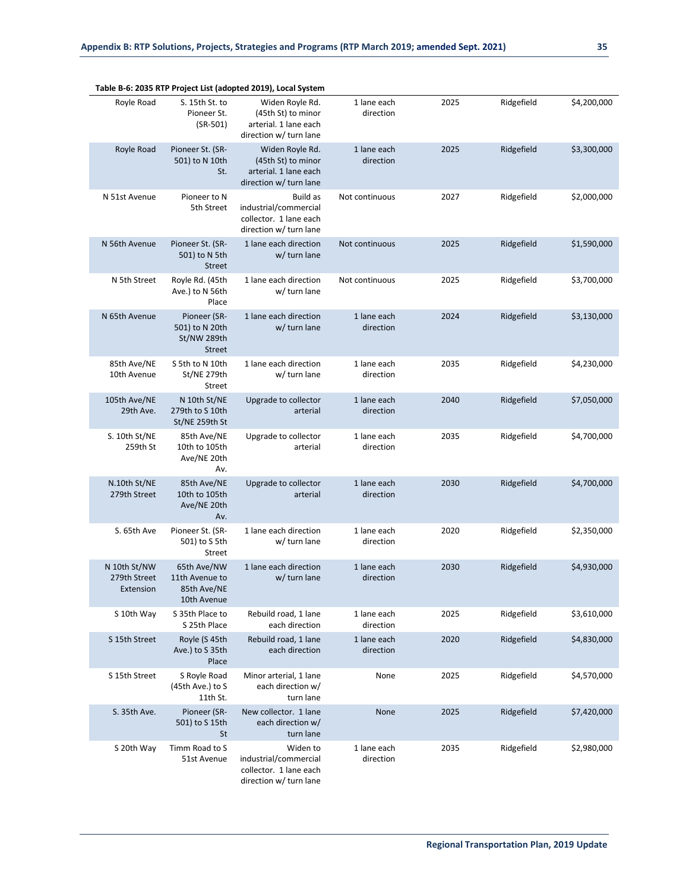**Table B-6: 2035 RTP Project List (adopted 2019), Local System**

| | | | | | | |
|---|---|---|---|---|---|---|
| Royle Road | S. 15th St. to Pioneer St. (SR-501) | Widen Royle Rd. (45th St) to minor arterial. 1 lane each direction w/ turn lane | 1 lane each direction | 2025 | Ridgefield | $4,200,000 |
| Royle Road | Pioneer St. (SR-501) to N 10th St. | Widen Royle Rd. (45th St) to minor arterial. 1 lane each direction w/ turn lane | 1 lane each direction | 2025 | Ridgefield | $3,300,000 |
| N 51st Avenue | Pioneer to N 5th Street | Build as industrial/commercial collector. 1 lane each direction w/ turn lane | Not continuous | 2027 | Ridgefield | $2,000,000 |
| N 56th Avenue | Pioneer St. (SR-501) to N 5th Street | 1 lane each direction w/ turn lane | Not continuous | 2025 | Ridgefield | $1,590,000 |
| N 5th Street | Royle Rd. (45th Ave.) to N 56th Place | 1 lane each direction w/ turn lane | Not continuous | 2025 | Ridgefield | $3,700,000 |
| N 65th Avenue | Pioneer (SR-501) to N 20th St/NW 289th Street | 1 lane each direction w/ turn lane | 1 lane each direction | 2024 | Ridgefield | $3,130,000 |
| 85th Ave/NE 10th Avenue | S 5th to N 10th St/NE 279th Street | 1 lane each direction w/ turn lane | 1 lane each direction | 2035 | Ridgefield | $4,230,000 |
| 105th Ave/NE 29th Ave. | N 10th St/NE 279th to S 10th St/NE 259th St | Upgrade to collector arterial | 1 lane each direction | 2040 | Ridgefield | $7,050,000 |
| S. 10th St/NE 259th St | 85th Ave/NE 10th to 105th Ave/NE 20th Av. | Upgrade to collector arterial | 1 lane each direction | 2035 | Ridgefield | $4,700,000 |
| N.10th St/NE 279th Street | 85th Ave/NE 10th to 105th Ave/NE 20th Av. | Upgrade to collector arterial | 1 lane each direction | 2030 | Ridgefield | $4,700,000 |
| S. 65th Ave | Pioneer St. (SR-501) to S 5th Street | 1 lane each direction w/ turn lane | 1 lane each direction | 2020 | Ridgefield | $2,350,000 |
| N 10th St/NW 279th Street Extension | 65th Ave/NW 11th Avenue to 85th Ave/NE 10th Avenue | 1 lane each direction w/ turn lane | 1 lane each direction | 2030 | Ridgefield | $4,930,000 |
| S 10th Way | S 35th Place to S 25th Place | Rebuild road, 1 lane each direction | 1 lane each direction | 2025 | Ridgefield | $3,610,000 |
| S 15th Street | Royle (S 45th Ave.) to S 35th Place | Rebuild road, 1 lane each direction | 1 lane each direction | 2020 | Ridgefield | $4,830,000 |
| S 15th Street | S Royle Road (45th Ave.) to S 11th St. | Minor arterial, 1 lane each direction w/ turn lane | None | 2025 | Ridgefield | $4,570,000 |
| S. 35th Ave. | Pioneer (SR-501) to S 15th St | New collector. 1 lane each direction w/ turn lane | None | 2025 | Ridgefield | $7,420,000 |
| S 20th Way | Timm Road to S 51st Avenue | Widen to industrial/commercial collector. 1 lane each direction w/ turn lane | 1 lane each direction | 2035 | Ridgefield | $2,980,000 |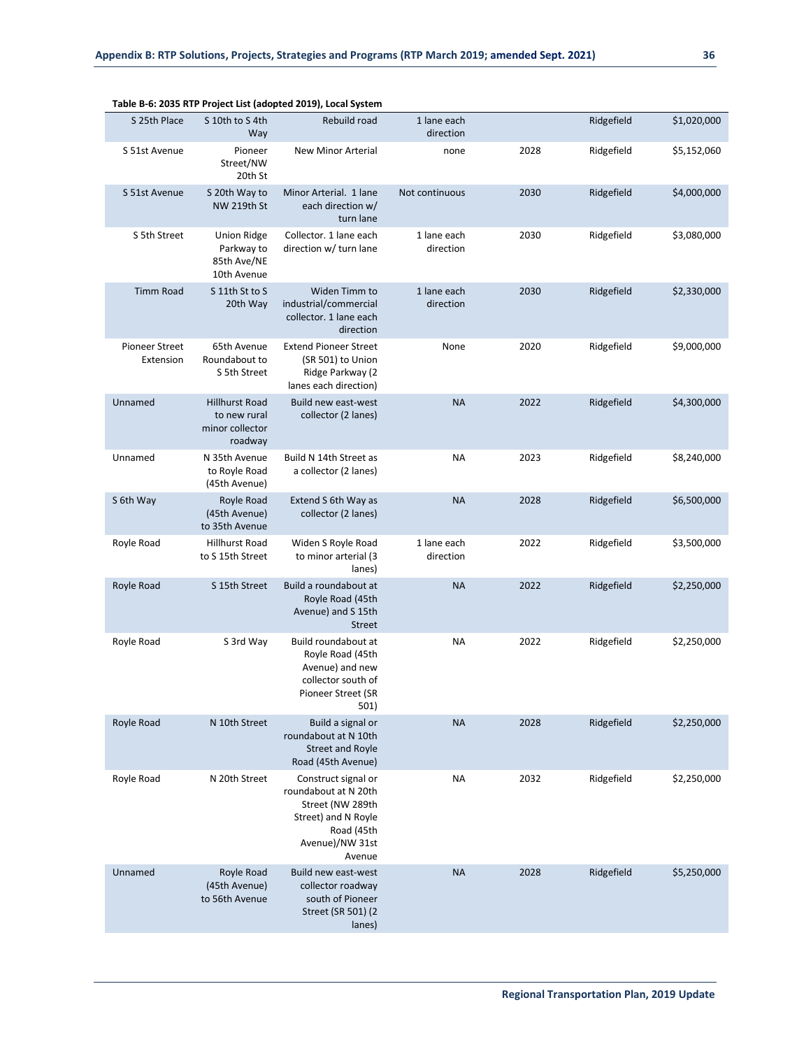**Table B-6: 2035 RTP Project List (adopted 2019), Local System**

| | | | | | | |
|---|---|---|---|---|---|---|
| S 25th Place | S 10th to S 4th Way | Rebuild road | 1 lane each direction | | Ridgefield | $1,020,000 |
| S 51st Avenue | Pioneer Street/NW 20th St | New Minor Arterial | none | 2028 | Ridgefield | $5,152,060 |
| S 51st Avenue | S 20th Way to NW 219th St | Minor Arterial. 1 lane each direction w/ turn lane | Not continuous | 2030 | Ridgefield | $4,000,000 |
| S 5th Street | Union Ridge Parkway to 85th Ave/NE 10th Avenue | Collector. 1 lane each direction w/ turn lane | 1 lane each direction | 2030 | Ridgefield | $3,080,000 |
| Timm Road | S 11th St to S 20th Way | Widen Timm to industrial/commercial collector. 1 lane each direction | 1 lane each direction | 2030 | Ridgefield | $2,330,000 |
| Pioneer Street Extension | 65th Avenue Roundabout to S 5th Street | Extend Pioneer Street (SR 501) to Union Ridge Parkway (2 lanes each direction) | None | 2020 | Ridgefield | $9,000,000 |
| Unnamed | Hillhurst Road to new rural minor collector roadway | Build new east-west collector (2 lanes) | NA | 2022 | Ridgefield | $4,300,000 |
| Unnamed | N 35th Avenue to Royle Road (45th Avenue) | Build N 14th Street as a collector (2 lanes) | NA | 2023 | Ridgefield | $8,240,000 |
| S 6th Way | Royle Road (45th Avenue) to 35th Avenue | Extend S 6th Way as collector (2 lanes) | NA | 2028 | Ridgefield | $6,500,000 |
| Royle Road | Hillhurst Road to S 15th Street | Widen S Royle Road to minor arterial (3 lanes) | 1 lane each direction | 2022 | Ridgefield | $3,500,000 |
| Royle Road | S 15th Street | Build a roundabout at Royle Road (45th Avenue) and S 15th Street | NA | 2022 | Ridgefield | $2,250,000 |
| Royle Road | S 3rd Way | Build roundabout at Royle Road (45th Avenue) and new collector south of Pioneer Street (SR 501) | NA | 2022 | Ridgefield | $2,250,000 |
| Royle Road | N 10th Street | Build a signal or roundabout at N 10th Street and Royle Road (45th Avenue) | NA | 2028 | Ridgefield | $2,250,000 |
| Royle Road | N 20th Street | Construct signal or roundabout at N 20th Street (NW 289th Street) and N Royle Road (45th Avenue)/NW 31st Avenue | NA | 2032 | Ridgefield | $2,250,000 |
| Unnamed | Royle Road (45th Avenue) to 56th Avenue | Build new east-west collector roadway south of Pioneer Street (SR 501) (2 lanes) | NA | 2028 | Ridgefield | $5,250,000 |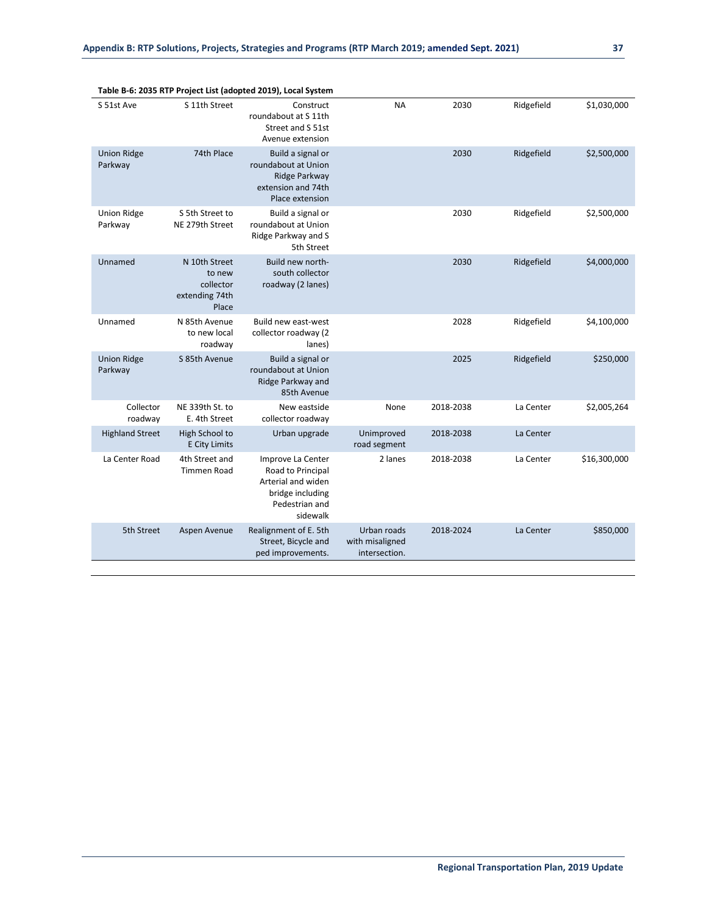**Table B-6: 2035 RTP Project List (adopted 2019), Local System**

| | | | | | | |
|---|---|---|---|---|---|---|
| S 51st Ave | S 11th Street | Construct roundabout at S 11th Street and S 51st Avenue extension | NA | 2030 | Ridgefield | $1,030,000 |
| Union Ridge Parkway | 74th Place | Build a signal or roundabout at Union Ridge Parkway extension and 74th Place extension | | 2030 | Ridgefield | $2,500,000 |
| Union Ridge Parkway | S 5th Street to NE 279th Street | Build a signal or roundabout at Union Ridge Parkway and S 5th Street | | 2030 | Ridgefield | $2,500,000 |
| Unnamed | N 10th Street to new collector extending 74th Place | Build new north-south collector roadway (2 lanes) | | 2030 | Ridgefield | $4,000,000 |
| Unnamed | N 85th Avenue to new local roadway | Build new east-west collector roadway (2 lanes) | | 2028 | Ridgefield | $4,100,000 |
| Union Ridge Parkway | S 85th Avenue | Build a signal or roundabout at Union Ridge Parkway and 85th Avenue | | 2025 | Ridgefield | $250,000 |
| Collector roadway | NE 339th St. to E. 4th Street | New eastside collector roadway | None | 2018-2038 | La Center | $2,005,264 |
| Highland Street | High School to E City Limits | Urban upgrade | Unimproved road segment | 2018-2038 | La Center | |
| La Center Road | 4th Street and Timmen Road | Improve La Center Road to Principal Arterial and widen bridge including Pedestrian and sidewalk | 2 lanes | 2018-2038 | La Center | $16,300,000 |
| 5th Street | Aspen Avenue | Realignment of E. 5th Street, Bicycle and ped improvements. | Urban roads with misaligned intersection. | 2018-2024 | La Center | $850,000 |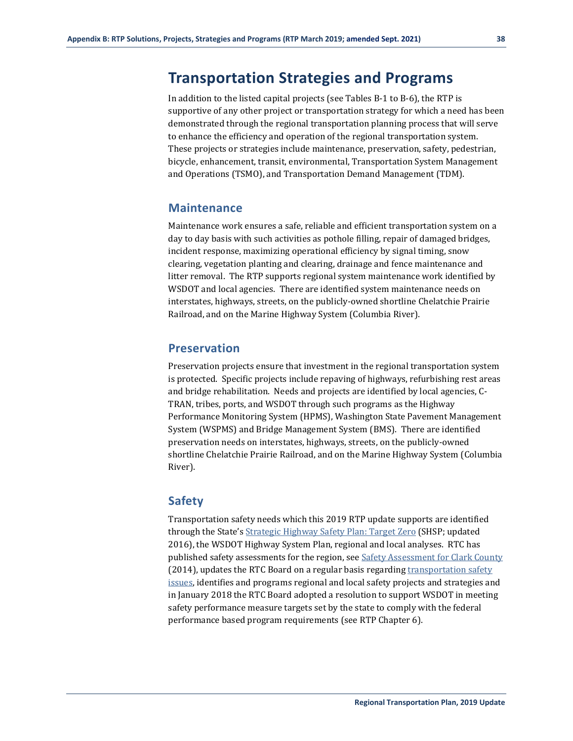# Transportation Strategies and Programs

In addition to the listed capital projects (see Tables B-1 to B-6), the RTP is supportive of any other project or transportation strategy for which a need has been demonstrated through the regional transportation planning process that will serve to enhance the efficiency and operation of the regional transportation system. These projects or strategies include maintenance, preservation, safety, pedestrian, bicycle, enhancement, transit, environmental, Transportation System Management and Operations (TSMO), and Transportation Demand Management (TDM).

## Maintenance

Maintenance work ensures a safe, reliable and efficient transportation system on a day to day basis with such activities as pothole filling, repair of damaged bridges, incident response, maximizing operational efficiency by signal timing, snow clearing, vegetation planting and clearing, drainage and fence maintenance and litter removal. The RTP supports regional system maintenance work identified by WSDOT and local agencies. There are identified system maintenance needs on interstates, highways, streets, on the publicly-owned shortline Chelatchie Prairie Railroad, and on the Marine Highway System (Columbia River).

## Preservation

Preservation projects ensure that investment in the regional transportation system is protected. Specific projects include repaving of highways, refurbishing rest areas and bridge rehabilitation. Needs and projects are identified by local agencies, C-TRAN, tribes, ports, and WSDOT through such programs as the Highway Performance Monitoring System (HPMS), Washington State Pavement Management System (WSPMS) and Bridge Management System (BMS). There are identified preservation needs on interstates, highways, streets, on the publicly-owned shortline Chelatchie Prairie Railroad, and on the Marine Highway System (Columbia River).

## Safety

Transportation safety needs which this 2019 RTP update supports are identified through the State's Strategic Highway Safety Plan: Target Zero (SHSP; updated 2016), the WSDOT Highway System Plan, regional and local analyses. RTC has published safety assessments for the region, see Safety Assessment for Clark County (2014), updates the RTC Board on a regular basis regarding transportation safety issues, identifies and programs regional and local safety projects and strategies and in January 2018 the RTC Board adopted a resolution to support WSDOT in meeting safety performance measure targets set by the state to comply with the federal performance based program requirements (see RTP Chapter 6).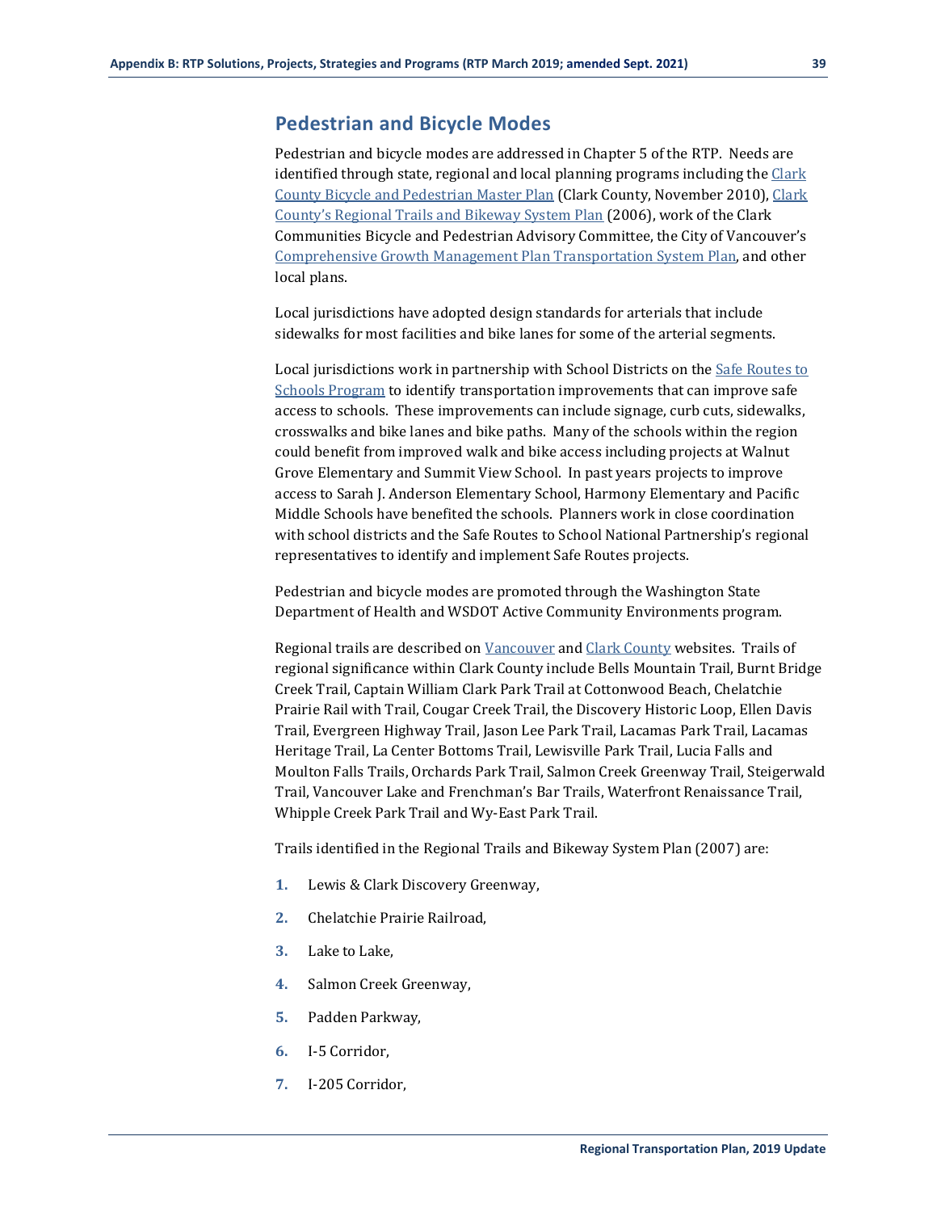## Pedestrian and Bicycle Modes

Pedestrian and bicycle modes are addressed in Chapter 5 of the RTP. Needs are identified through state, regional and local planning programs including the Clark County Bicycle and Pedestrian Master Plan (Clark County, November 2010), Clark County's Regional Trails and Bikeway System Plan (2006), work of the Clark Communities Bicycle and Pedestrian Advisory Committee, the City of Vancouver's Comprehensive Growth Management Plan Transportation System Plan, and other local plans.

Local jurisdictions have adopted design standards for arterials that include sidewalks for most facilities and bike lanes for some of the arterial segments.

Local jurisdictions work in partnership with School Districts on the Safe Routes to Schools Program to identify transportation improvements that can improve safe access to schools. These improvements can include signage, curb cuts, sidewalks, crosswalks and bike lanes and bike paths. Many of the schools within the region could benefit from improved walk and bike access including projects at Walnut Grove Elementary and Summit View School. In past years projects to improve access to Sarah J. Anderson Elementary School, Harmony Elementary and Pacific Middle Schools have benefited the schools. Planners work in close coordination with school districts and the Safe Routes to School National Partnership's regional representatives to identify and implement Safe Routes projects.

Pedestrian and bicycle modes are promoted through the Washington State Department of Health and WSDOT Active Community Environments program.

Regional trails are described on Vancouver and Clark County websites. Trails of regional significance within Clark County include Bells Mountain Trail, Burnt Bridge Creek Trail, Captain William Clark Park Trail at Cottonwood Beach, Chelatchie Prairie Rail with Trail, Cougar Creek Trail, the Discovery Historic Loop, Ellen Davis Trail, Evergreen Highway Trail, Jason Lee Park Trail, Lacamas Park Trail, Lacamas Heritage Trail, La Center Bottoms Trail, Lewisville Park Trail, Lucia Falls and Moulton Falls Trails, Orchards Park Trail, Salmon Creek Greenway Trail, Steigerwald Trail, Vancouver Lake and Frenchman's Bar Trails, Waterfront Renaissance Trail, Whipple Creek Park Trail and Wy-East Park Trail.

Trails identified in the Regional Trails and Bikeway System Plan (2007) are:

1. Lewis & Clark Discovery Greenway,
2. Chelatchie Prairie Railroad,
3. Lake to Lake,
4. Salmon Creek Greenway,
5. Padden Parkway,
6. I-5 Corridor,
7. I-205 Corridor,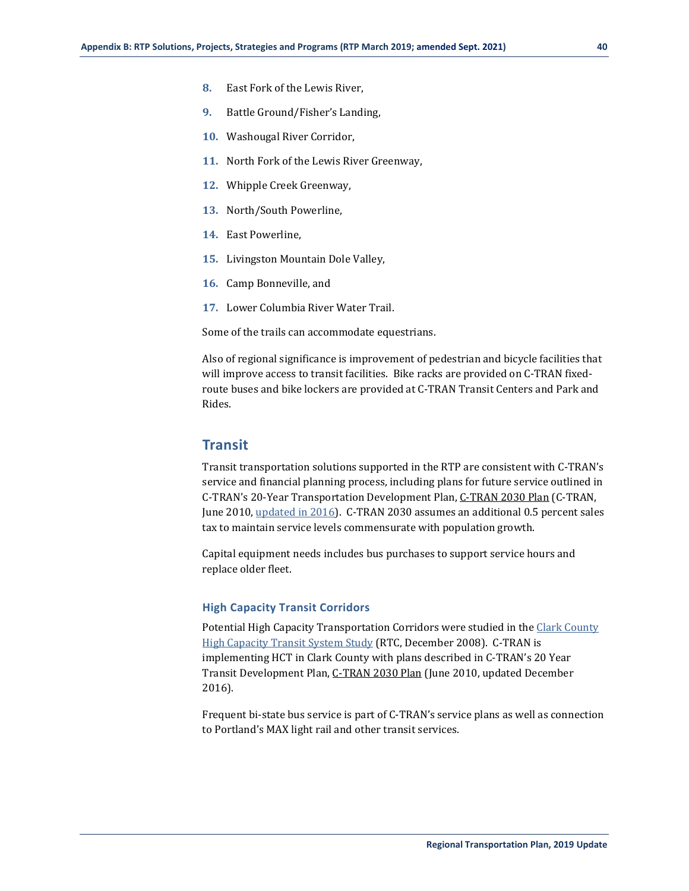8. East Fork of the Lewis River,
9. Battle Ground/Fisher's Landing,
10. Washougal River Corridor,
11. North Fork of the Lewis River Greenway,
12. Whipple Creek Greenway,
13. North/South Powerline,
14. East Powerline,
15. Livingston Mountain Dole Valley,
16. Camp Bonneville, and
17. Lower Columbia River Water Trail.

Some of the trails can accommodate equestrians.

Also of regional significance is improvement of pedestrian and bicycle facilities that will improve access to transit facilities. Bike racks are provided on C-TRAN fixed-route buses and bike lockers are provided at C-TRAN Transit Centers and Park and Rides.

## Transit

Transit transportation solutions supported in the RTP are consistent with C-TRAN's service and financial planning process, including plans for future service outlined in C-TRAN's 20-Year Transportation Development Plan, C-TRAN 2030 Plan (C-TRAN, June 2010, updated in 2016). C-TRAN 2030 assumes an additional 0.5 percent sales tax to maintain service levels commensurate with population growth.

Capital equipment needs includes bus purchases to support service hours and replace older fleet.

### High Capacity Transit Corridors

Potential High Capacity Transportation Corridors were studied in the Clark County High Capacity Transit System Study (RTC, December 2008). C-TRAN is implementing HCT in Clark County with plans described in C-TRAN's 20 Year Transit Development Plan, C-TRAN 2030 Plan (June 2010, updated December 2016).

Frequent bi-state bus service is part of C-TRAN's service plans as well as connection to Portland's MAX light rail and other transit services.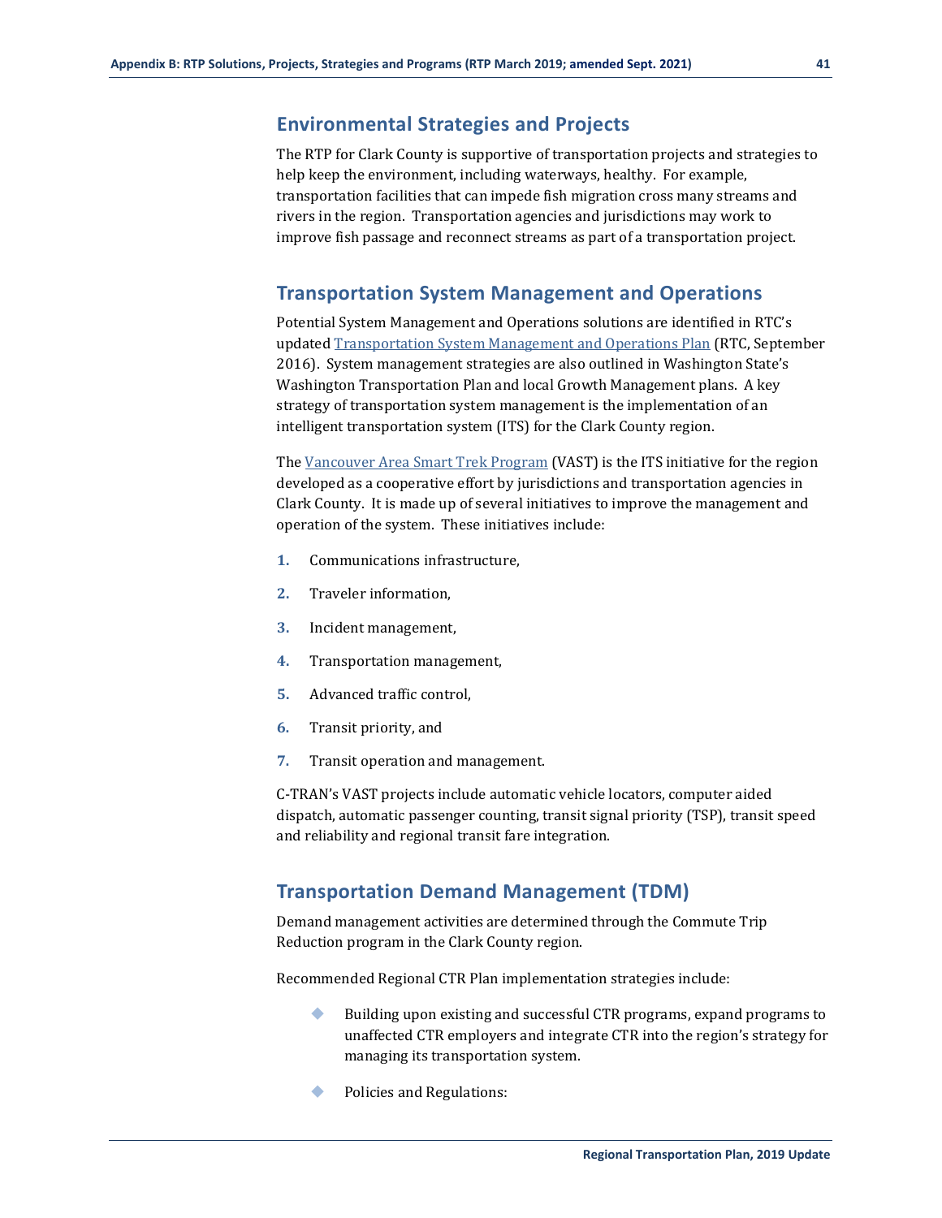## Environmental Strategies and Projects

The RTP for Clark County is supportive of transportation projects and strategies to help keep the environment, including waterways, healthy. For example, transportation facilities that can impede fish migration cross many streams and rivers in the region. Transportation agencies and jurisdictions may work to improve fish passage and reconnect streams as part of a transportation project.

## Transportation System Management and Operations

Potential System Management and Operations solutions are identified in RTC's updated [Transportation System Management and Operations Plan](#) (RTC, September 2016). System management strategies are also outlined in Washington State's Washington Transportation Plan and local Growth Management plans. A key strategy of transportation system management is the implementation of an intelligent transportation system (ITS) for the Clark County region.

The [Vancouver Area Smart Trek Program](#) (VAST) is the ITS initiative for the region developed as a cooperative effort by jurisdictions and transportation agencies in Clark County. It is made up of several initiatives to improve the management and operation of the system. These initiatives include:

1. Communications infrastructure,
2. Traveler information,
3. Incident management,
4. Transportation management,
5. Advanced traffic control,
6. Transit priority, and
7. Transit operation and management.

C-TRAN's VAST projects include automatic vehicle locators, computer aided dispatch, automatic passenger counting, transit signal priority (TSP), transit speed and reliability and regional transit fare integration.

## Transportation Demand Management (TDM)

Demand management activities are determined through the Commute Trip Reduction program in the Clark County region.

Recommended Regional CTR Plan implementation strategies include:

- Building upon existing and successful CTR programs, expand programs to unaffected CTR employers and integrate CTR into the region's strategy for managing its transportation system.
- Policies and Regulations: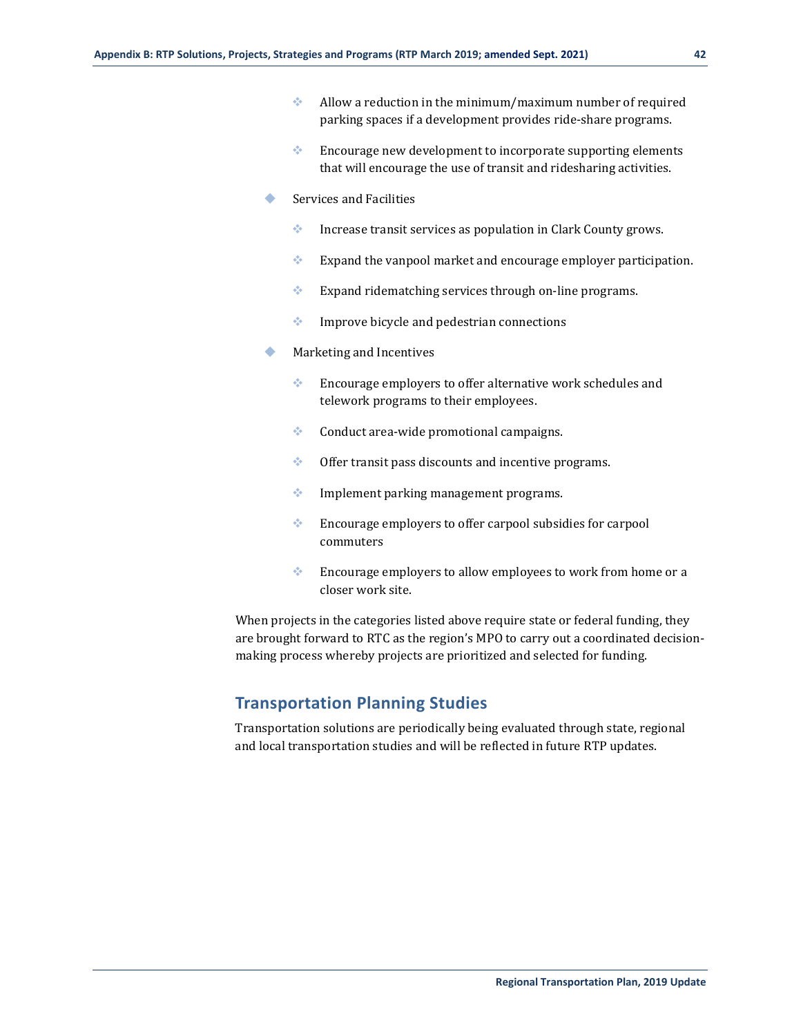- Allow a reduction in the minimum/maximum number of required parking spaces if a development provides ride-share programs.
    - Encourage new development to incorporate supporting elements that will encourage the use of transit and ridesharing activities.
- Services and Facilities
    - Increase transit services as population in Clark County grows.
    - Expand the vanpool market and encourage employer participation.
    - Expand ridematching services through on-line programs.
    - Improve bicycle and pedestrian connections
- Marketing and Incentives
    - Encourage employers to offer alternative work schedules and telework programs to their employees.
    - Conduct area-wide promotional campaigns.
    - Offer transit pass discounts and incentive programs.
    - Implement parking management programs.
    - Encourage employers to offer carpool subsidies for carpool commuters
    - Encourage employers to allow employees to work from home or a closer work site.

When projects in the categories listed above require state or federal funding, they are brought forward to RTC as the region's MPO to carry out a coordinated decision-making process whereby projects are prioritized and selected for funding.

## Transportation Planning Studies

Transportation solutions are periodically being evaluated through state, regional and local transportation studies and will be reflected in future RTP updates.